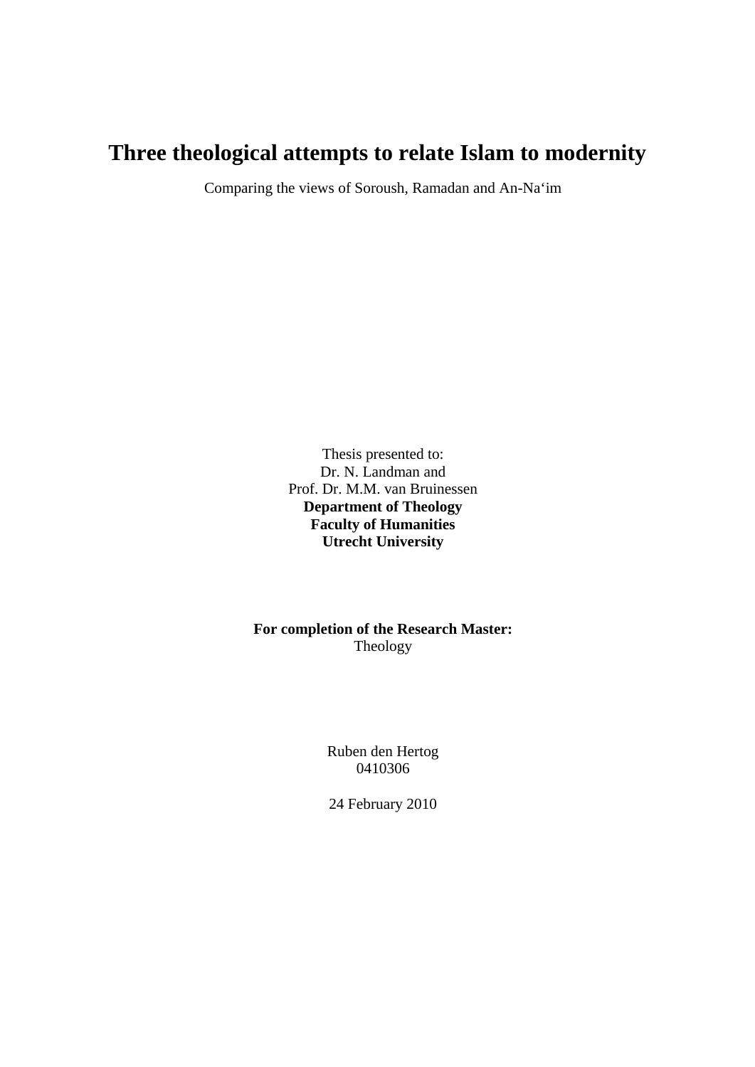# Three theological attempts to relate Islam to modernity

Comparing the views of Soroush, Ramadan and An-Na‘im

Thesis presented to:
Dr. N. Landman and
Prof. Dr. M.M. van Bruinessen
**Department of Theology**
**Faculty of Humanities**
**Utrecht University**

**For completion of the Research Master:**
Theology

Ruben den Hertog
0410306

24 February 2010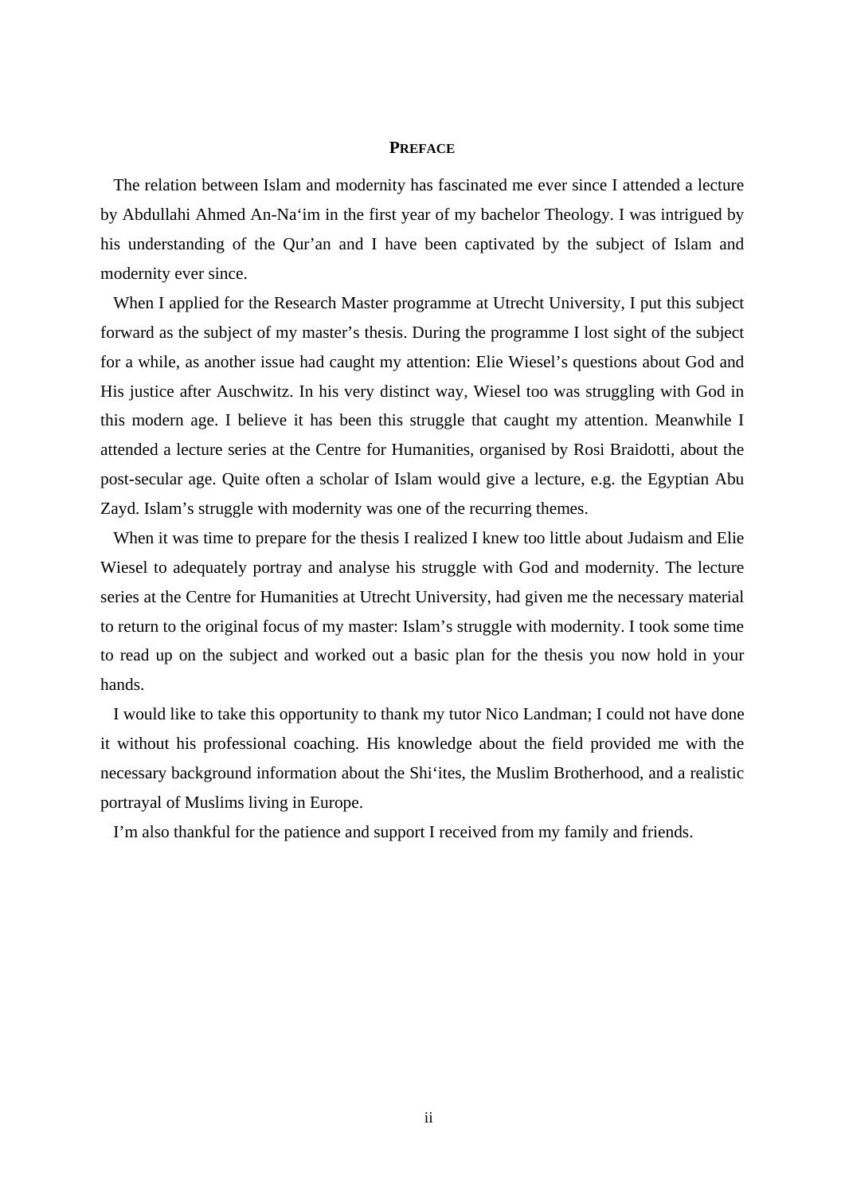# Preface

The relation between Islam and modernity has fascinated me ever since I attended a lecture by Abdullahi Ahmed An-Na‘im in the first year of my bachelor Theology. I was intrigued by his understanding of the Qur’an and I have been captivated by the subject of Islam and modernity ever since.

When I applied for the Research Master programme at Utrecht University, I put this subject forward as the subject of my master’s thesis. During the programme I lost sight of the subject for a while, as another issue had caught my attention: Elie Wiesel’s questions about God and His justice after Auschwitz. In his very distinct way, Wiesel too was struggling with God in this modern age. I believe it has been this struggle that caught my attention. Meanwhile I attended a lecture series at the Centre for Humanities, organised by Rosi Braidotti, about the post-secular age. Quite often a scholar of Islam would give a lecture, e.g. the Egyptian Abu Zayd. Islam’s struggle with modernity was one of the recurring themes.

When it was time to prepare for the thesis I realized I knew too little about Judaism and Elie Wiesel to adequately portray and analyse his struggle with God and modernity. The lecture series at the Centre for Humanities at Utrecht University, had given me the necessary material to return to the original focus of my master: Islam’s struggle with modernity. I took some time to read up on the subject and worked out a basic plan for the thesis you now hold in your hands.

I would like to take this opportunity to thank my tutor Nico Landman; I could not have done it without his professional coaching. His knowledge about the field provided me with the necessary background information about the Shi‘ites, the Muslim Brotherhood, and a realistic portrayal of Muslims living in Europe.

I’m also thankful for the patience and support I received from my family and friends.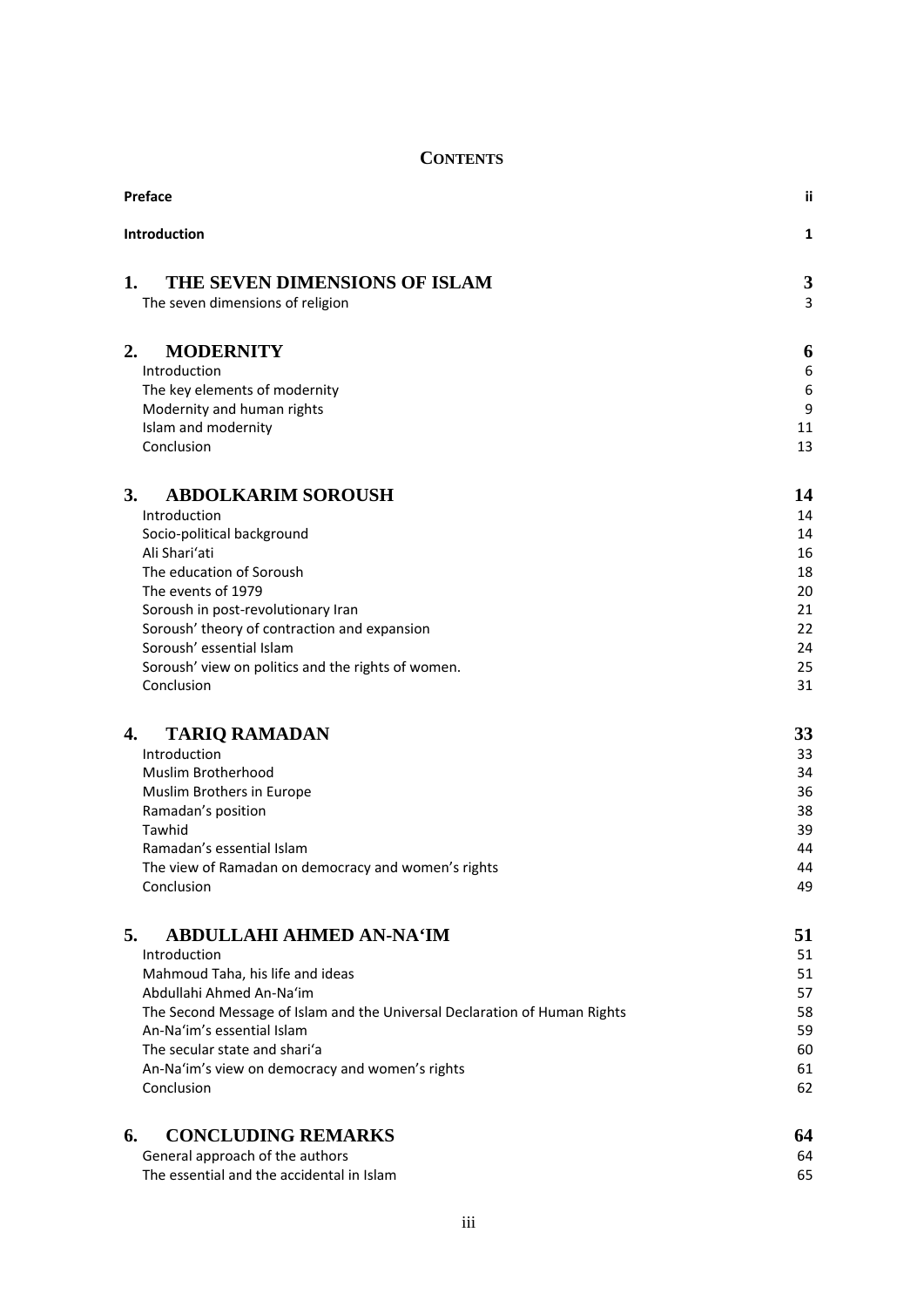# CONTENTS

| | |
|---|---|
| **Preface** | **ii** |
| **Introduction** | **1** |
| **1. THE SEVEN DIMENSIONS OF ISLAM** | **3** |
| The seven dimensions of religion | 3 |
| **2. MODERNITY** | **6** |
| Introduction | 6 |
| The key elements of modernity | 6 |
| Modernity and human rights | 9 |
| Islam and modernity | 11 |
| Conclusion | 13 |
| **3. ABDOLKARIM SOROUSH** | **14** |
| Introduction | 14 |
| Socio-political background | 14 |
| Ali Shari'ati | 16 |
| The education of Soroush | 18 |
| The events of 1979 | 20 |
| Soroush in post-revolutionary Iran | 21 |
| Soroush' theory of contraction and expansion | 22 |
| Soroush' essential Islam | 24 |
| Soroush' view on politics and the rights of women. | 25 |
| Conclusion | 31 |
| **4. TARIQ RAMADAN** | **33** |
| Introduction | 33 |
| Muslim Brotherhood | 34 |
| Muslim Brothers in Europe | 36 |
| Ramadan's position | 38 |
| Tawhid | 39 |
| Ramadan's essential Islam | 44 |
| The view of Ramadan on democracy and women's rights | 44 |
| Conclusion | 49 |
| **5. ABDULLAHI AHMED AN-NA'IM** | **51** |
| Introduction | 51 |
| Mahmoud Taha, his life and ideas | 51 |
| Abdullahi Ahmed An-Na'im | 57 |
| The Second Message of Islam and the Universal Declaration of Human Rights | 58 |
| An-Na'im's essential Islam | 59 |
| The secular state and shari'a | 60 |
| An-Na'im's view on democracy and women's rights | 61 |
| Conclusion | 62 |
| **6. CONCLUDING REMARKS** | **64** |
| General approach of the authors | 64 |
| The essential and the accidental in Islam | 65 |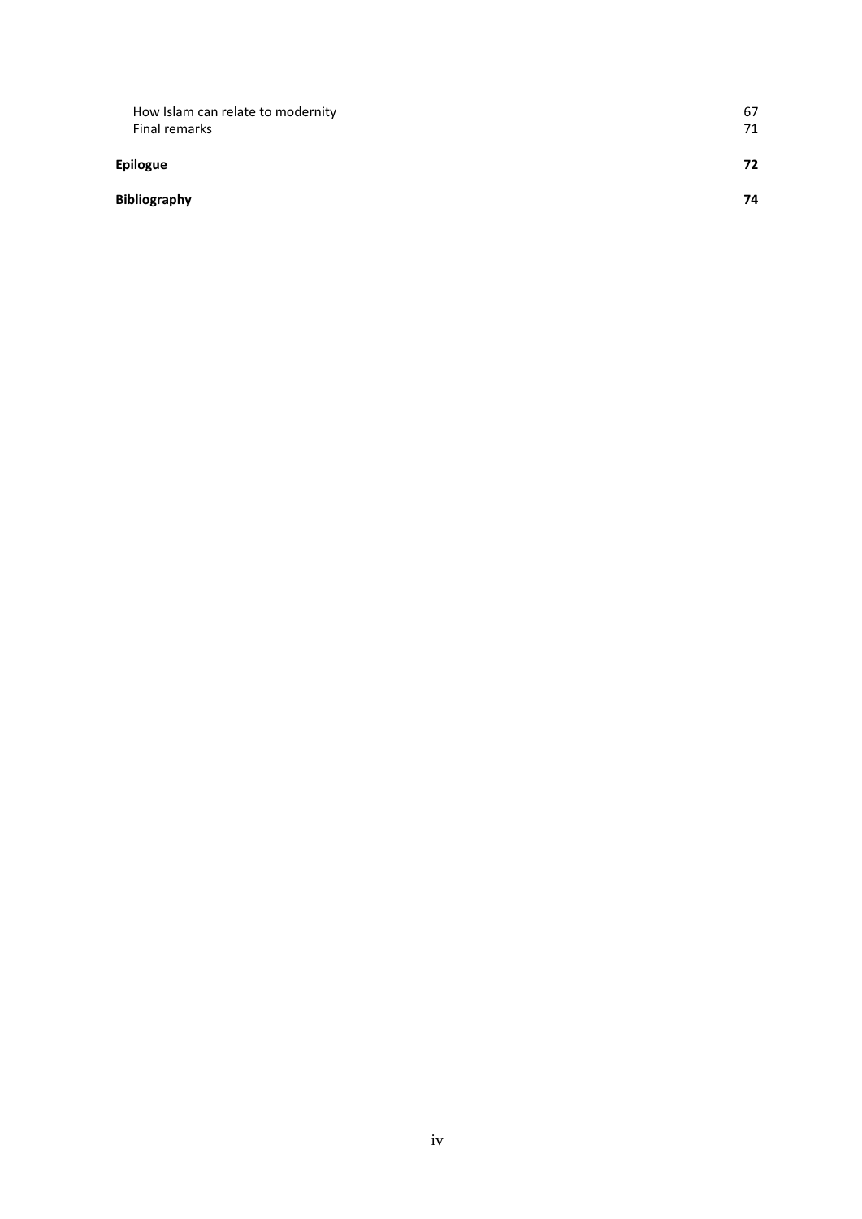How Islam can relate to modernity 67
Final remarks 71

**Epilogue** **72**

**Bibliography** **74**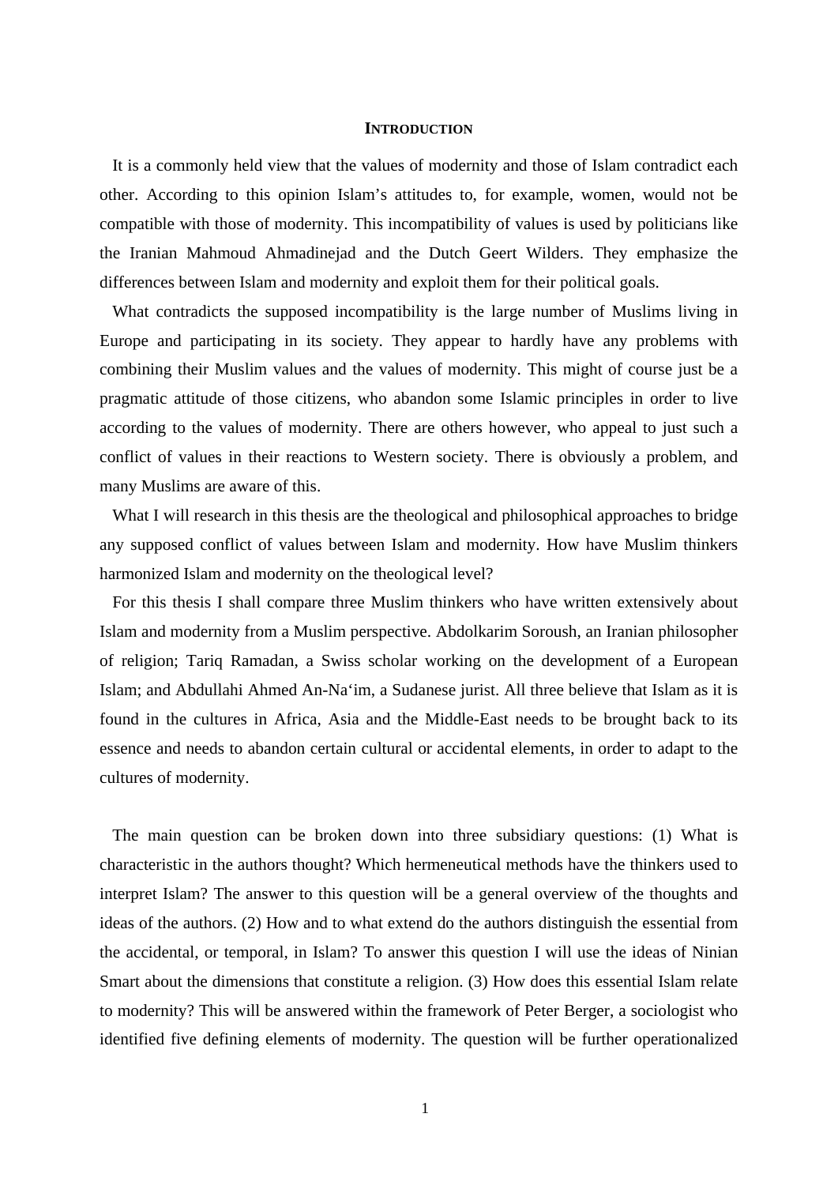# Introduction

It is a commonly held view that the values of modernity and those of Islam contradict each other. According to this opinion Islam's attitudes to, for example, women, would not be compatible with those of modernity. This incompatibility of values is used by politicians like the Iranian Mahmoud Ahmadinejad and the Dutch Geert Wilders. They emphasize the differences between Islam and modernity and exploit them for their political goals.

What contradicts the supposed incompatibility is the large number of Muslims living in Europe and participating in its society. They appear to hardly have any problems with combining their Muslim values and the values of modernity. This might of course just be a pragmatic attitude of those citizens, who abandon some Islamic principles in order to live according to the values of modernity. There are others however, who appeal to just such a conflict of values in their reactions to Western society. There is obviously a problem, and many Muslims are aware of this.

What I will research in this thesis are the theological and philosophical approaches to bridge any supposed conflict of values between Islam and modernity. How have Muslim thinkers harmonized Islam and modernity on the theological level?

For this thesis I shall compare three Muslim thinkers who have written extensively about Islam and modernity from a Muslim perspective. Abdolkarim Soroush, an Iranian philosopher of religion; Tariq Ramadan, a Swiss scholar working on the development of a European Islam; and Abdullahi Ahmed An-Na'im, a Sudanese jurist. All three believe that Islam as it is found in the cultures in Africa, Asia and the Middle-East needs to be brought back to its essence and needs to abandon certain cultural or accidental elements, in order to adapt to the cultures of modernity.

The main question can be broken down into three subsidiary questions: (1) What is characteristic in the authors thought? Which hermeneutical methods have the thinkers used to interpret Islam? The answer to this question will be a general overview of the thoughts and ideas of the authors. (2) How and to what extend do the authors distinguish the essential from the accidental, or temporal, in Islam? To answer this question I will use the ideas of Ninian Smart about the dimensions that constitute a religion. (3) How does this essential Islam relate to modernity? This will be answered within the framework of Peter Berger, a sociologist who identified five defining elements of modernity. The question will be further operationalized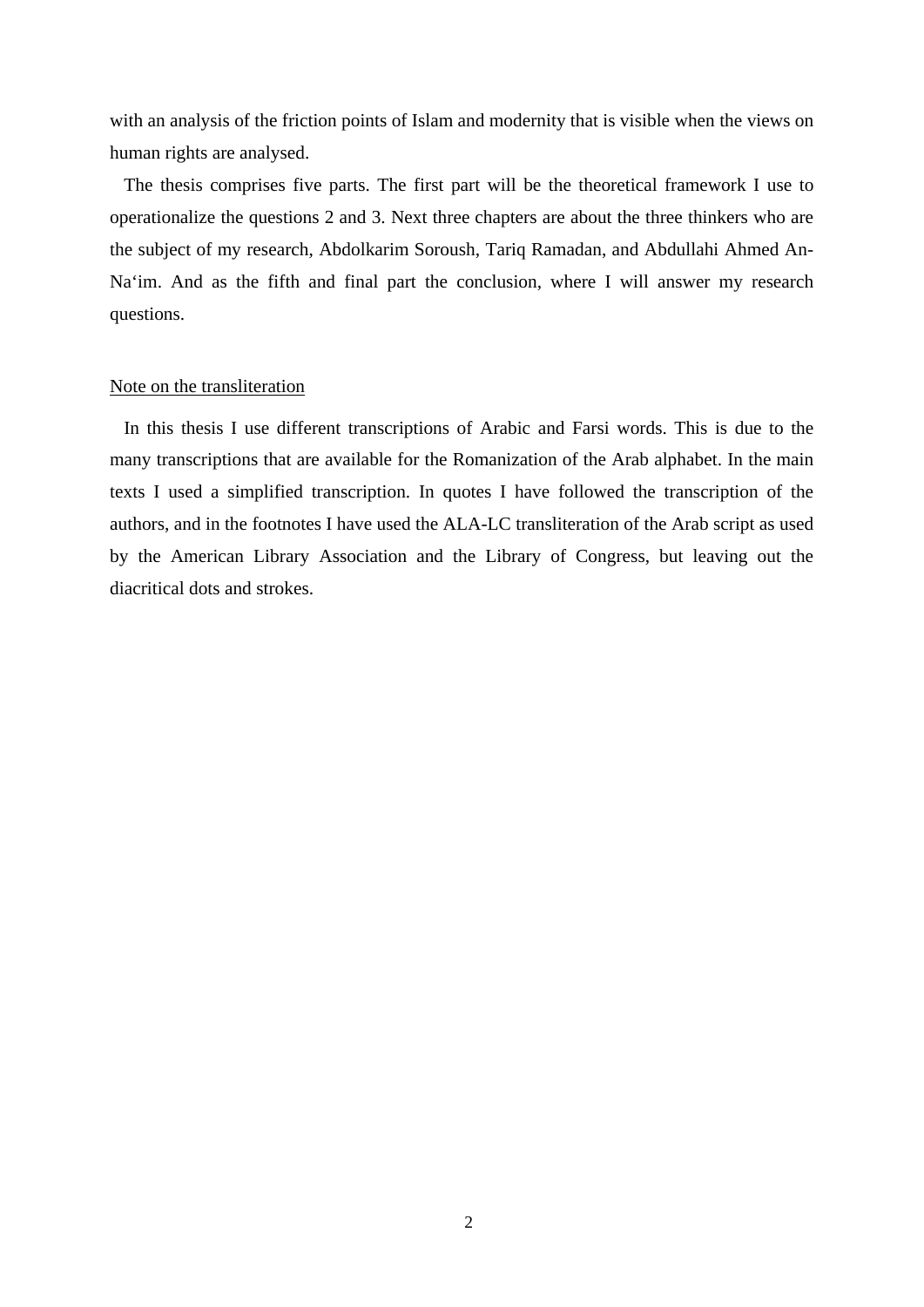with an analysis of the friction points of Islam and modernity that is visible when the views on human rights are analysed.

The thesis comprises five parts. The first part will be the theoretical framework I use to operationalize the questions 2 and 3. Next three chapters are about the three thinkers who are the subject of my research, Abdolkarim Soroush, Tariq Ramadan, and Abdullahi Ahmed An-Na‘im. And as the fifth and final part the conclusion, where I will answer my research questions.

## Note on the transliteration

In this thesis I use different transcriptions of Arabic and Farsi words. This is due to the many transcriptions that are available for the Romanization of the Arab alphabet. In the main texts I used a simplified transcription. In quotes I have followed the transcription of the authors, and in the footnotes I have used the ALA-LC transliteration of the Arab script as used by the American Library Association and the Library of Congress, but leaving out the diacritical dots and strokes.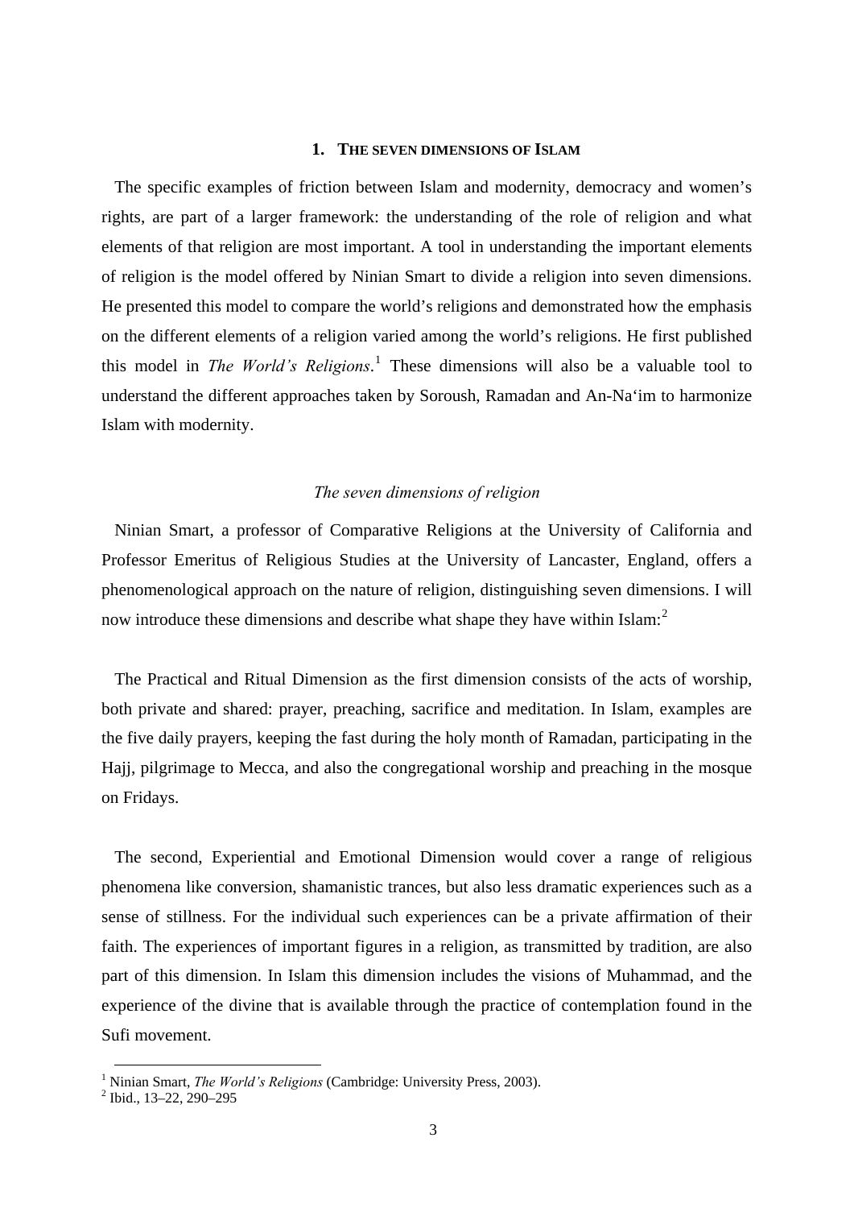## 1. THE SEVEN DIMENSIONS OF ISLAM

The specific examples of friction between Islam and modernity, democracy and women's rights, are part of a larger framework: the understanding of the role of religion and what elements of that religion are most important. A tool in understanding the important elements of religion is the model offered by Ninian Smart to divide a religion into seven dimensions. He presented this model to compare the world's religions and demonstrated how the emphasis on the different elements of a religion varied among the world's religions. He first published this model in *The World's Religions*.[1] These dimensions will also be a valuable tool to understand the different approaches taken by Soroush, Ramadan and An-Na'im to harmonize Islam with modernity.

### *The seven dimensions of religion*

Ninian Smart, a professor of Comparative Religions at the University of California and Professor Emeritus of Religious Studies at the University of Lancaster, England, offers a phenomenological approach on the nature of religion, distinguishing seven dimensions. I will now introduce these dimensions and describe what shape they have within Islam:[2]

The Practical and Ritual Dimension as the first dimension consists of the acts of worship, both private and shared: prayer, preaching, sacrifice and meditation. In Islam, examples are the five daily prayers, keeping the fast during the holy month of Ramadan, participating in the Hajj, pilgrimage to Mecca, and also the congregational worship and preaching in the mosque on Fridays.

The second, Experiential and Emotional Dimension would cover a range of religious phenomena like conversion, shamanistic trances, but also less dramatic experiences such as a sense of stillness. For the individual such experiences can be a private affirmation of their faith. The experiences of important figures in a religion, as transmitted by tradition, are also part of this dimension. In Islam this dimension includes the visions of Muhammad, and the experience of the divine that is available through the practice of contemplation found in the Sufi movement.

---

[1] Ninian Smart, *The World's Religions* (Cambridge: University Press, 2003).

[2] Ibid., 13–22, 290–295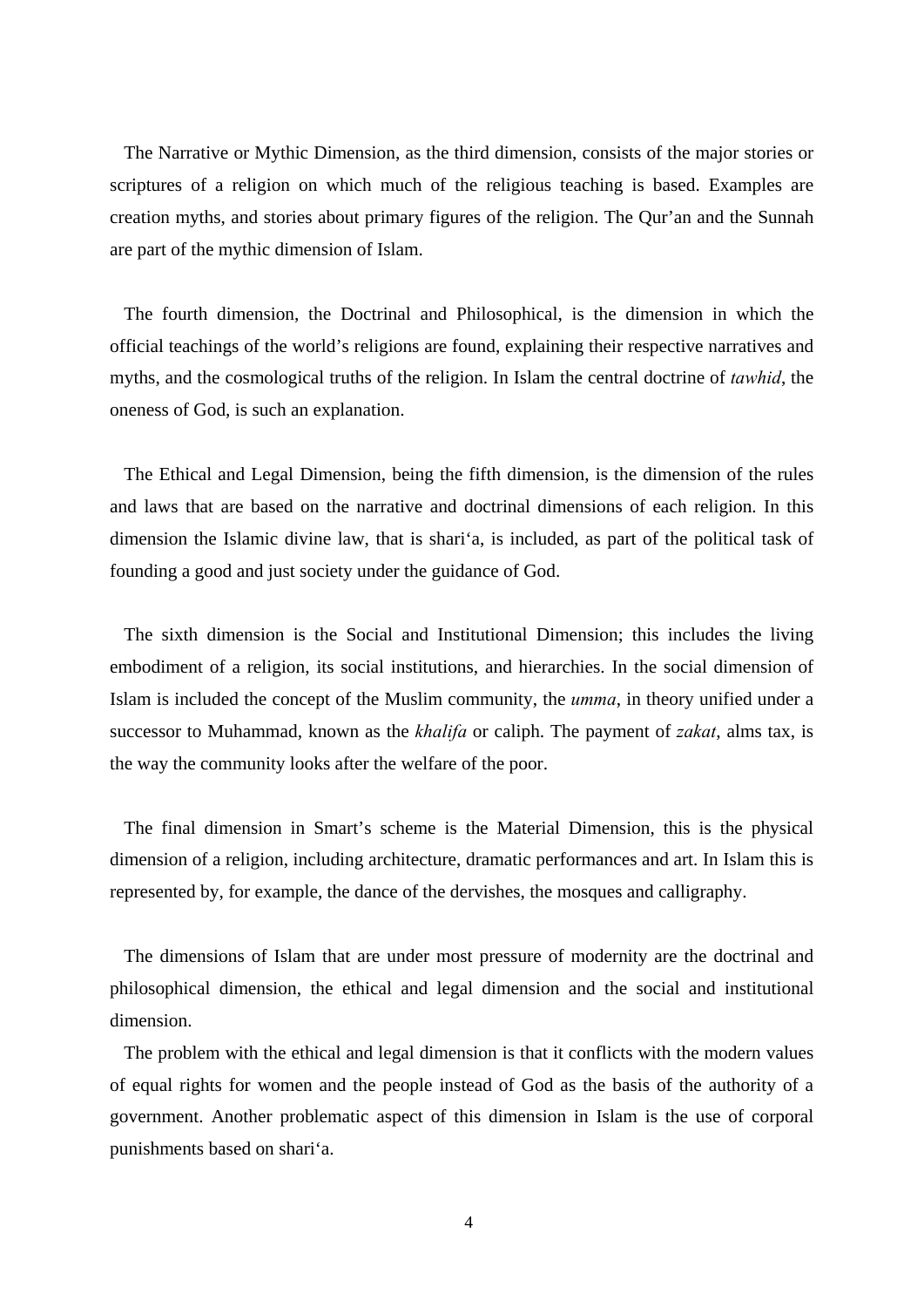The Narrative or Mythic Dimension, as the third dimension, consists of the major stories or scriptures of a religion on which much of the religious teaching is based. Examples are creation myths, and stories about primary figures of the religion. The Qur'an and the Sunnah are part of the mythic dimension of Islam.

The fourth dimension, the Doctrinal and Philosophical, is the dimension in which the official teachings of the world's religions are found, explaining their respective narratives and myths, and the cosmological truths of the religion. In Islam the central doctrine of *tawhid*, the oneness of God, is such an explanation.

The Ethical and Legal Dimension, being the fifth dimension, is the dimension of the rules and laws that are based on the narrative and doctrinal dimensions of each religion. In this dimension the Islamic divine law, that is shari'a, is included, as part of the political task of founding a good and just society under the guidance of God.

The sixth dimension is the Social and Institutional Dimension; this includes the living embodiment of a religion, its social institutions, and hierarchies. In the social dimension of Islam is included the concept of the Muslim community, the *umma*, in theory unified under a successor to Muhammad, known as the *khalifa* or caliph. The payment of *zakat*, alms tax, is the way the community looks after the welfare of the poor.

The final dimension in Smart's scheme is the Material Dimension, this is the physical dimension of a religion, including architecture, dramatic performances and art. In Islam this is represented by, for example, the dance of the dervishes, the mosques and calligraphy.

The dimensions of Islam that are under most pressure of modernity are the doctrinal and philosophical dimension, the ethical and legal dimension and the social and institutional dimension.

The problem with the ethical and legal dimension is that it conflicts with the modern values of equal rights for women and the people instead of God as the basis of the authority of a government. Another problematic aspect of this dimension in Islam is the use of corporal punishments based on shari'a.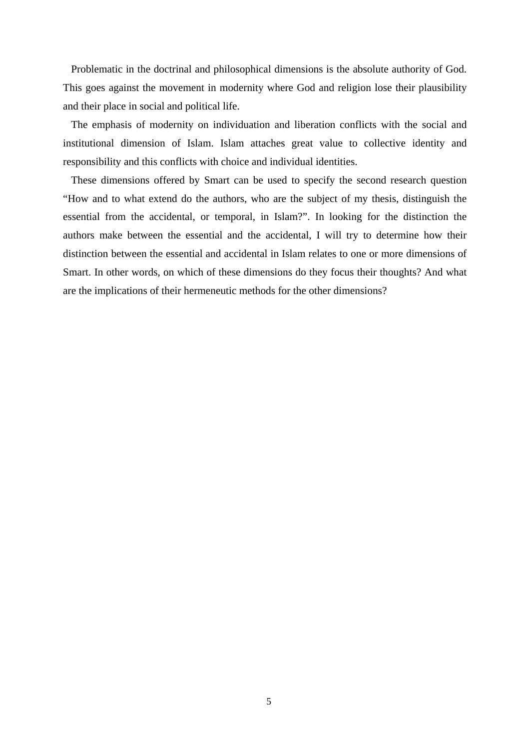Problematic in the doctrinal and philosophical dimensions is the absolute authority of God. This goes against the movement in modernity where God and religion lose their plausibility and their place in social and political life.

The emphasis of modernity on individuation and liberation conflicts with the social and institutional dimension of Islam. Islam attaches great value to collective identity and responsibility and this conflicts with choice and individual identities.

These dimensions offered by Smart can be used to specify the second research question "How and to what extend do the authors, who are the subject of my thesis, distinguish the essential from the accidental, or temporal, in Islam?". In looking for the distinction the authors make between the essential and the accidental, I will try to determine how their distinction between the essential and accidental in Islam relates to one or more dimensions of Smart. In other words, on which of these dimensions do they focus their thoughts? And what are the implications of their hermeneutic methods for the other dimensions?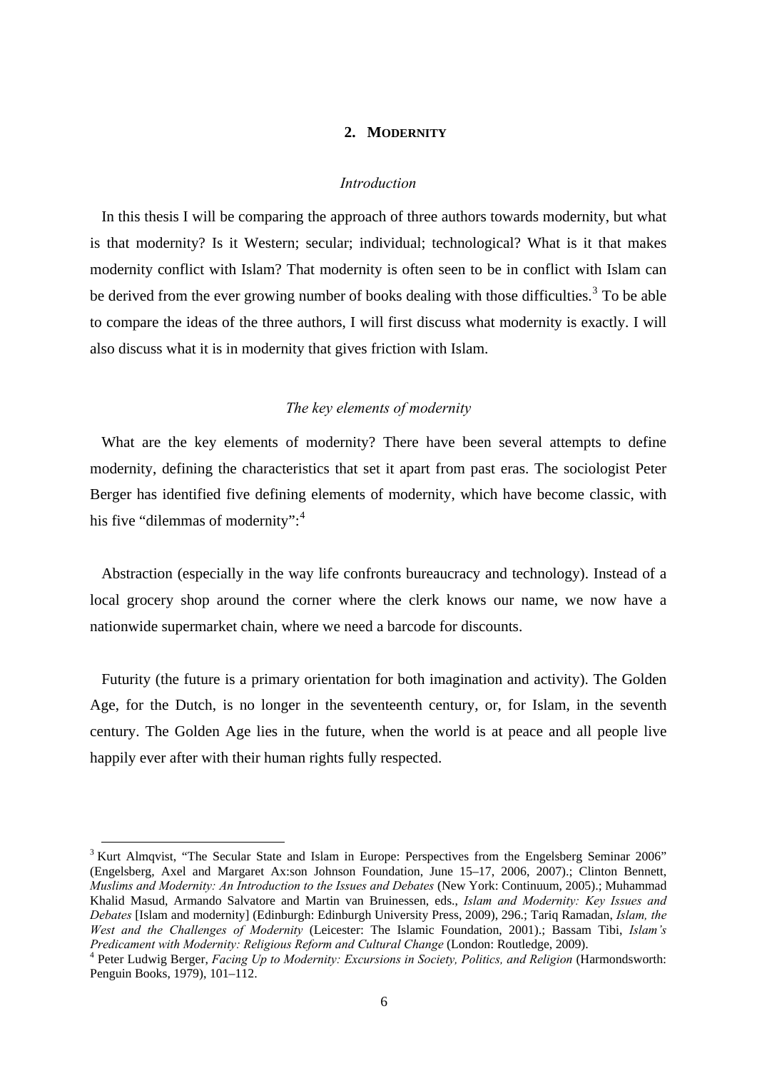## 2. MODERNITY

*Introduction*

In this thesis I will be comparing the approach of three authors towards modernity, but what is that modernity? Is it Western; secular; individual; technological? What is it that makes modernity conflict with Islam? That modernity is often seen to be in conflict with Islam can be derived from the ever growing number of books dealing with those difficulties.[3] To be able to compare the ideas of the three authors, I will first discuss what modernity is exactly. I will also discuss what it is in modernity that gives friction with Islam.

*The key elements of modernity*

What are the key elements of modernity? There have been several attempts to define modernity, defining the characteristics that set it apart from past eras. The sociologist Peter Berger has identified five defining elements of modernity, which have become classic, with his five "dilemmas of modernity":[4]

Abstraction (especially in the way life confronts bureaucracy and technology). Instead of a local grocery shop around the corner where the clerk knows our name, we now have a nationwide supermarket chain, where we need a barcode for discounts.

Futurity (the future is a primary orientation for both imagination and activity). The Golden Age, for the Dutch, is no longer in the seventeenth century, or, for Islam, in the seventh century. The Golden Age lies in the future, when the world is at peace and all people live happily ever after with their human rights fully respected.

---

[3] Kurt Almqvist, "The Secular State and Islam in Europe: Perspectives from the Engelsberg Seminar 2006" (Engelsberg, Axel and Margaret Ax:son Johnson Foundation, June 15–17, 2006, 2007).; Clinton Bennett, *Muslims and Modernity: An Introduction to the Issues and Debates* (New York: Continuum, 2005).; Muhammad Khalid Masud, Armando Salvatore and Martin van Bruinessen, eds., *Islam and Modernity: Key Issues and Debates* [Islam and modernity] (Edinburgh: Edinburgh University Press, 2009), 296.; Tariq Ramadan, *Islam, the West and the Challenges of Modernity* (Leicester: The Islamic Foundation, 2001).; Bassam Tibi, *Islam's Predicament with Modernity: Religious Reform and Cultural Change* (London: Routledge, 2009).

[4] Peter Ludwig Berger, *Facing Up to Modernity: Excursions in Society, Politics, and Religion* (Harmondsworth: Penguin Books, 1979), 101–112.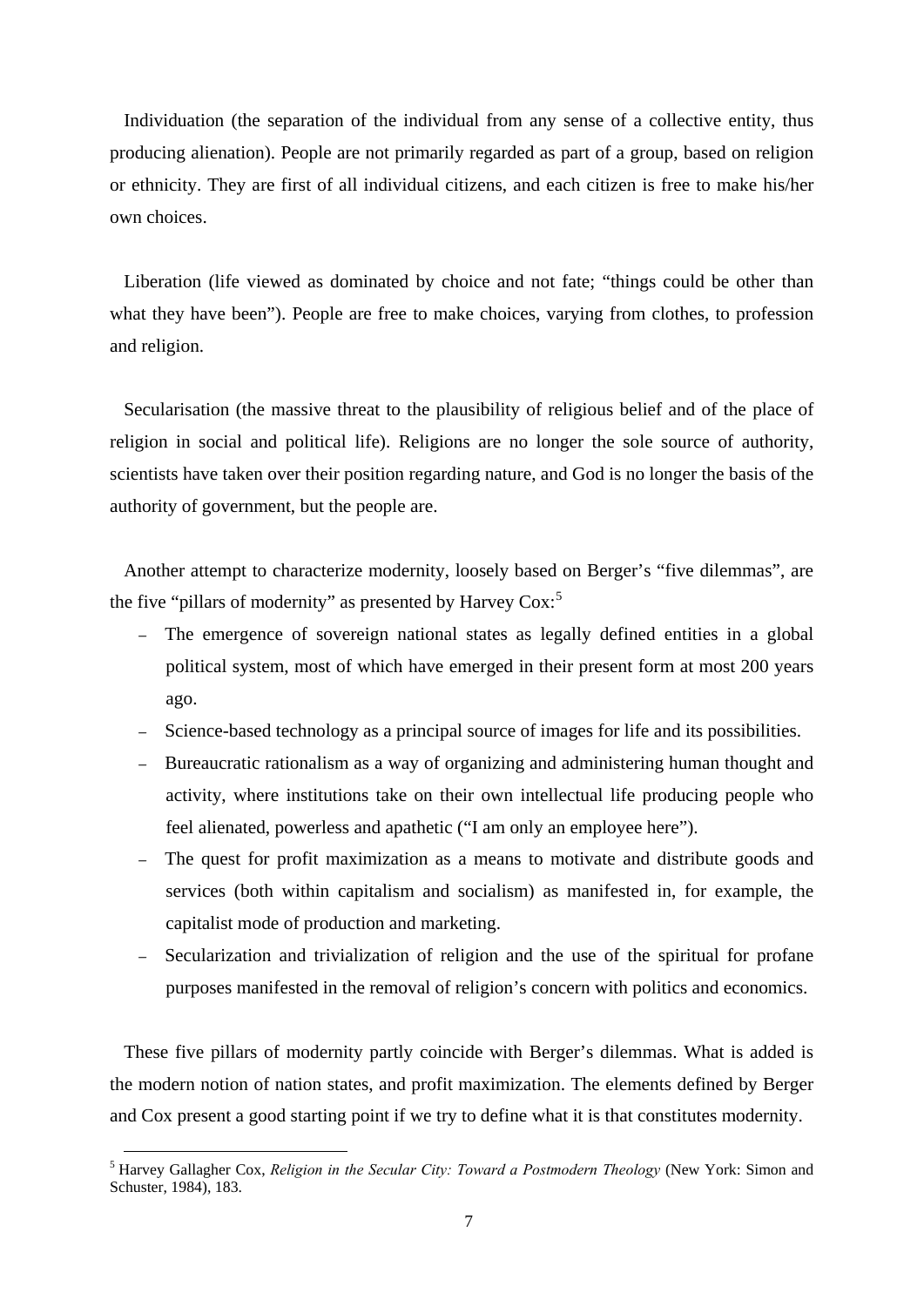Individuation (the separation of the individual from any sense of a collective entity, thus producing alienation). People are not primarily regarded as part of a group, based on religion or ethnicity. They are first of all individual citizens, and each citizen is free to make his/her own choices.

Liberation (life viewed as dominated by choice and not fate; "things could be other than what they have been"). People are free to make choices, varying from clothes, to profession and religion.

Secularisation (the massive threat to the plausibility of religious belief and of the place of religion in social and political life). Religions are no longer the sole source of authority, scientists have taken over their position regarding nature, and God is no longer the basis of the authority of government, but the people are.

Another attempt to characterize modernity, loosely based on Berger's "five dilemmas", are the five "pillars of modernity" as presented by Harvey Cox:[5]

- The emergence of sovereign national states as legally defined entities in a global political system, most of which have emerged in their present form at most 200 years ago.
- Science-based technology as a principal source of images for life and its possibilities.
- Bureaucratic rationalism as a way of organizing and administering human thought and activity, where institutions take on their own intellectual life producing people who feel alienated, powerless and apathetic ("I am only an employee here").
- The quest for profit maximization as a means to motivate and distribute goods and services (both within capitalism and socialism) as manifested in, for example, the capitalist mode of production and marketing.
- Secularization and trivialization of religion and the use of the spiritual for profane purposes manifested in the removal of religion's concern with politics and economics.

These five pillars of modernity partly coincide with Berger's dilemmas. What is added is the modern notion of nation states, and profit maximization. The elements defined by Berger and Cox present a good starting point if we try to define what it is that constitutes modernity.

[5] Harvey Gallagher Cox, *Religion in the Secular City: Toward a Postmodern Theology* (New York: Simon and Schuster, 1984), 183.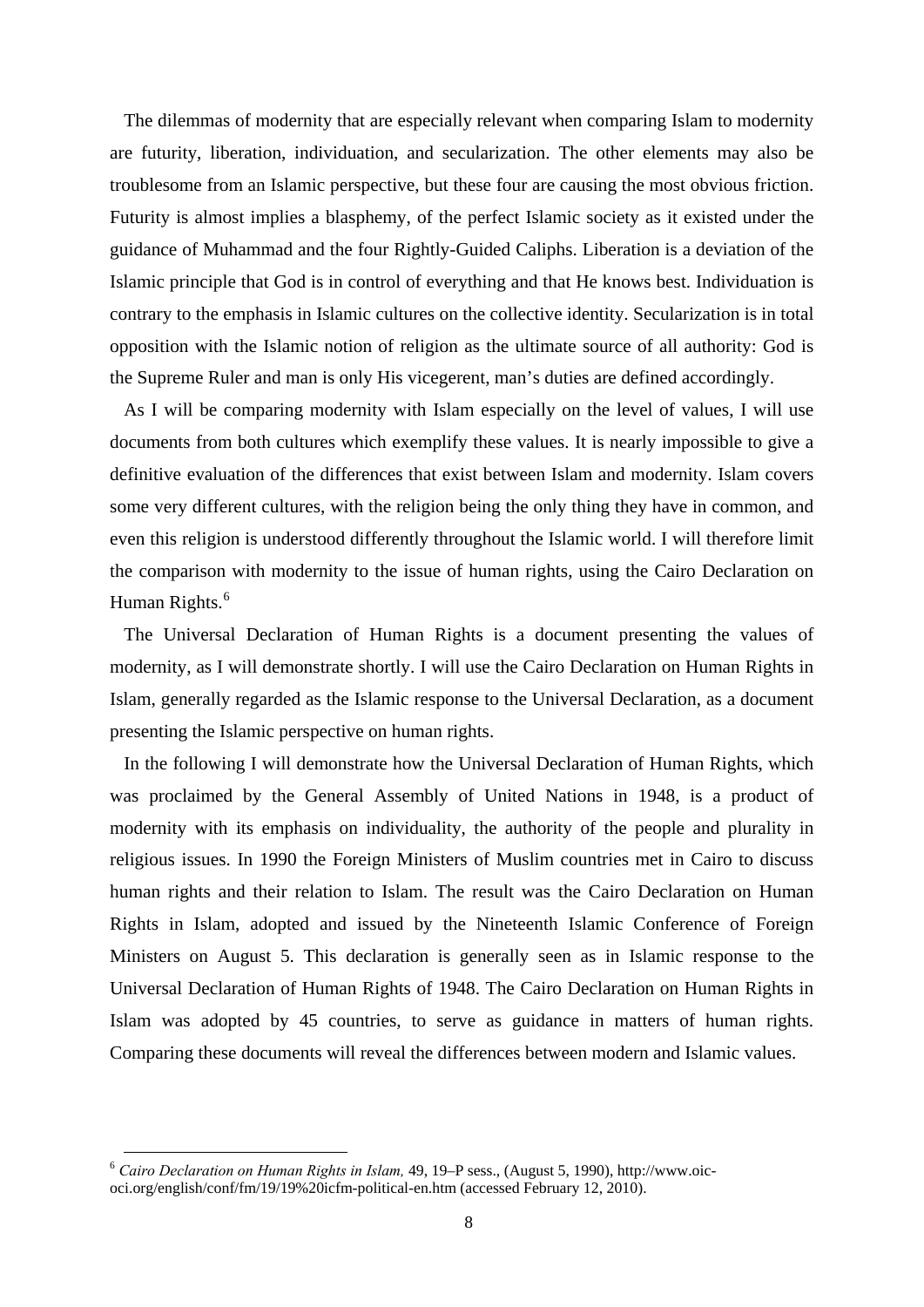The dilemmas of modernity that are especially relevant when comparing Islam to modernity are futurity, liberation, individuation, and secularization. The other elements may also be troublesome from an Islamic perspective, but these four are causing the most obvious friction. Futurity is almost implies a blasphemy, of the perfect Islamic society as it existed under the guidance of Muhammad and the four Rightly-Guided Caliphs. Liberation is a deviation of the Islamic principle that God is in control of everything and that He knows best. Individuation is contrary to the emphasis in Islamic cultures on the collective identity. Secularization is in total opposition with the Islamic notion of religion as the ultimate source of all authority: God is the Supreme Ruler and man is only His vicegerent, man's duties are defined accordingly.

As I will be comparing modernity with Islam especially on the level of values, I will use documents from both cultures which exemplify these values. It is nearly impossible to give a definitive evaluation of the differences that exist between Islam and modernity. Islam covers some very different cultures, with the religion being the only thing they have in common, and even this religion is understood differently throughout the Islamic world. I will therefore limit the comparison with modernity to the issue of human rights, using the Cairo Declaration on Human Rights.[6]

The Universal Declaration of Human Rights is a document presenting the values of modernity, as I will demonstrate shortly. I will use the Cairo Declaration on Human Rights in Islam, generally regarded as the Islamic response to the Universal Declaration, as a document presenting the Islamic perspective on human rights.

In the following I will demonstrate how the Universal Declaration of Human Rights, which was proclaimed by the General Assembly of United Nations in 1948, is a product of modernity with its emphasis on individuality, the authority of the people and plurality in religious issues. In 1990 the Foreign Ministers of Muslim countries met in Cairo to discuss human rights and their relation to Islam. The result was the Cairo Declaration on Human Rights in Islam, adopted and issued by the Nineteenth Islamic Conference of Foreign Ministers on August 5. This declaration is generally seen as in Islamic response to the Universal Declaration of Human Rights of 1948. The Cairo Declaration on Human Rights in Islam was adopted by 45 countries, to serve as guidance in matters of human rights. Comparing these documents will reveal the differences between modern and Islamic values.

---

[6] *Cairo Declaration on Human Rights in Islam,* 49, 19–P sess., (August 5, 1990), http://www.oic-oci.org/english/conf/fm/19/19%20icfm-political-en.htm (accessed February 12, 2010).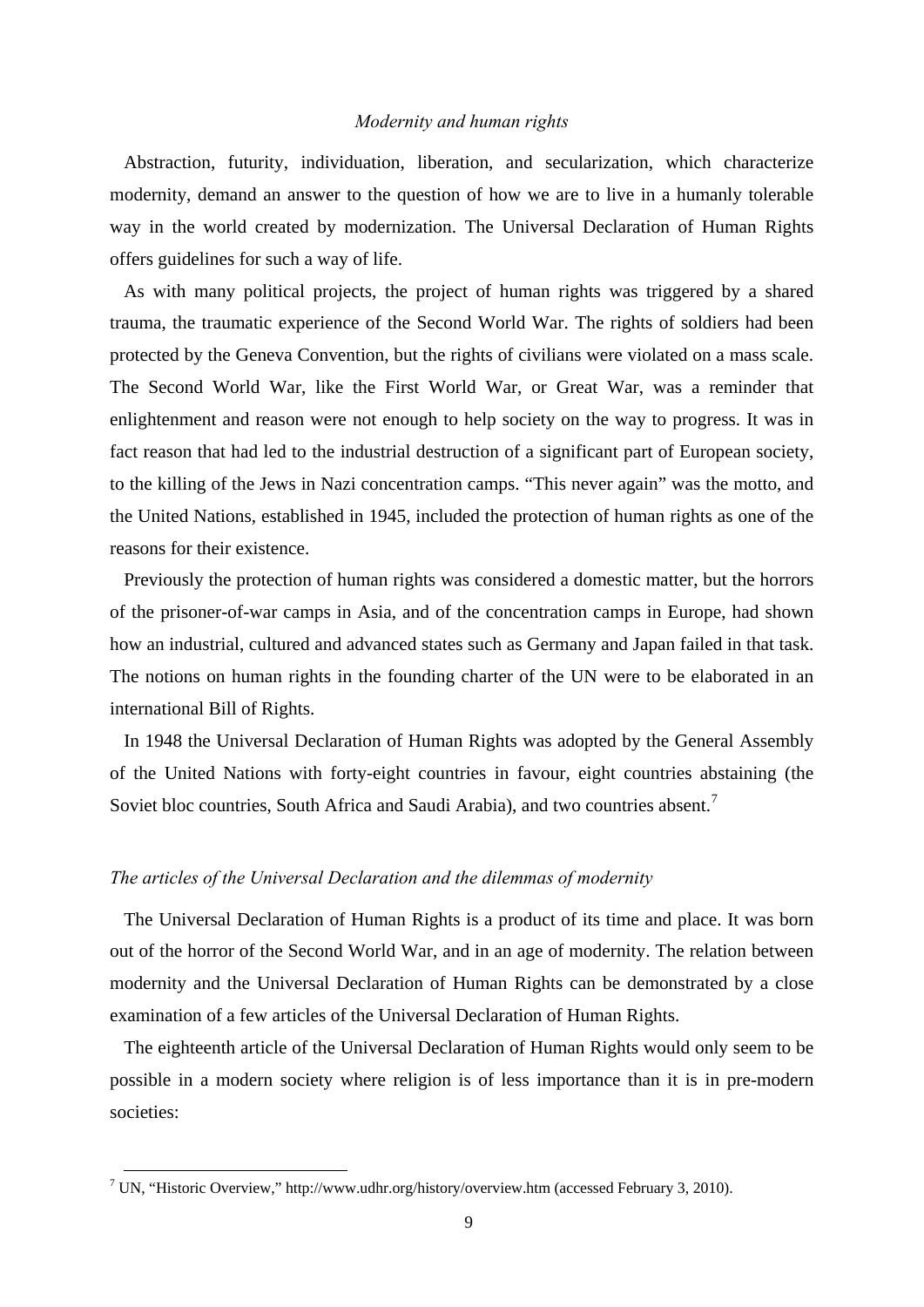## *Modernity and human rights*

Abstraction, futurity, individuation, liberation, and secularization, which characterize modernity, demand an answer to the question of how we are to live in a humanly tolerable way in the world created by modernization. The Universal Declaration of Human Rights offers guidelines for such a way of life.

As with many political projects, the project of human rights was triggered by a shared trauma, the traumatic experience of the Second World War. The rights of soldiers had been protected by the Geneva Convention, but the rights of civilians were violated on a mass scale. The Second World War, like the First World War, or Great War, was a reminder that enlightenment and reason were not enough to help society on the way to progress. It was in fact reason that had led to the industrial destruction of a significant part of European society, to the killing of the Jews in Nazi concentration camps. "This never again" was the motto, and the United Nations, established in 1945, included the protection of human rights as one of the reasons for their existence.

Previously the protection of human rights was considered a domestic matter, but the horrors of the prisoner-of-war camps in Asia, and of the concentration camps in Europe, had shown how an industrial, cultured and advanced states such as Germany and Japan failed in that task. The notions on human rights in the founding charter of the UN were to be elaborated in an international Bill of Rights.

In 1948 the Universal Declaration of Human Rights was adopted by the General Assembly of the United Nations with forty-eight countries in favour, eight countries abstaining (the Soviet bloc countries, South Africa and Saudi Arabia), and two countries absent.[7]

### *The articles of the Universal Declaration and the dilemmas of modernity*

The Universal Declaration of Human Rights is a product of its time and place. It was born out of the horror of the Second World War, and in an age of modernity. The relation between modernity and the Universal Declaration of Human Rights can be demonstrated by a close examination of a few articles of the Universal Declaration of Human Rights.

The eighteenth article of the Universal Declaration of Human Rights would only seem to be possible in a modern society where religion is of less importance than it is in pre-modern societies:

---

[7] UN, "Historic Overview," http://www.udhr.org/history/overview.htm (accessed February 3, 2010).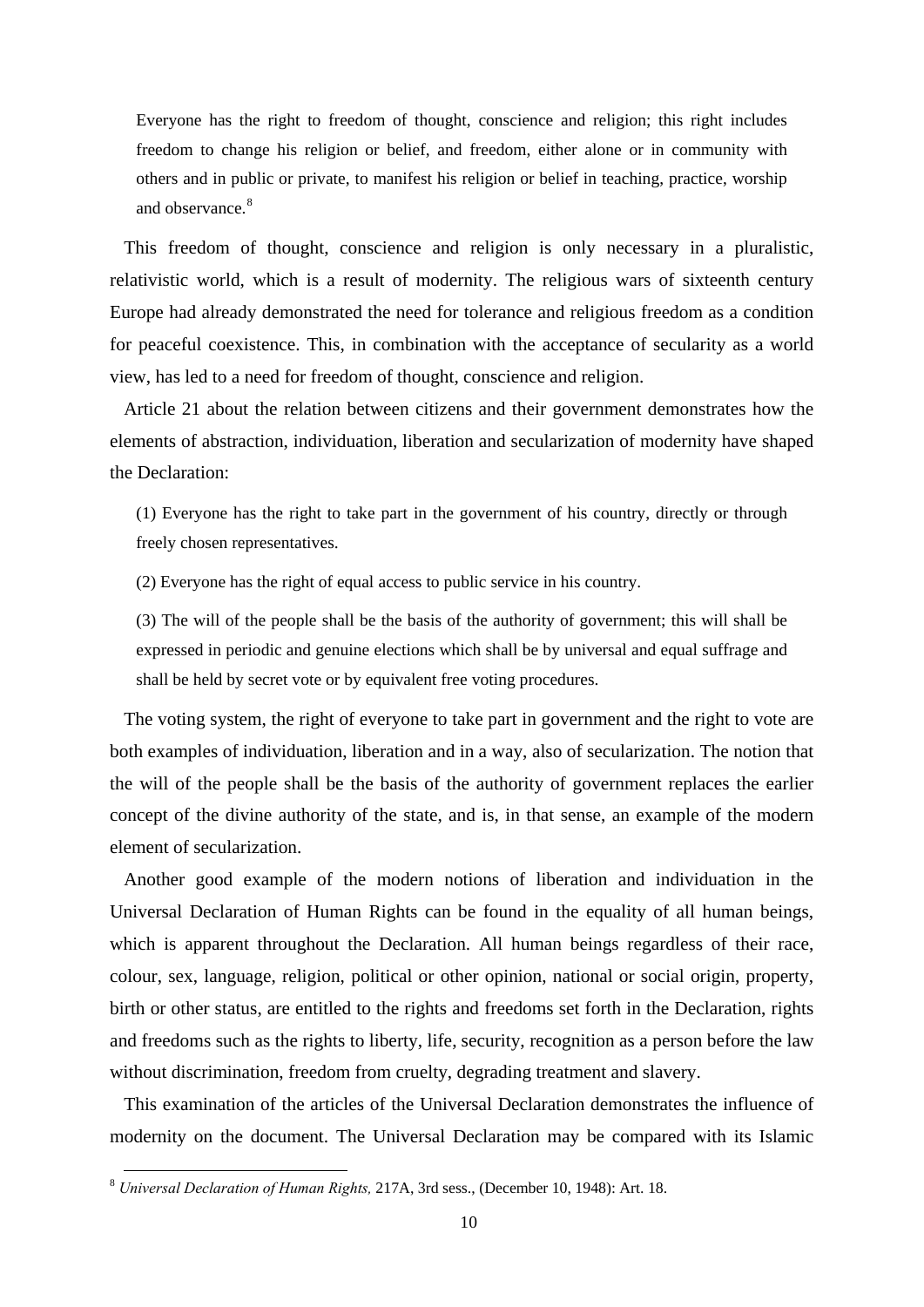> Everyone has the right to freedom of thought, conscience and religion; this right includes freedom to change his religion or belief, and freedom, either alone or in community with others and in public or private, to manifest his religion or belief in teaching, practice, worship and observance.[8]

This freedom of thought, conscience and religion is only necessary in a pluralistic, relativistic world, which is a result of modernity. The religious wars of sixteenth century Europe had already demonstrated the need for tolerance and religious freedom as a condition for peaceful coexistence. This, in combination with the acceptance of secularity as a world view, has led to a need for freedom of thought, conscience and religion.

Article 21 about the relation between citizens and their government demonstrates how the elements of abstraction, individuation, liberation and secularization of modernity have shaped the Declaration:

> (1) Everyone has the right to take part in the government of his country, directly or through freely chosen representatives.
>
> (2) Everyone has the right of equal access to public service in his country.
>
> (3) The will of the people shall be the basis of the authority of government; this will shall be expressed in periodic and genuine elections which shall be by universal and equal suffrage and shall be held by secret vote or by equivalent free voting procedures.

The voting system, the right of everyone to take part in government and the right to vote are both examples of individuation, liberation and in a way, also of secularization. The notion that the will of the people shall be the basis of the authority of government replaces the earlier concept of the divine authority of the state, and is, in that sense, an example of the modern element of secularization.

Another good example of the modern notions of liberation and individuation in the Universal Declaration of Human Rights can be found in the equality of all human beings, which is apparent throughout the Declaration. All human beings regardless of their race, colour, sex, language, religion, political or other opinion, national or social origin, property, birth or other status, are entitled to the rights and freedoms set forth in the Declaration, rights and freedoms such as the rights to liberty, life, security, recognition as a person before the law without discrimination, freedom from cruelty, degrading treatment and slavery.

This examination of the articles of the Universal Declaration demonstrates the influence of modernity on the document. The Universal Declaration may be compared with its Islamic

[8] *Universal Declaration of Human Rights,* 217A, 3rd sess., (December 10, 1948): Art. 18.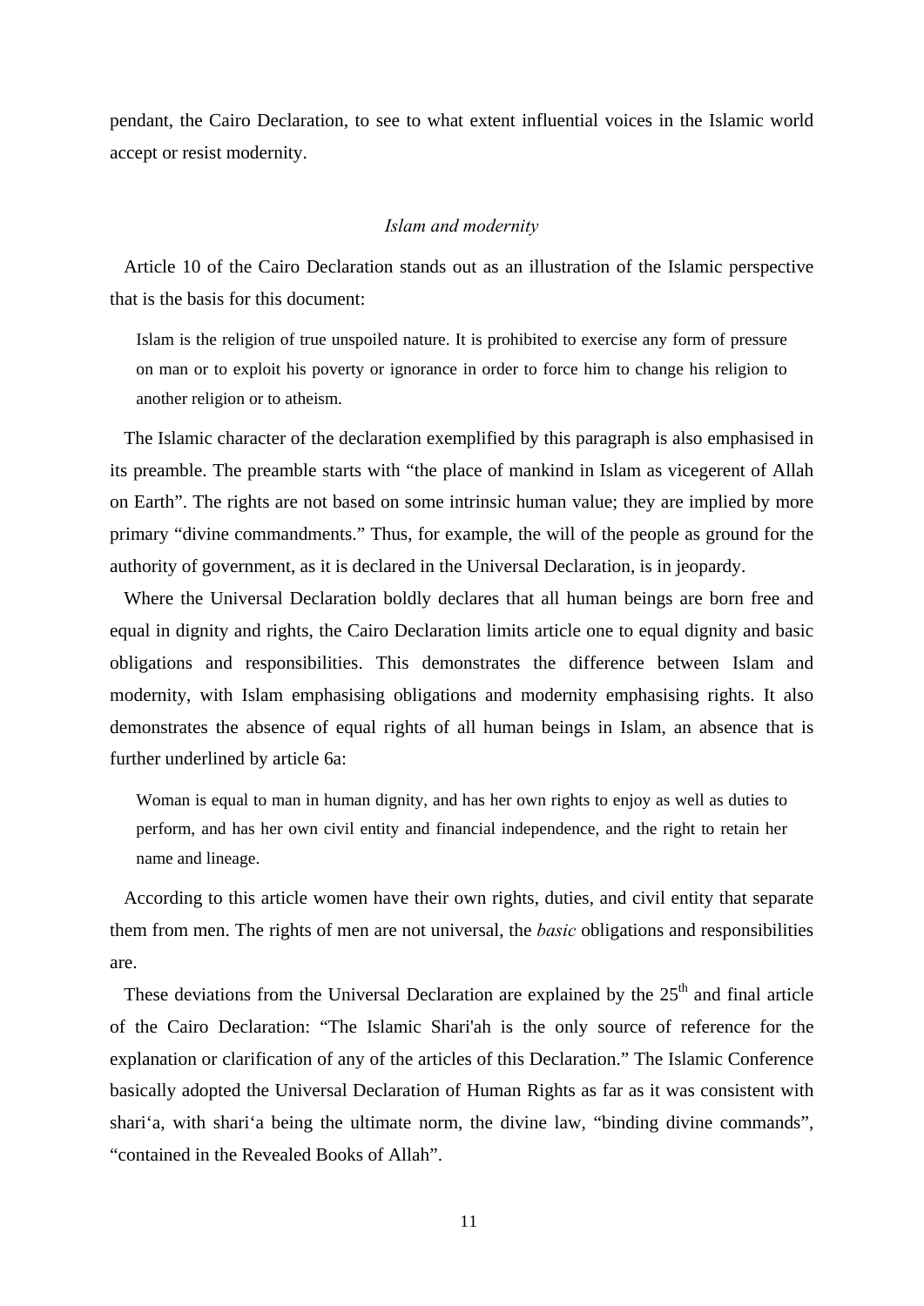pendant, the Cairo Declaration, to see to what extent influential voices in the Islamic world accept or resist modernity.

### *Islam and modernity*

Article 10 of the Cairo Declaration stands out as an illustration of the Islamic perspective that is the basis for this document:

> Islam is the religion of true unspoiled nature. It is prohibited to exercise any form of pressure on man or to exploit his poverty or ignorance in order to force him to change his religion to another religion or to atheism.

The Islamic character of the declaration exemplified by this paragraph is also emphasised in its preamble. The preamble starts with "the place of mankind in Islam as vicegerent of Allah on Earth". The rights are not based on some intrinsic human value; they are implied by more primary "divine commandments." Thus, for example, the will of the people as ground for the authority of government, as it is declared in the Universal Declaration, is in jeopardy.

Where the Universal Declaration boldly declares that all human beings are born free and equal in dignity and rights, the Cairo Declaration limits article one to equal dignity and basic obligations and responsibilities. This demonstrates the difference between Islam and modernity, with Islam emphasising obligations and modernity emphasising rights. It also demonstrates the absence of equal rights of all human beings in Islam, an absence that is further underlined by article 6a:

> Woman is equal to man in human dignity, and has her own rights to enjoy as well as duties to perform, and has her own civil entity and financial independence, and the right to retain her name and lineage.

According to this article women have their own rights, duties, and civil entity that separate them from men. The rights of men are not universal, the *basic* obligations and responsibilities are.

These deviations from the Universal Declaration are explained by the 25th and final article of the Cairo Declaration: "The Islamic Shari'ah is the only source of reference for the explanation or clarification of any of the articles of this Declaration." The Islamic Conference basically adopted the Universal Declaration of Human Rights as far as it was consistent with shari'a, with shari'a being the ultimate norm, the divine law, "binding divine commands", "contained in the Revealed Books of Allah".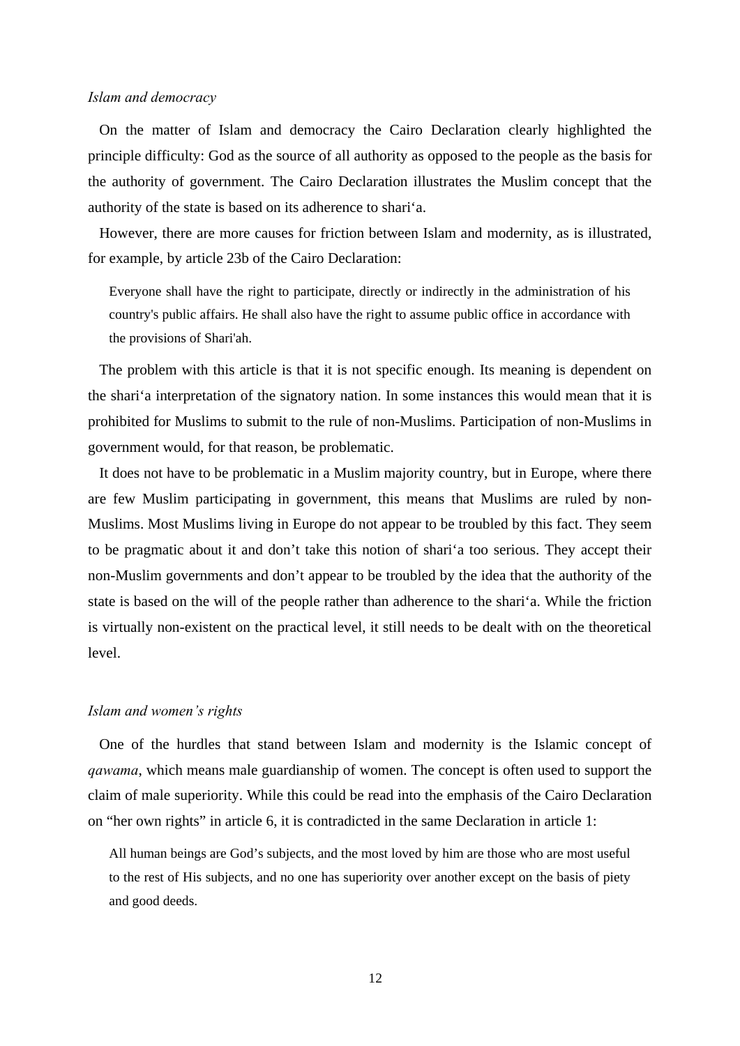*Islam and democracy*

On the matter of Islam and democracy the Cairo Declaration clearly highlighted the principle difficulty: God as the source of all authority as opposed to the people as the basis for the authority of government. The Cairo Declaration illustrates the Muslim concept that the authority of the state is based on its adherence to shari‘a.

However, there are more causes for friction between Islam and modernity, as is illustrated, for example, by article 23b of the Cairo Declaration:

> Everyone shall have the right to participate, directly or indirectly in the administration of his country's public affairs. He shall also have the right to assume public office in accordance with the provisions of Shari'ah.

The problem with this article is that it is not specific enough. Its meaning is dependent on the shari‘a interpretation of the signatory nation. In some instances this would mean that it is prohibited for Muslims to submit to the rule of non-Muslims. Participation of non-Muslims in government would, for that reason, be problematic.

It does not have to be problematic in a Muslim majority country, but in Europe, where there are few Muslim participating in government, this means that Muslims are ruled by non-Muslims. Most Muslims living in Europe do not appear to be troubled by this fact. They seem to be pragmatic about it and don’t take this notion of shari‘a too serious. They accept their non-Muslim governments and don’t appear to be troubled by the idea that the authority of the state is based on the will of the people rather than adherence to the shari‘a. While the friction is virtually non-existent on the practical level, it still needs to be dealt with on the theoretical level.

*Islam and women’s rights*

One of the hurdles that stand between Islam and modernity is the Islamic concept of *qawama*, which means male guardianship of women. The concept is often used to support the claim of male superiority. While this could be read into the emphasis of the Cairo Declaration on “her own rights” in article 6, it is contradicted in the same Declaration in article 1:

> All human beings are God’s subjects, and the most loved by him are those who are most useful to the rest of His subjects, and no one has superiority over another except on the basis of piety and good deeds.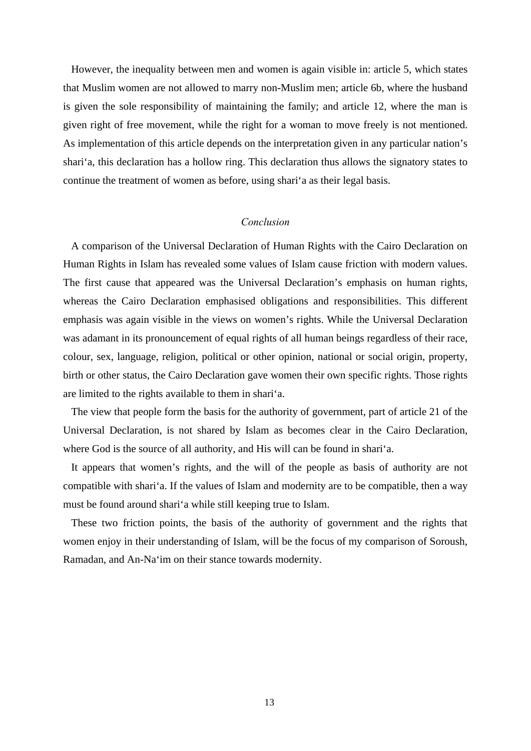However, the inequality between men and women is again visible in: article 5, which states that Muslim women are not allowed to marry non-Muslim men; article 6b, where the husband is given the sole responsibility of maintaining the family; and article 12, where the man is given right of free movement, while the right for a woman to move freely is not mentioned. As implementation of this article depends on the interpretation given in any particular nation's shari'a, this declaration has a hollow ring. This declaration thus allows the signatory states to continue the treatment of women as before, using shari'a as their legal basis.

### *Conclusion*

A comparison of the Universal Declaration of Human Rights with the Cairo Declaration on Human Rights in Islam has revealed some values of Islam cause friction with modern values. The first cause that appeared was the Universal Declaration's emphasis on human rights, whereas the Cairo Declaration emphasised obligations and responsibilities. This different emphasis was again visible in the views on women's rights. While the Universal Declaration was adamant in its pronouncement of equal rights of all human beings regardless of their race, colour, sex, language, religion, political or other opinion, national or social origin, property, birth or other status, the Cairo Declaration gave women their own specific rights. Those rights are limited to the rights available to them in shari'a.

The view that people form the basis for the authority of government, part of article 21 of the Universal Declaration, is not shared by Islam as becomes clear in the Cairo Declaration, where God is the source of all authority, and His will can be found in shari'a.

It appears that women's rights, and the will of the people as basis of authority are not compatible with shari'a. If the values of Islam and modernity are to be compatible, then a way must be found around shari'a while still keeping true to Islam.

These two friction points, the basis of the authority of government and the rights that women enjoy in their understanding of Islam, will be the focus of my comparison of Soroush, Ramadan, and An-Na'im on their stance towards modernity.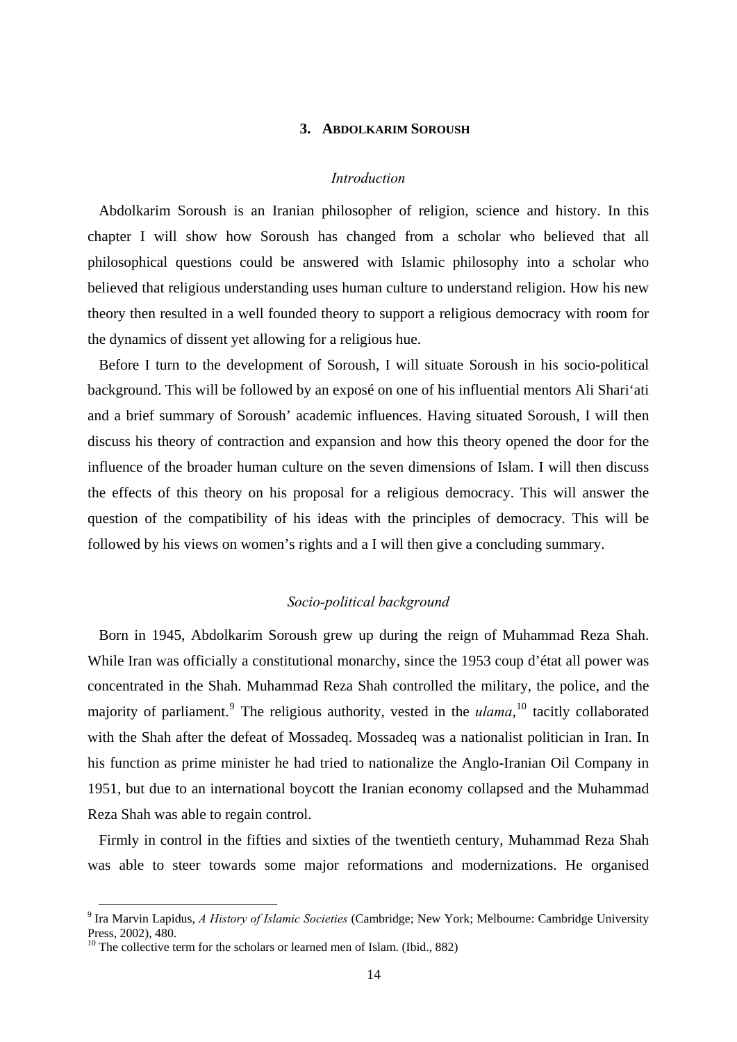## 3. Abdolkarim Soroush

### *Introduction*

Abdolkarim Soroush is an Iranian philosopher of religion, science and history. In this chapter I will show how Soroush has changed from a scholar who believed that all philosophical questions could be answered with Islamic philosophy into a scholar who believed that religious understanding uses human culture to understand religion. How his new theory then resulted in a well founded theory to support a religious democracy with room for the dynamics of dissent yet allowing for a religious hue.

Before I turn to the development of Soroush, I will situate Soroush in his socio-political background. This will be followed by an exposé on one of his influential mentors Ali Shari'ati and a brief summary of Soroush' academic influences. Having situated Soroush, I will then discuss his theory of contraction and expansion and how this theory opened the door for the influence of the broader human culture on the seven dimensions of Islam. I will then discuss the effects of this theory on his proposal for a religious democracy. This will answer the question of the compatibility of his ideas with the principles of democracy. This will be followed by his views on women's rights and a I will then give a concluding summary.

### *Socio-political background*

Born in 1945, Abdolkarim Soroush grew up during the reign of Muhammad Reza Shah. While Iran was officially a constitutional monarchy, since the 1953 coup d'état all power was concentrated in the Shah. Muhammad Reza Shah controlled the military, the police, and the majority of parliament.[9] The religious authority, vested in the *ulama*,[10] tacitly collaborated with the Shah after the defeat of Mossadeq. Mossadeq was a nationalist politician in Iran. In his function as prime minister he had tried to nationalize the Anglo-Iranian Oil Company in 1951, but due to an international boycott the Iranian economy collapsed and the Muhammad Reza Shah was able to regain control.

Firmly in control in the fifties and sixties of the twentieth century, Muhammad Reza Shah was able to steer towards some major reformations and modernizations. He organised

---

[9] Ira Marvin Lapidus, *A History of Islamic Societies* (Cambridge; New York; Melbourne: Cambridge University Press, 2002), 480.

[10] The collective term for the scholars or learned men of Islam. (Ibid., 882)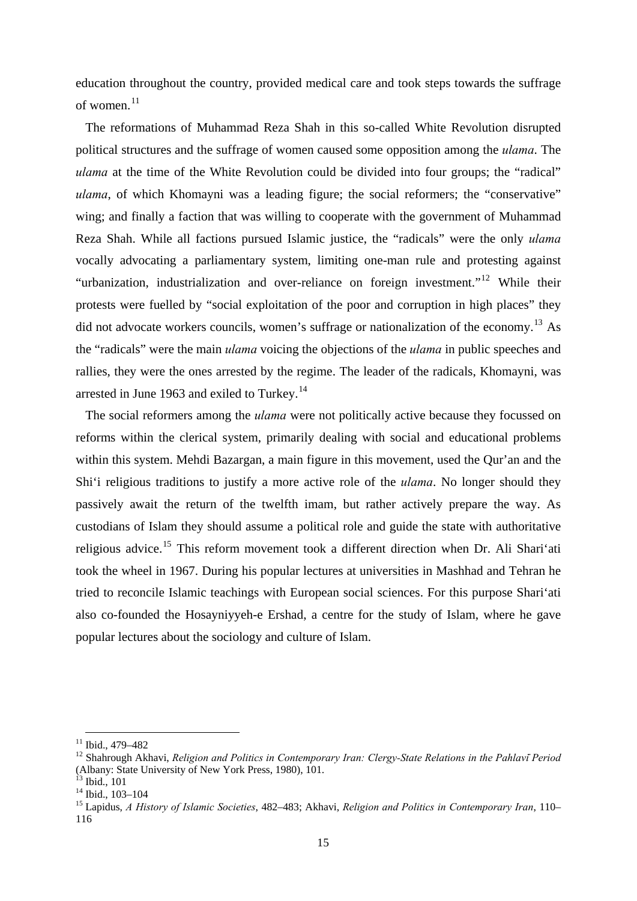education throughout the country, provided medical care and took steps towards the suffrage of women.[11]

The reformations of Muhammad Reza Shah in this so-called White Revolution disrupted political structures and the suffrage of women caused some opposition among the *ulama*. The *ulama* at the time of the White Revolution could be divided into four groups; the "radical" *ulama*, of which Khomayni was a leading figure; the social reformers; the "conservative" wing; and finally a faction that was willing to cooperate with the government of Muhammad Reza Shah. While all factions pursued Islamic justice, the "radicals" were the only *ulama* vocally advocating a parliamentary system, limiting one-man rule and protesting against "urbanization, industrialization and over-reliance on foreign investment."[12] While their protests were fuelled by "social exploitation of the poor and corruption in high places" they did not advocate workers councils, women's suffrage or nationalization of the economy.[13] As the "radicals" were the main *ulama* voicing the objections of the *ulama* in public speeches and rallies, they were the ones arrested by the regime. The leader of the radicals, Khomayni, was arrested in June 1963 and exiled to Turkey.[14]

The social reformers among the *ulama* were not politically active because they focussed on reforms within the clerical system, primarily dealing with social and educational problems within this system. Mehdi Bazargan, a main figure in this movement, used the Qur'an and the Shi'i religious traditions to justify a more active role of the *ulama*. No longer should they passively await the return of the twelfth imam, but rather actively prepare the way. As custodians of Islam they should assume a political role and guide the state with authoritative religious advice.[15] This reform movement took a different direction when Dr. Ali Shari'ati took the wheel in 1967. During his popular lectures at universities in Mashhad and Tehran he tried to reconcile Islamic teachings with European social sciences. For this purpose Shari'ati also co-founded the Hosayniyyeh-e Ershad, a centre for the study of Islam, where he gave popular lectures about the sociology and culture of Islam.

---

[11] Ibid., 479–482

[12] Shahrough Akhavi, *Religion and Politics in Contemporary Iran: Clergy-State Relations in the Pahlavī Period* (Albany: State University of New York Press, 1980), 101.

[13] Ibid., 101

[14] Ibid., 103–104

[15] Lapidus, *A History of Islamic Societies*, 482–483; Akhavi, *Religion and Politics in Contemporary Iran*, 110–116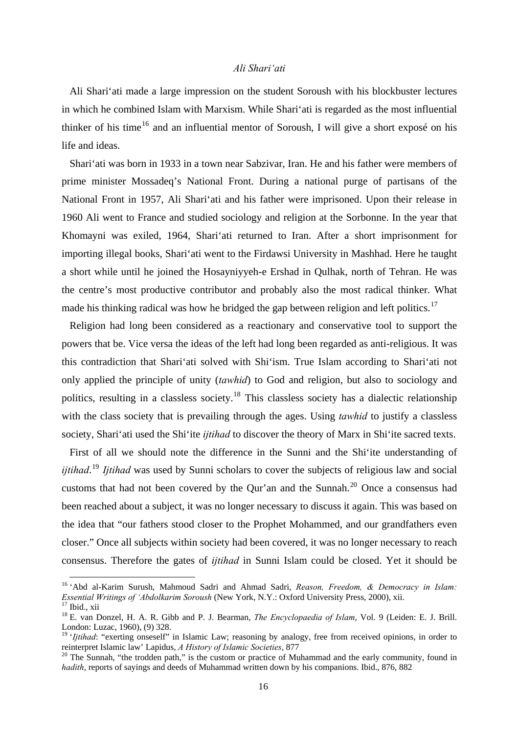### *Ali Shari'ati*

Ali Shari'ati made a large impression on the student Soroush with his blockbuster lectures in which he combined Islam with Marxism. While Shari'ati is regarded as the most influential thinker of his time[16] and an influential mentor of Soroush, I will give a short exposé on his life and ideas.

Shari'ati was born in 1933 in a town near Sabzivar, Iran. He and his father were members of prime minister Mossadeq's National Front. During a national purge of partisans of the National Front in 1957, Ali Shari'ati and his father were imprisoned. Upon their release in 1960 Ali went to France and studied sociology and religion at the Sorbonne. In the year that Khomayni was exiled, 1964, Shari'ati returned to Iran. After a short imprisonment for importing illegal books, Shari'ati went to the Firdawsi University in Mashhad. Here he taught a short while until he joined the Hosayniyyeh-e Ershad in Qulhak, north of Tehran. He was the centre's most productive contributor and probably also the most radical thinker. What made his thinking radical was how he bridged the gap between religion and left politics.[17]

Religion had long been considered as a reactionary and conservative tool to support the powers that be. Vice versa the ideas of the left had long been regarded as anti-religious. It was this contradiction that Shari'ati solved with Shi'ism. True Islam according to Shari'ati not only applied the principle of unity (*tawhid*) to God and religion, but also to sociology and politics, resulting in a classless society.[18] This classless society has a dialectic relationship with the class society that is prevailing through the ages. Using *tawhid* to justify a classless society, Shari'ati used the Shi'ite *ijtihad* to discover the theory of Marx in Shi'ite sacred texts.

First of all we should note the difference in the Sunni and the Shi'ite understanding of *ijtihad*.[19] *Ijtihad* was used by Sunni scholars to cover the subjects of religious law and social customs that had not been covered by the Qur'an and the Sunnah.[20] Once a consensus had been reached about a subject, it was no longer necessary to discuss it again. This was based on the idea that "our fathers stood closer to the Prophet Mohammed, and our grandfathers even closer." Once all subjects within society had been covered, it was no longer necessary to reach consensus. Therefore the gates of *ijtihad* in Sunni Islam could be closed. Yet it should be

---

[16] 'Abd al-Karim Surush, Mahmoud Sadri and Ahmad Sadri, *Reason, Freedom, & Democracy in Islam: Essential Writings of 'Abdolkarim Soroush* (New York, N.Y.: Oxford University Press, 2000), xii.

[17] Ibid., xii

[18] E. van Donzel, H. A. R. Gibb and P. J. Bearman, *The Encyclopaedia of Islam*, Vol. 9 (Leiden: E. J. Brill. London: Luzac, 1960), (9) 328.

[19] '*Ijtihad*: "exerting onseself" in Islamic Law; reasoning by analogy, free from received opinions, in order to reinterpret Islamic law' Lapidus, *A History of Islamic Societies*, 877

[20] The Sunnah, "the trodden path," is the custom or practice of Muhammad and the early community, found in *hadith*, reports of sayings and deeds of Muhammad written down by his companions. Ibid., 876, 882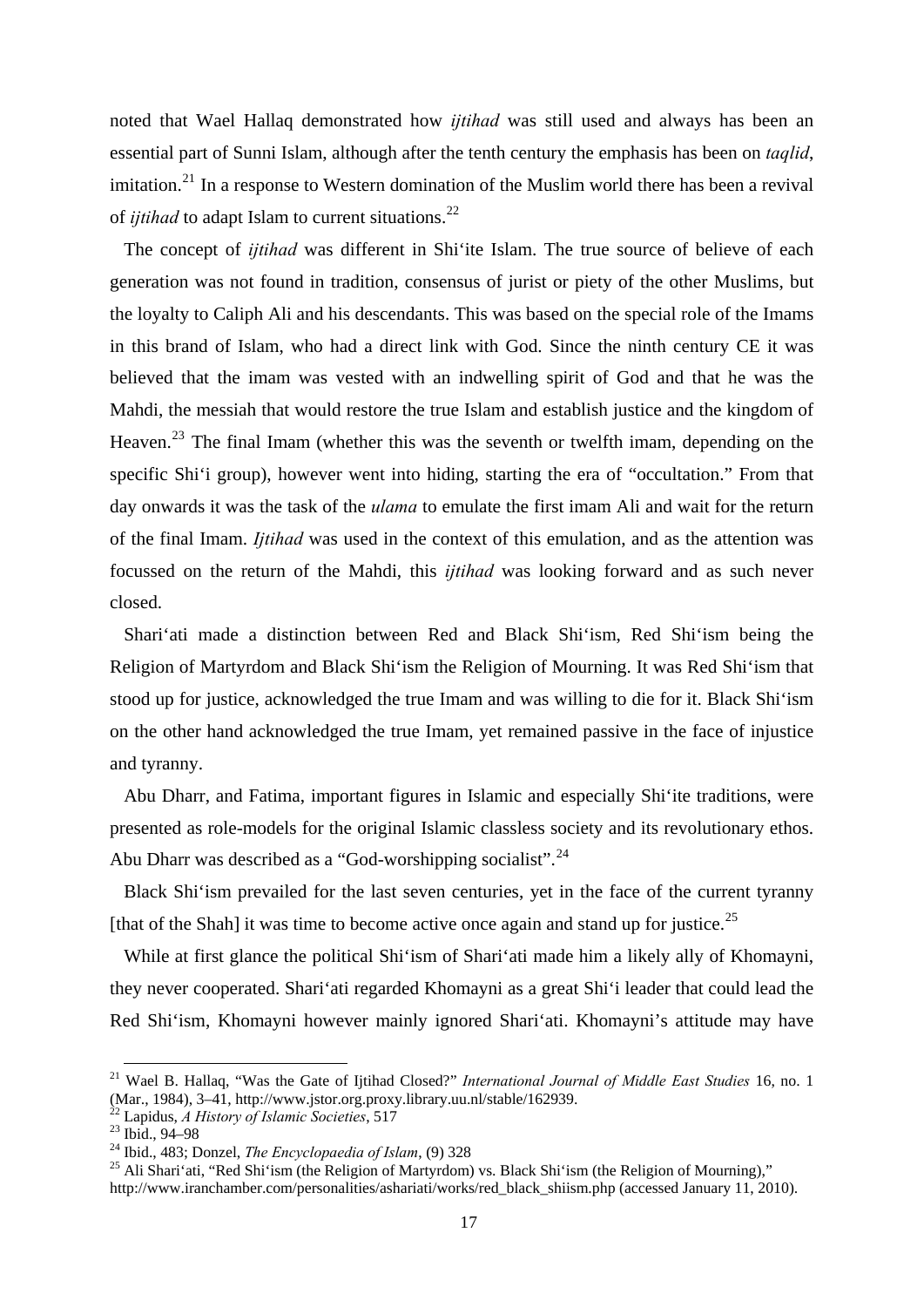noted that Wael Hallaq demonstrated how *ijtihad* was still used and always has been an essential part of Sunni Islam, although after the tenth century the emphasis has been on *taqlid*, imitation.[21] In a response to Western domination of the Muslim world there has been a revival of *ijtihad* to adapt Islam to current situations.[22]

The concept of *ijtihad* was different in Shi'ite Islam. The true source of believe of each generation was not found in tradition, consensus of jurist or piety of the other Muslims, but the loyalty to Caliph Ali and his descendants. This was based on the special role of the Imams in this brand of Islam, who had a direct link with God. Since the ninth century CE it was believed that the imam was vested with an indwelling spirit of God and that he was the Mahdi, the messiah that would restore the true Islam and establish justice and the kingdom of Heaven.[23] The final Imam (whether this was the seventh or twelfth imam, depending on the specific Shi'i group), however went into hiding, starting the era of "occultation." From that day onwards it was the task of the *ulama* to emulate the first imam Ali and wait for the return of the final Imam. *Ijtihad* was used in the context of this emulation, and as the attention was focussed on the return of the Mahdi, this *ijtihad* was looking forward and as such never closed.

Shari'ati made a distinction between Red and Black Shi'ism, Red Shi'ism being the Religion of Martyrdom and Black Shi'ism the Religion of Mourning. It was Red Shi'ism that stood up for justice, acknowledged the true Imam and was willing to die for it. Black Shi'ism on the other hand acknowledged the true Imam, yet remained passive in the face of injustice and tyranny.

Abu Dharr, and Fatima, important figures in Islamic and especially Shi'ite traditions, were presented as role-models for the original Islamic classless society and its revolutionary ethos. Abu Dharr was described as a "God-worshipping socialist".[24]

Black Shi'ism prevailed for the last seven centuries, yet in the face of the current tyranny [that of the Shah] it was time to become active once again and stand up for justice.[25]

While at first glance the political Shi'ism of Shari'ati made him a likely ally of Khomayni, they never cooperated. Shari'ati regarded Khomayni as a great Shi'i leader that could lead the Red Shi'ism, Khomayni however mainly ignored Shari'ati. Khomayni's attitude may have

---

[21] Wael B. Hallaq, "Was the Gate of Ijtihad Closed?" *International Journal of Middle East Studies* 16, no. 1 (Mar., 1984), 3–41, http://www.jstor.org.proxy.library.uu.nl/stable/162939.

[22] Lapidus, *A History of Islamic Societies*, 517

[23] Ibid., 94–98

[24] Ibid., 483; Donzel, *The Encyclopaedia of Islam*, (9) 328

[25] Ali Shari'ati, "Red Shi'ism (the Religion of Martyrdom) vs. Black Shi'ism (the Religion of Mourning)," http://www.iranchamber.com/personalities/ashariati/works/red_black_shiism.php (accessed January 11, 2010).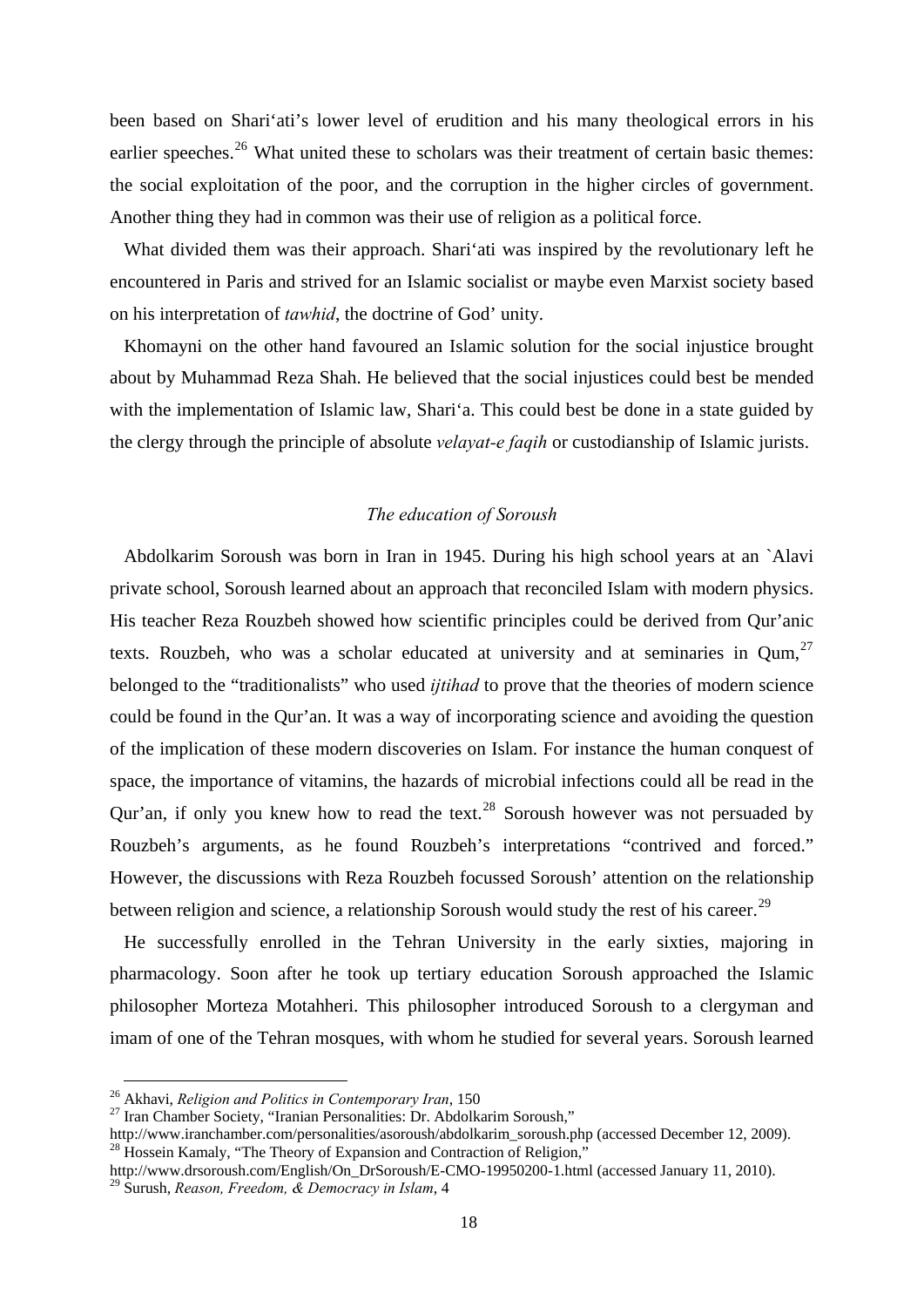been based on Shari'ati's lower level of erudition and his many theological errors in his earlier speeches.[26] What united these to scholars was their treatment of certain basic themes: the social exploitation of the poor, and the corruption in the higher circles of government. Another thing they had in common was their use of religion as a political force.

What divided them was their approach. Shari'ati was inspired by the revolutionary left he encountered in Paris and strived for an Islamic socialist or maybe even Marxist society based on his interpretation of *tawhid*, the doctrine of God' unity.

Khomayni on the other hand favoured an Islamic solution for the social injustice brought about by Muhammad Reza Shah. He believed that the social injustices could best be mended with the implementation of Islamic law, Shari'a. This could best be done in a state guided by the clergy through the principle of absolute *velayat-e faqih* or custodianship of Islamic jurists.

### *The education of Soroush*

Abdolkarim Soroush was born in Iran in 1945. During his high school years at an `Alavi private school, Soroush learned about an approach that reconciled Islam with modern physics. His teacher Reza Rouzbeh showed how scientific principles could be derived from Qur'anic texts. Rouzbeh, who was a scholar educated at university and at seminaries in Qum,[27] belonged to the "traditionalists" who used *ijtihad* to prove that the theories of modern science could be found in the Qur'an. It was a way of incorporating science and avoiding the question of the implication of these modern discoveries on Islam. For instance the human conquest of space, the importance of vitamins, the hazards of microbial infections could all be read in the Qur'an, if only you knew how to read the text.[28] Soroush however was not persuaded by Rouzbeh's arguments, as he found Rouzbeh's interpretations "contrived and forced." However, the discussions with Reza Rouzbeh focussed Soroush' attention on the relationship between religion and science, a relationship Soroush would study the rest of his career.[29]

He successfully enrolled in the Tehran University in the early sixties, majoring in pharmacology. Soon after he took up tertiary education Soroush approached the Islamic philosopher Morteza Motahheri. This philosopher introduced Soroush to a clergyman and imam of one of the Tehran mosques, with whom he studied for several years. Soroush learned

---

[26] Akhavi, *Religion and Politics in Contemporary Iran*, 150
[27] Iran Chamber Society, "Iranian Personalities: Dr. Abdolkarim Soroush," http://www.iranchamber.com/personalities/asoroush/abdolkarim_soroush.php (accessed December 12, 2009).
[28] Hossein Kamaly, "The Theory of Expansion and Contraction of Religion," http://www.drsoroush.com/English/On_DrSoroush/E-CMO-19950200-1.html (accessed January 11, 2010).
[29] Surush, *Reason, Freedom, & Democracy in Islam*, 4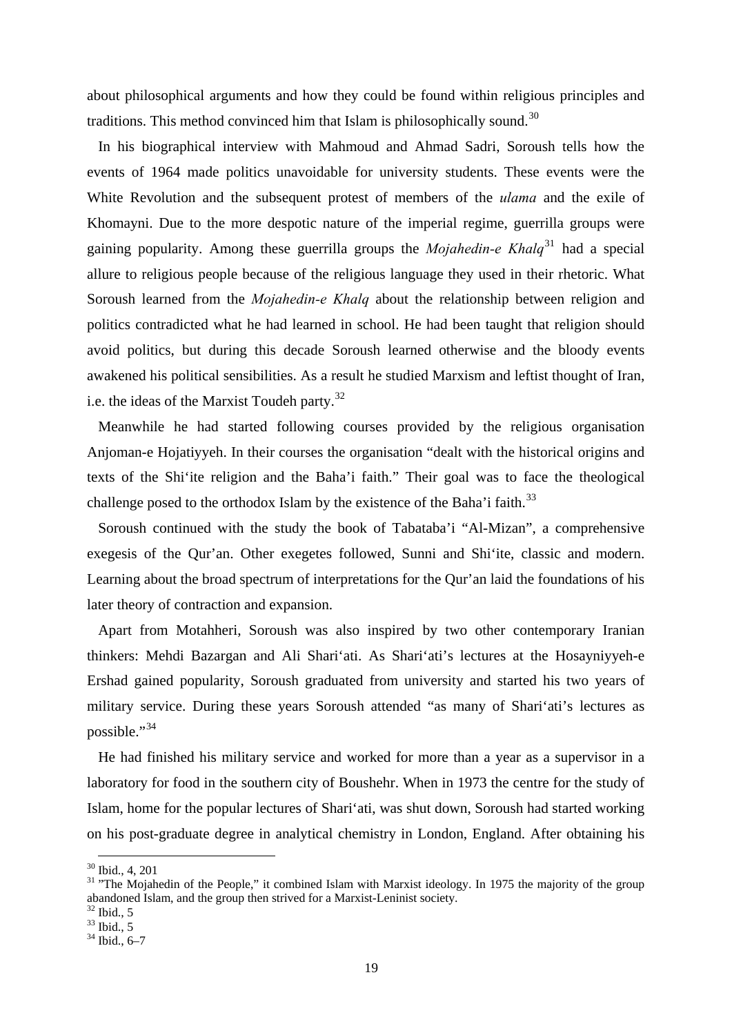about philosophical arguments and how they could be found within religious principles and traditions. This method convinced him that Islam is philosophically sound.[30]

In his biographical interview with Mahmoud and Ahmad Sadri, Soroush tells how the events of 1964 made politics unavoidable for university students. These events were the White Revolution and the subsequent protest of members of the *ulama* and the exile of Khomayni. Due to the more despotic nature of the imperial regime, guerrilla groups were gaining popularity. Among these guerrilla groups the *Mojahedin-e Khalq*[31] had a special allure to religious people because of the religious language they used in their rhetoric. What Soroush learned from the *Mojahedin-e Khalq* about the relationship between religion and politics contradicted what he had learned in school. He had been taught that religion should avoid politics, but during this decade Soroush learned otherwise and the bloody events awakened his political sensibilities. As a result he studied Marxism and leftist thought of Iran, i.e. the ideas of the Marxist Toudeh party.[32]

Meanwhile he had started following courses provided by the religious organisation Anjoman-e Hojatiyyeh. In their courses the organisation "dealt with the historical origins and texts of the Shi'ite religion and the Baha'i faith." Their goal was to face the theological challenge posed to the orthodox Islam by the existence of the Baha'i faith.[33]

Soroush continued with the study the book of Tabataba'i "Al-Mizan", a comprehensive exegesis of the Qur'an. Other exegetes followed, Sunni and Shi'ite, classic and modern. Learning about the broad spectrum of interpretations for the Qur'an laid the foundations of his later theory of contraction and expansion.

Apart from Motahheri, Soroush was also inspired by two other contemporary Iranian thinkers: Mehdi Bazargan and Ali Shari'ati. As Shari'ati's lectures at the Hosayniyyeh-e Ershad gained popularity, Soroush graduated from university and started his two years of military service. During these years Soroush attended "as many of Shari'ati's lectures as possible."[34]

He had finished his military service and worked for more than a year as a supervisor in a laboratory for food in the southern city of Boushehr. When in 1973 the centre for the study of Islam, home for the popular lectures of Shari'ati, was shut down, Soroush had started working on his post-graduate degree in analytical chemistry in London, England. After obtaining his

---

[30] Ibid., 4, 201

[31] "The Mojahedin of the People," it combined Islam with Marxist ideology. In 1975 the majority of the group abandoned Islam, and the group then strived for a Marxist-Leninist society.

[32] Ibid., 5

[33] Ibid., 5

[34] Ibid., 6–7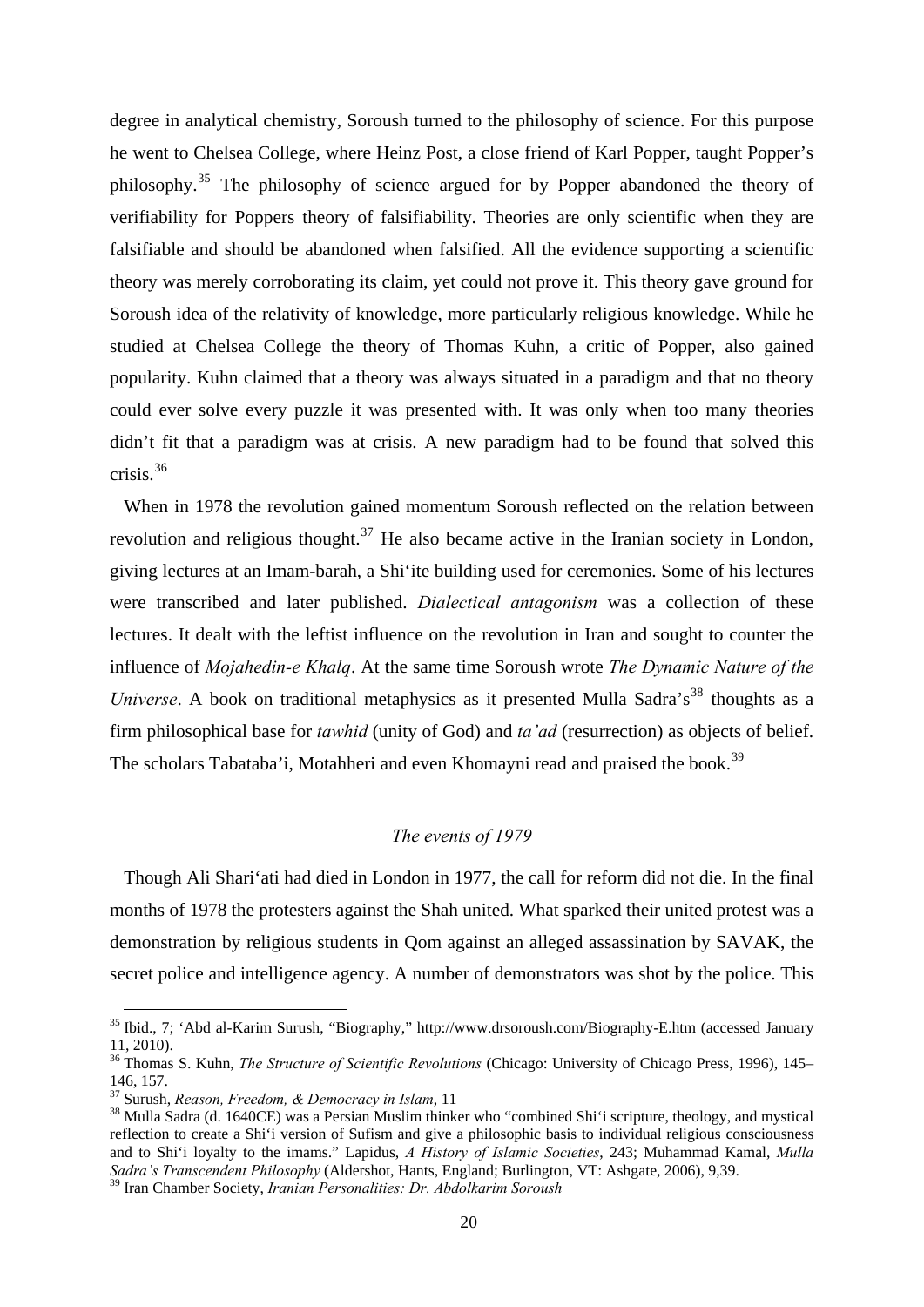degree in analytical chemistry, Soroush turned to the philosophy of science. For this purpose he went to Chelsea College, where Heinz Post, a close friend of Karl Popper, taught Popper's philosophy.[35] The philosophy of science argued for by Popper abandoned the theory of verifiability for Poppers theory of falsifiability. Theories are only scientific when they are falsifiable and should be abandoned when falsified. All the evidence supporting a scientific theory was merely corroborating its claim, yet could not prove it. This theory gave ground for Soroush idea of the relativity of knowledge, more particularly religious knowledge. While he studied at Chelsea College the theory of Thomas Kuhn, a critic of Popper, also gained popularity. Kuhn claimed that a theory was always situated in a paradigm and that no theory could ever solve every puzzle it was presented with. It was only when too many theories didn't fit that a paradigm was at crisis. A new paradigm had to be found that solved this crisis.[36]

When in 1978 the revolution gained momentum Soroush reflected on the relation between revolution and religious thought.[37] He also became active in the Iranian society in London, giving lectures at an Imam-barah, a Shi'ite building used for ceremonies. Some of his lectures were transcribed and later published. *Dialectical antagonism* was a collection of these lectures. It dealt with the leftist influence on the revolution in Iran and sought to counter the influence of *Mojahedin-e Khalq*. At the same time Soroush wrote *The Dynamic Nature of the Universe*. A book on traditional metaphysics as it presented Mulla Sadra's[38] thoughts as a firm philosophical base for *tawhid* (unity of God) and *ta'ad* (resurrection) as objects of belief. The scholars Tabataba'i, Motahheri and even Khomayni read and praised the book.[39]

### *The events of 1979*

Though Ali Shari'ati had died in London in 1977, the call for reform did not die. In the final months of 1978 the protesters against the Shah united. What sparked their united protest was a demonstration by religious students in Qom against an alleged assassination by SAVAK, the secret police and intelligence agency. A number of demonstrators was shot by the police. This

---

[35] Ibid., 7; 'Abd al-Karim Surush, "Biography," http://www.drsoroush.com/Biography-E.htm (accessed January 11, 2010).

[36] Thomas S. Kuhn, *The Structure of Scientific Revolutions* (Chicago: University of Chicago Press, 1996), 145–146, 157.

[37] Surush, *Reason, Freedom, & Democracy in Islam*, 11

[38] Mulla Sadra (d. 1640CE) was a Persian Muslim thinker who "combined Shi'i scripture, theology, and mystical reflection to create a Shi'i version of Sufism and give a philosophic basis to individual religious consciousness and to Shi'i loyalty to the imams." Lapidus, *A History of Islamic Societies*, 243; Muhammad Kamal, *Mulla Sadra's Transcendent Philosophy* (Aldershot, Hants, England; Burlington, VT: Ashgate, 2006), 9,39.

[39] Iran Chamber Society, *Iranian Personalities: Dr. Abdolkarim Soroush*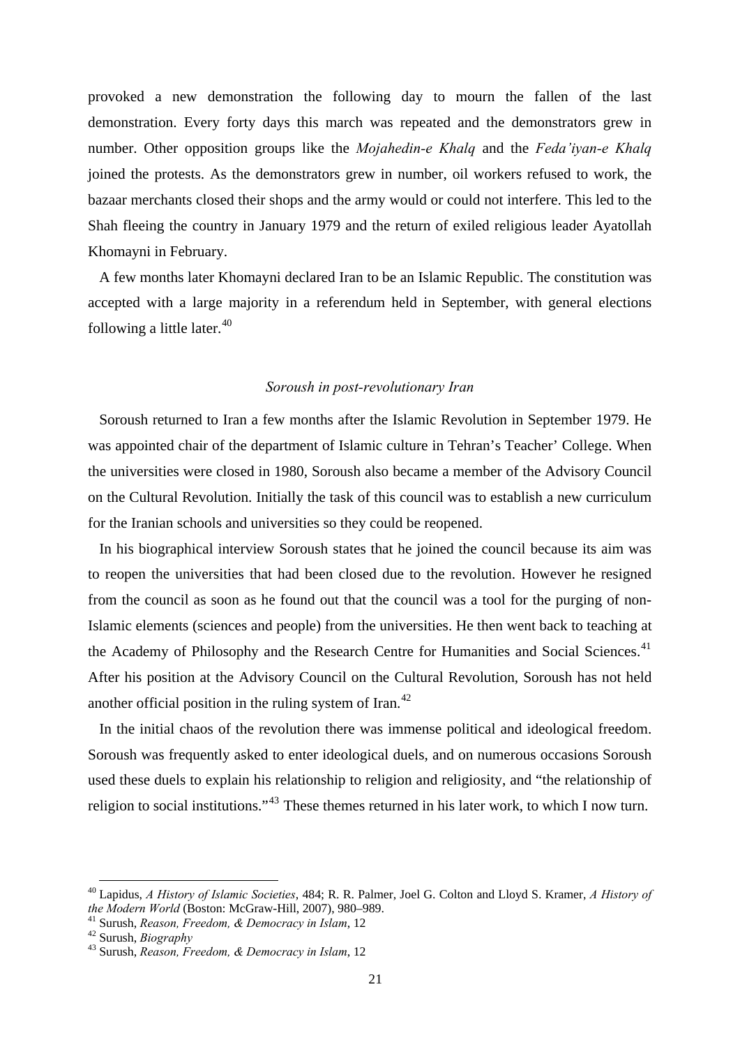provoked a new demonstration the following day to mourn the fallen of the last demonstration. Every forty days this march was repeated and the demonstrators grew in number. Other opposition groups like the *Mojahedin-e Khalq* and the *Feda'iyan-e Khalq* joined the protests. As the demonstrators grew in number, oil workers refused to work, the bazaar merchants closed their shops and the army would or could not interfere. This led to the Shah fleeing the country in January 1979 and the return of exiled religious leader Ayatollah Khomayni in February.

A few months later Khomayni declared Iran to be an Islamic Republic. The constitution was accepted with a large majority in a referendum held in September, with general elections following a little later.[40]

### *Soroush in post-revolutionary Iran*

Soroush returned to Iran a few months after the Islamic Revolution in September 1979. He was appointed chair of the department of Islamic culture in Tehran's Teacher' College. When the universities were closed in 1980, Soroush also became a member of the Advisory Council on the Cultural Revolution. Initially the task of this council was to establish a new curriculum for the Iranian schools and universities so they could be reopened.

In his biographical interview Soroush states that he joined the council because its aim was to reopen the universities that had been closed due to the revolution. However he resigned from the council as soon as he found out that the council was a tool for the purging of non-Islamic elements (sciences and people) from the universities. He then went back to teaching at the Academy of Philosophy and the Research Centre for Humanities and Social Sciences.[41] After his position at the Advisory Council on the Cultural Revolution, Soroush has not held another official position in the ruling system of Iran.[42]

In the initial chaos of the revolution there was immense political and ideological freedom. Soroush was frequently asked to enter ideological duels, and on numerous occasions Soroush used these duels to explain his relationship to religion and religiosity, and "the relationship of religion to social institutions."[43] These themes returned in his later work, to which I now turn.

---

[40] Lapidus, *A History of Islamic Societies*, 484; R. R. Palmer, Joel G. Colton and Lloyd S. Kramer, *A History of the Modern World* (Boston: McGraw-Hill, 2007), 980–989.

[41] Surush, *Reason, Freedom, & Democracy in Islam*, 12

[42] Surush, *Biography*

[43] Surush, *Reason, Freedom, & Democracy in Islam*, 12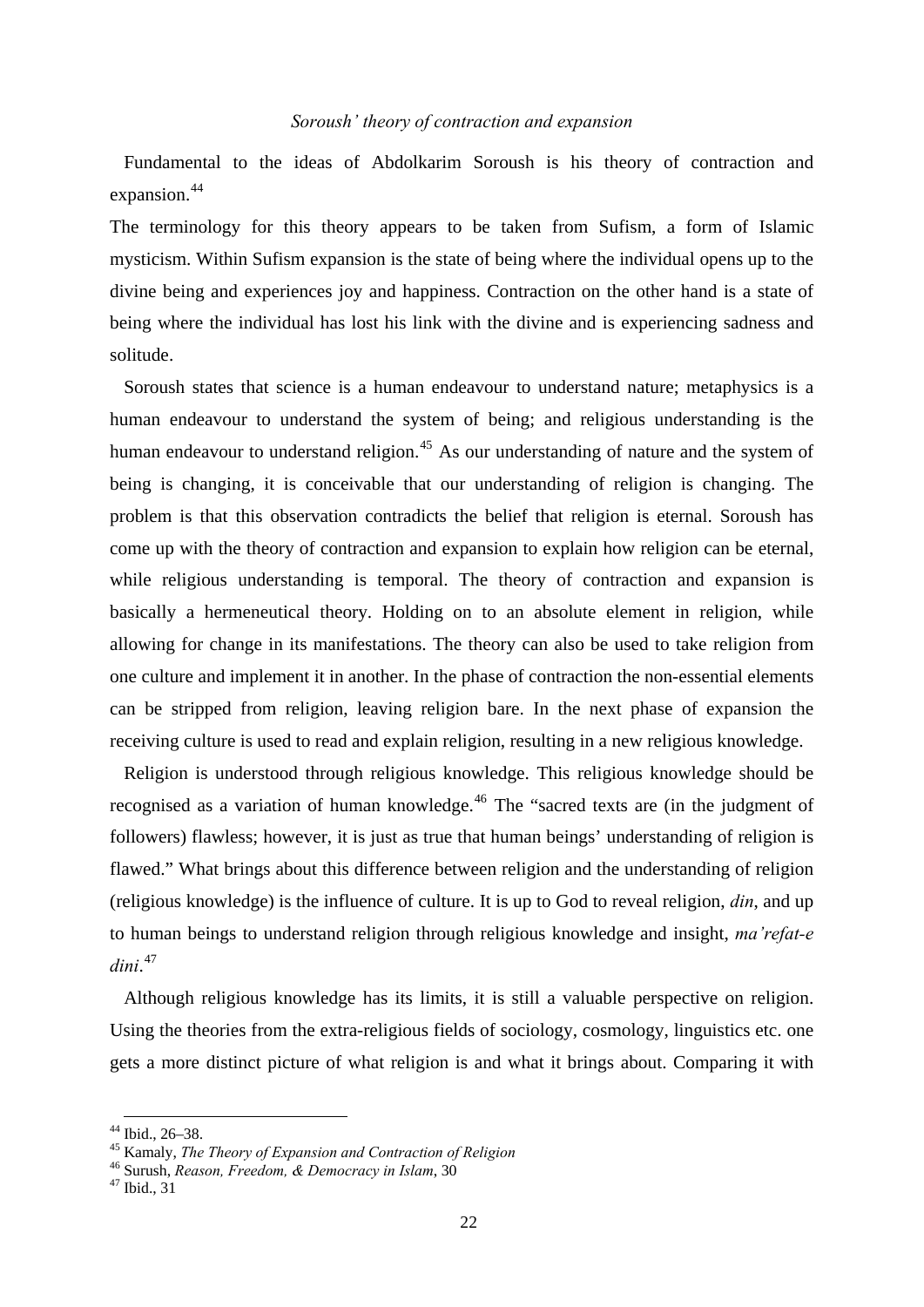### *Soroush' theory of contraction and expansion*

Fundamental to the ideas of Abdolkarim Soroush is his theory of contraction and expansion.[44]

The terminology for this theory appears to be taken from Sufism, a form of Islamic mysticism. Within Sufism expansion is the state of being where the individual opens up to the divine being and experiences joy and happiness. Contraction on the other hand is a state of being where the individual has lost his link with the divine and is experiencing sadness and solitude.

Soroush states that science is a human endeavour to understand nature; metaphysics is a human endeavour to understand the system of being; and religious understanding is the human endeavour to understand religion.[45] As our understanding of nature and the system of being is changing, it is conceivable that our understanding of religion is changing. The problem is that this observation contradicts the belief that religion is eternal. Soroush has come up with the theory of contraction and expansion to explain how religion can be eternal, while religious understanding is temporal. The theory of contraction and expansion is basically a hermeneutical theory. Holding on to an absolute element in religion, while allowing for change in its manifestations. The theory can also be used to take religion from one culture and implement it in another. In the phase of contraction the non-essential elements can be stripped from religion, leaving religion bare. In the next phase of expansion the receiving culture is used to read and explain religion, resulting in a new religious knowledge.

Religion is understood through religious knowledge. This religious knowledge should be recognised as a variation of human knowledge.[46] The "sacred texts are (in the judgment of followers) flawless; however, it is just as true that human beings' understanding of religion is flawed." What brings about this difference between religion and the understanding of religion (religious knowledge) is the influence of culture. It is up to God to reveal religion, *din*, and up to human beings to understand religion through religious knowledge and insight, *ma'refat-e dini*.[47]

Although religious knowledge has its limits, it is still a valuable perspective on religion. Using the theories from the extra-religious fields of sociology, cosmology, linguistics etc. one gets a more distinct picture of what religion is and what it brings about. Comparing it with

---

[44] Ibid., 26–38.

[45] Kamaly, *The Theory of Expansion and Contraction of Religion*

[46] Surush, *Reason, Freedom, & Democracy in Islam*, 30

[47] Ibid., 31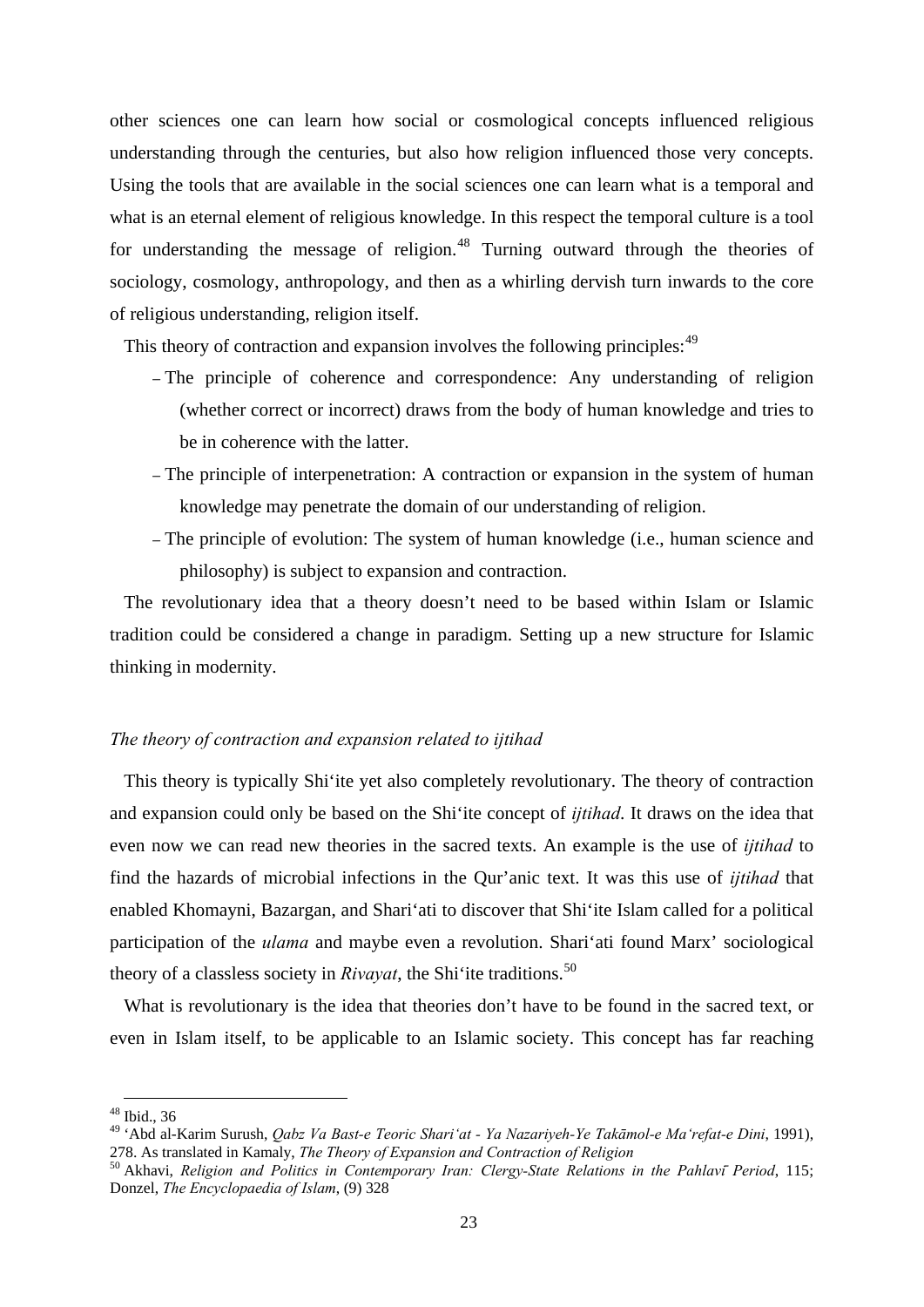other sciences one can learn how social or cosmological concepts influenced religious understanding through the centuries, but also how religion influenced those very concepts. Using the tools that are available in the social sciences one can learn what is a temporal and what is an eternal element of religious knowledge. In this respect the temporal culture is a tool for understanding the message of religion.[48] Turning outward through the theories of sociology, cosmology, anthropology, and then as a whirling dervish turn inwards to the core of religious understanding, religion itself.

This theory of contraction and expansion involves the following principles:[49]

- The principle of coherence and correspondence: Any understanding of religion (whether correct or incorrect) draws from the body of human knowledge and tries to be in coherence with the latter.
- The principle of interpenetration: A contraction or expansion in the system of human knowledge may penetrate the domain of our understanding of religion.
- The principle of evolution: The system of human knowledge (i.e., human science and philosophy) is subject to expansion and contraction.

The revolutionary idea that a theory doesn't need to be based within Islam or Islamic tradition could be considered a change in paradigm. Setting up a new structure for Islamic thinking in modernity.

*The theory of contraction and expansion related to ijtihad*

This theory is typically Shi'ite yet also completely revolutionary. The theory of contraction and expansion could only be based on the Shi'ite concept of *ijtihad*. It draws on the idea that even now we can read new theories in the sacred texts. An example is the use of *ijtihad* to find the hazards of microbial infections in the Qur'anic text. It was this use of *ijtihad* that enabled Khomayni, Bazargan, and Shari'ati to discover that Shi'ite Islam called for a political participation of the *ulama* and maybe even a revolution. Shari'ati found Marx' sociological theory of a classless society in *Rivayat*, the Shi'ite traditions.[50]

What is revolutionary is the idea that theories don't have to be found in the sacred text, or even in Islam itself, to be applicable to an Islamic society. This concept has far reaching

---

[48] Ibid., 36

[49] 'Abd al-Karim Surush, *Qabz Va Bast-e Teoric Shari'at - Ya Nazariyeh-Ye Takāmol-e Ma'refat-e Dini*, 1991), 278. As translated in Kamaly, *The Theory of Expansion and Contraction of Religion*

[50] Akhavi, *Religion and Politics in Contemporary Iran: Clergy-State Relations in the Pahlavī Period*, 115; Donzel, *The Encyclopaedia of Islam*, (9) 328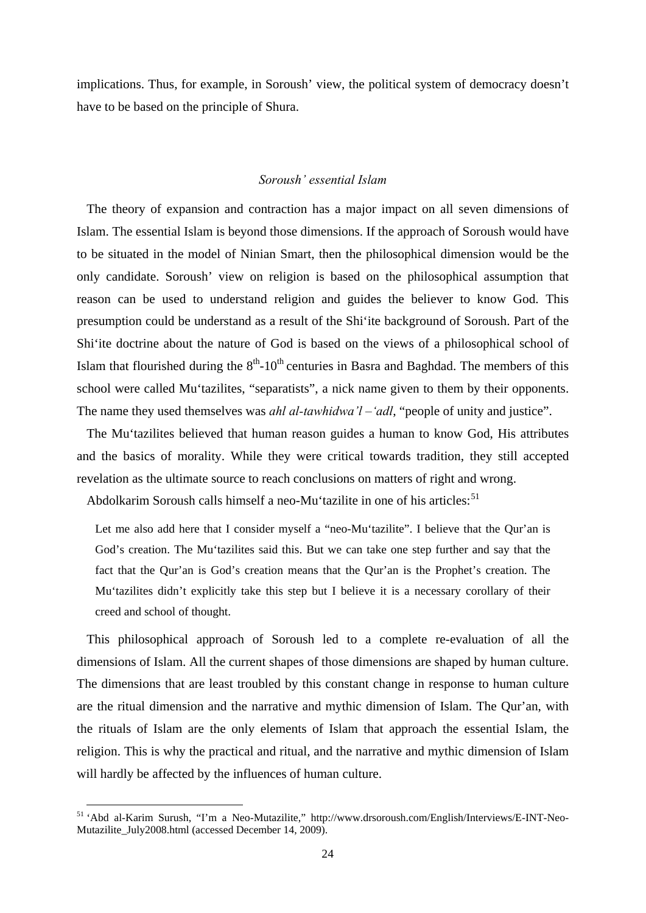implications. Thus, for example, in Soroush' view, the political system of democracy doesn't have to be based on the principle of Shura.

### *Soroush' essential Islam*

The theory of expansion and contraction has a major impact on all seven dimensions of Islam. The essential Islam is beyond those dimensions. If the approach of Soroush would have to be situated in the model of Ninian Smart, then the philosophical dimension would be the only candidate. Soroush' view on religion is based on the philosophical assumption that reason can be used to understand religion and guides the believer to know God. This presumption could be understand as a result of the Shi'ite background of Soroush. Part of the Shi'ite doctrine about the nature of God is based on the views of a philosophical school of Islam that flourished during the $8^{th}$-$10^{th}$ centuries in Basra and Baghdad. The members of this school were called Mu'tazilites, "separatists", a nick name given to them by their opponents. The name they used themselves was *ahl al-tawhidwa'l – 'adl*, "people of unity and justice".

The Mu'tazilites believed that human reason guides a human to know God, His attributes and the basics of morality. While they were critical towards tradition, they still accepted revelation as the ultimate source to reach conclusions on matters of right and wrong.

Abdolkarim Soroush calls himself a neo-Mu'tazilite in one of his articles:[51]

> Let me also add here that I consider myself a "neo-Mu'tazilite". I believe that the Qur'an is God's creation. The Mu'tazilites said this. But we can take one step further and say that the fact that the Qur'an is God's creation means that the Qur'an is the Prophet's creation. The Mu'tazilites didn't explicitly take this step but I believe it is a necessary corollary of their creed and school of thought.

This philosophical approach of Soroush led to a complete re-evaluation of all the dimensions of Islam. All the current shapes of those dimensions are shaped by human culture. The dimensions that are least troubled by this constant change in response to human culture are the ritual dimension and the narrative and mythic dimension of Islam. The Qur'an, with the rituals of Islam are the only elements of Islam that approach the essential Islam, the religion. This is why the practical and ritual, and the narrative and mythic dimension of Islam will hardly be affected by the influences of human culture.

---

[51] 'Abd al-Karim Surush, "I'm a Neo-Mutazilite," http://www.drsoroush.com/English/Interviews/E-INT-Neo-Mutazilite_July2008.html (accessed December 14, 2009).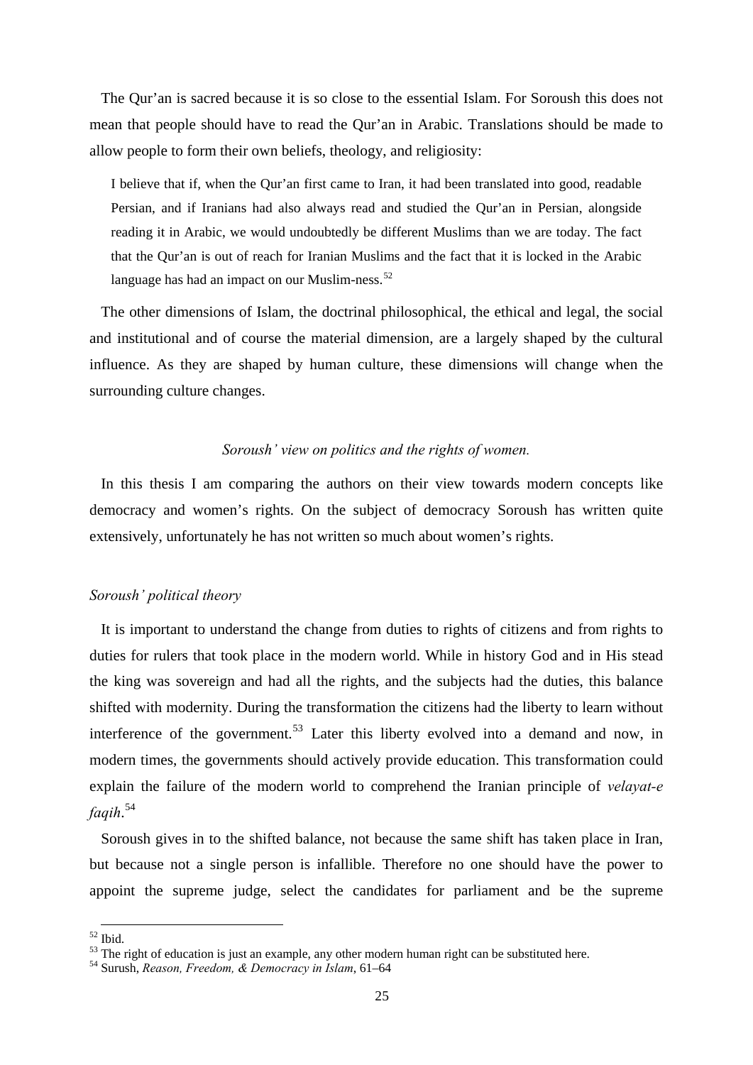The Qur'an is sacred because it is so close to the essential Islam. For Soroush this does not mean that people should have to read the Qur'an in Arabic. Translations should be made to allow people to form their own beliefs, theology, and religiosity:

> I believe that if, when the Qur'an first came to Iran, it had been translated into good, readable Persian, and if Iranians had also always read and studied the Qur'an in Persian, alongside reading it in Arabic, we would undoubtedly be different Muslims than we are today. The fact that the Qur'an is out of reach for Iranian Muslims and the fact that it is locked in the Arabic language has had an impact on our Muslim-ness.[52]

The other dimensions of Islam, the doctrinal philosophical, the ethical and legal, the social and institutional and of course the material dimension, are a largely shaped by the cultural influence. As they are shaped by human culture, these dimensions will change when the surrounding culture changes.

### *Soroush' view on politics and the rights of women.*

In this thesis I am comparing the authors on their view towards modern concepts like democracy and women's rights. On the subject of democracy Soroush has written quite extensively, unfortunately he has not written so much about women's rights.

#### *Soroush' political theory*

It is important to understand the change from duties to rights of citizens and from rights to duties for rulers that took place in the modern world. While in history God and in His stead the king was sovereign and had all the rights, and the subjects had the duties, this balance shifted with modernity. During the transformation the citizens had the liberty to learn without interference of the government.[53] Later this liberty evolved into a demand and now, in modern times, the governments should actively provide education. This transformation could explain the failure of the modern world to comprehend the Iranian principle of *velayat-e faqih*.[54]

Soroush gives in to the shifted balance, not because the same shift has taken place in Iran, but because not a single person is infallible. Therefore no one should have the power to appoint the supreme judge, select the candidates for parliament and be the supreme

---

[52] Ibid.

[53] The right of education is just an example, any other modern human right can be substituted here.

[54] Surush, *Reason, Freedom, & Democracy in Islam*, 61–64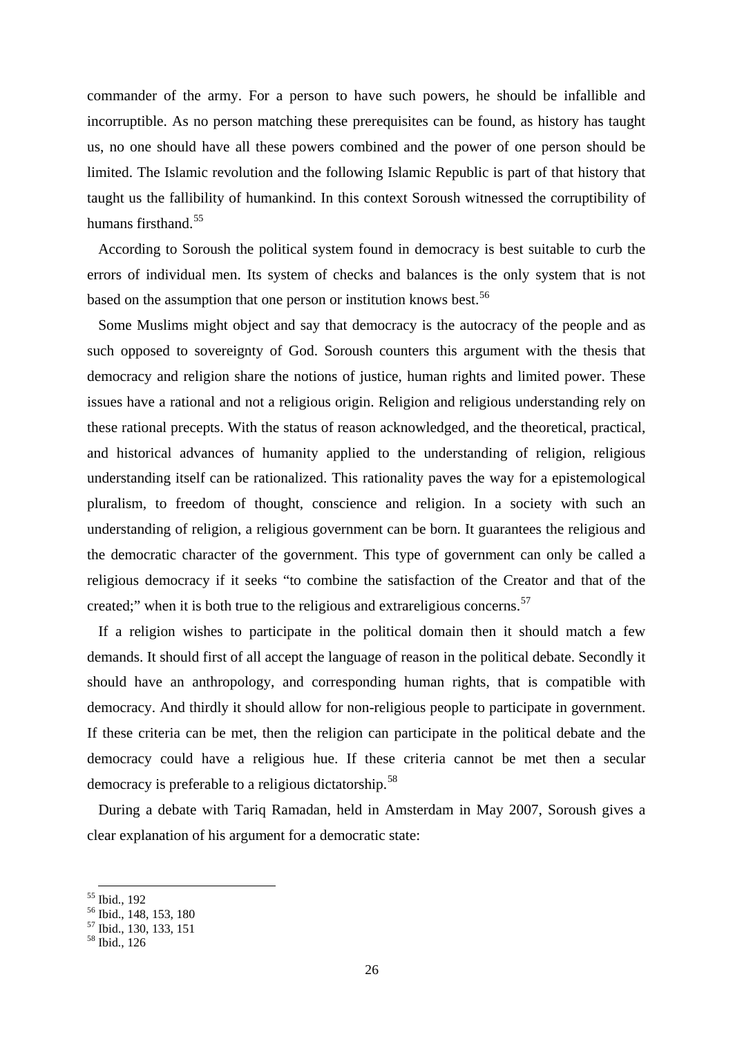commander of the army. For a person to have such powers, he should be infallible and incorruptible. As no person matching these prerequisites can be found, as history has taught us, no one should have all these powers combined and the power of one person should be limited. The Islamic revolution and the following Islamic Republic is part of that history that taught us the fallibility of humankind. In this context Soroush witnessed the corruptibility of humans firsthand.[55]

According to Soroush the political system found in democracy is best suitable to curb the errors of individual men. Its system of checks and balances is the only system that is not based on the assumption that one person or institution knows best.[56]

Some Muslims might object and say that democracy is the autocracy of the people and as such opposed to sovereignty of God. Soroush counters this argument with the thesis that democracy and religion share the notions of justice, human rights and limited power. These issues have a rational and not a religious origin. Religion and religious understanding rely on these rational precepts. With the status of reason acknowledged, and the theoretical, practical, and historical advances of humanity applied to the understanding of religion, religious understanding itself can be rationalized. This rationality paves the way for a epistemological pluralism, to freedom of thought, conscience and religion. In a society with such an understanding of religion, a religious government can be born. It guarantees the religious and the democratic character of the government. This type of government can only be called a religious democracy if it seeks "to combine the satisfaction of the Creator and that of the created;" when it is both true to the religious and extrareligious concerns.[57]

If a religion wishes to participate in the political domain then it should match a few demands. It should first of all accept the language of reason in the political debate. Secondly it should have an anthropology, and corresponding human rights, that is compatible with democracy. And thirdly it should allow for non-religious people to participate in government. If these criteria can be met, then the religion can participate in the political debate and the democracy could have a religious hue. If these criteria cannot be met then a secular democracy is preferable to a religious dictatorship.[58]

During a debate with Tariq Ramadan, held in Amsterdam in May 2007, Soroush gives a clear explanation of his argument for a democratic state:

---

[55] Ibid., 192
[56] Ibid., 148, 153, 180
[57] Ibid., 130, 133, 151
[58] Ibid., 126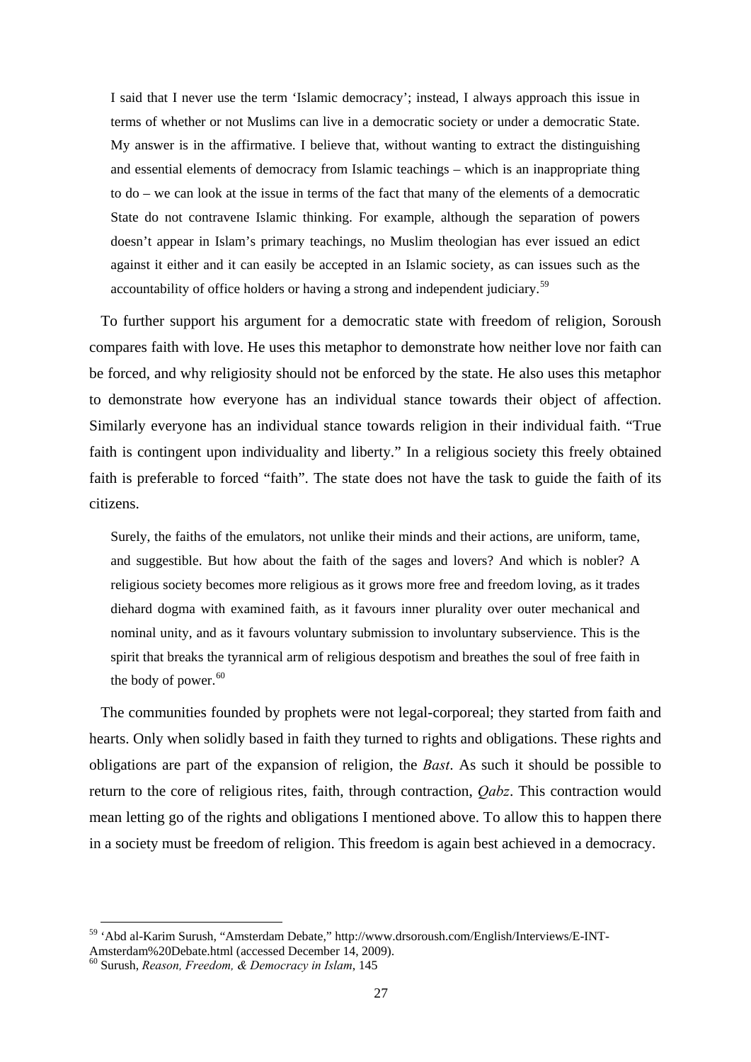> I said that I never use the term 'Islamic democracy'; instead, I always approach this issue in terms of whether or not Muslims can live in a democratic society or under a democratic State. My answer is in the affirmative. I believe that, without wanting to extract the distinguishing and essential elements of democracy from Islamic teachings – which is an inappropriate thing to do – we can look at the issue in terms of the fact that many of the elements of a democratic State do not contravene Islamic thinking. For example, although the separation of powers doesn't appear in Islam's primary teachings, no Muslim theologian has ever issued an edict against it either and it can easily be accepted in an Islamic society, as can issues such as the accountability of office holders or having a strong and independent judiciary.[59]

To further support his argument for a democratic state with freedom of religion, Soroush compares faith with love. He uses this metaphor to demonstrate how neither love nor faith can be forced, and why religiosity should not be enforced by the state. He also uses this metaphor to demonstrate how everyone has an individual stance towards their object of affection. Similarly everyone has an individual stance towards religion in their individual faith. "True faith is contingent upon individuality and liberty." In a religious society this freely obtained faith is preferable to forced "faith". The state does not have the task to guide the faith of its citizens.

> Surely, the faiths of the emulators, not unlike their minds and their actions, are uniform, tame, and suggestible. But how about the faith of the sages and lovers? And which is nobler? A religious society becomes more religious as it grows more free and freedom loving, as it trades diehard dogma with examined faith, as it favours inner plurality over outer mechanical and nominal unity, and as it favours voluntary submission to involuntary subservience. This is the spirit that breaks the tyrannical arm of religious despotism and breathes the soul of free faith in the body of power.[60]

The communities founded by prophets were not legal-corporeal; they started from faith and hearts. Only when solidly based in faith they turned to rights and obligations. These rights and obligations are part of the expansion of religion, the *Bast*. As such it should be possible to return to the core of religious rites, faith, through contraction, *Qabz*. This contraction would mean letting go of the rights and obligations I mentioned above. To allow this to happen there in a society must be freedom of religion. This freedom is again best achieved in a democracy.

---

[59] 'Abd al-Karim Surush, "Amsterdam Debate," http://www.drsoroush.com/English/Interviews/E-INT-Amsterdam%20Debate.html (accessed December 14, 2009).

[60] Surush, *Reason, Freedom, & Democracy in Islam*, 145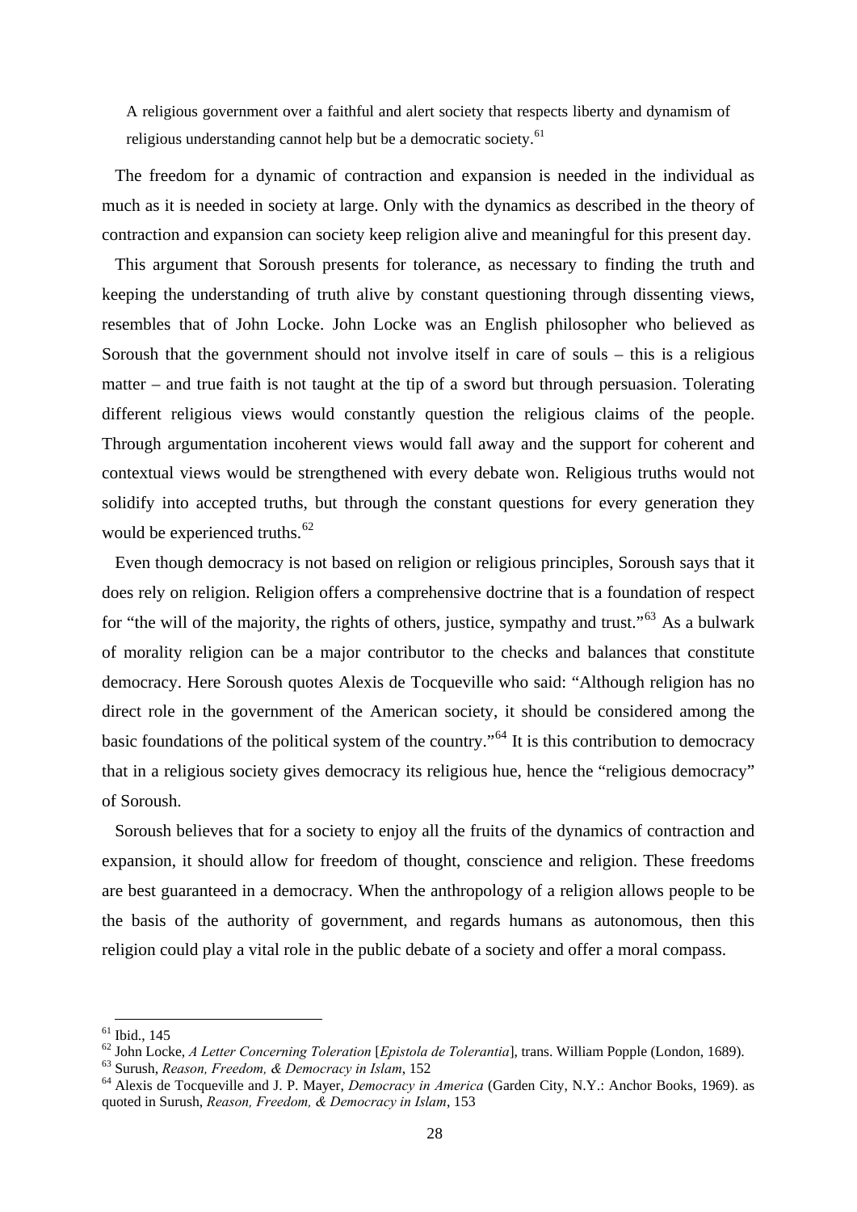> A religious government over a faithful and alert society that respects liberty and dynamism of religious understanding cannot help but be a democratic society.[61]

The freedom for a dynamic of contraction and expansion is needed in the individual as much as it is needed in society at large. Only with the dynamics as described in the theory of contraction and expansion can society keep religion alive and meaningful for this present day.

This argument that Soroush presents for tolerance, as necessary to finding the truth and keeping the understanding of truth alive by constant questioning through dissenting views, resembles that of John Locke. John Locke was an English philosopher who believed as Soroush that the government should not involve itself in care of souls – this is a religious matter – and true faith is not taught at the tip of a sword but through persuasion. Tolerating different religious views would constantly question the religious claims of the people. Through argumentation incoherent views would fall away and the support for coherent and contextual views would be strengthened with every debate won. Religious truths would not solidify into accepted truths, but through the constant questions for every generation they would be experienced truths.[62]

Even though democracy is not based on religion or religious principles, Soroush says that it does rely on religion. Religion offers a comprehensive doctrine that is a foundation of respect for "the will of the majority, the rights of others, justice, sympathy and trust."[63] As a bulwark of morality religion can be a major contributor to the checks and balances that constitute democracy. Here Soroush quotes Alexis de Tocqueville who said: "Although religion has no direct role in the government of the American society, it should be considered among the basic foundations of the political system of the country."[64] It is this contribution to democracy that in a religious society gives democracy its religious hue, hence the "religious democracy" of Soroush.

Soroush believes that for a society to enjoy all the fruits of the dynamics of contraction and expansion, it should allow for freedom of thought, conscience and religion. These freedoms are best guaranteed in a democracy. When the anthropology of a religion allows people to be the basis of the authority of government, and regards humans as autonomous, then this religion could play a vital role in the public debate of a society and offer a moral compass.

---

[61] Ibid., 145

[62] John Locke, *A Letter Concerning Toleration* [*Epistola de Tolerantia*], trans. William Popple (London, 1689).

[63] Surush, *Reason, Freedom, & Democracy in Islam*, 152

[64] Alexis de Tocqueville and J. P. Mayer, *Democracy in America* (Garden City, N.Y.: Anchor Books, 1969). as quoted in Surush, *Reason, Freedom, & Democracy in Islam*, 153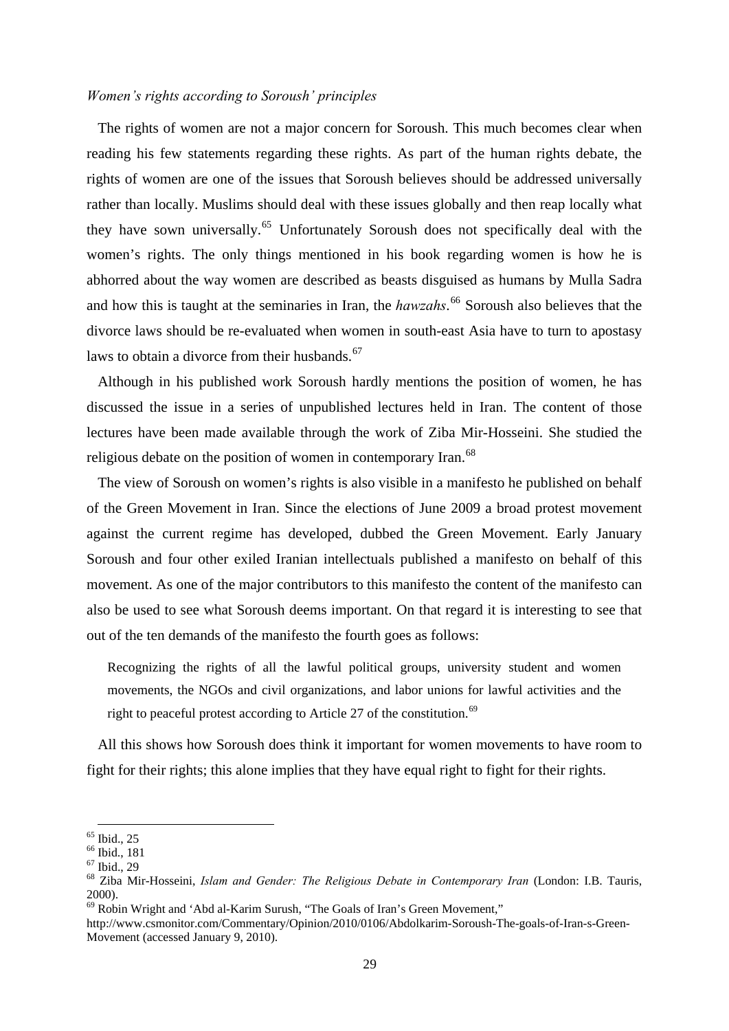*Women's rights according to Soroush' principles*

The rights of women are not a major concern for Soroush. This much becomes clear when reading his few statements regarding these rights. As part of the human rights debate, the rights of women are one of the issues that Soroush believes should be addressed universally rather than locally. Muslims should deal with these issues globally and then reap locally what they have sown universally.[65] Unfortunately Soroush does not specifically deal with the women's rights. The only things mentioned in his book regarding women is how he is abhorred about the way women are described as beasts disguised as humans by Mulla Sadra and how this is taught at the seminaries in Iran, the *hawzahs*.[66] Soroush also believes that the divorce laws should be re-evaluated when women in south-east Asia have to turn to apostasy laws to obtain a divorce from their husbands.[67]

Although in his published work Soroush hardly mentions the position of women, he has discussed the issue in a series of unpublished lectures held in Iran. The content of those lectures have been made available through the work of Ziba Mir-Hosseini. She studied the religious debate on the position of women in contemporary Iran.[68]

The view of Soroush on women's rights is also visible in a manifesto he published on behalf of the Green Movement in Iran. Since the elections of June 2009 a broad protest movement against the current regime has developed, dubbed the Green Movement. Early January Soroush and four other exiled Iranian intellectuals published a manifesto on behalf of this movement. As one of the major contributors to this manifesto the content of the manifesto can also be used to see what Soroush deems important. On that regard it is interesting to see that out of the ten demands of the manifesto the fourth goes as follows:

> Recognizing the rights of all the lawful political groups, university student and women movements, the NGOs and civil organizations, and labor unions for lawful activities and the right to peaceful protest according to Article 27 of the constitution.[69]

All this shows how Soroush does think it important for women movements to have room to fight for their rights; this alone implies that they have equal right to fight for their rights.

---

[65] Ibid., 25

[66] Ibid., 181

[67] Ibid., 29

[68] Ziba Mir-Hosseini, *Islam and Gender: The Religious Debate in Contemporary Iran* (London: I.B. Tauris, 2000).

[69] Robin Wright and 'Abd al-Karim Surush, "The Goals of Iran's Green Movement," http://www.csmonitor.com/Commentary/Opinion/2010/0106/Abdolkarim-Soroush-The-goals-of-Iran-s-Green-Movement (accessed January 9, 2010).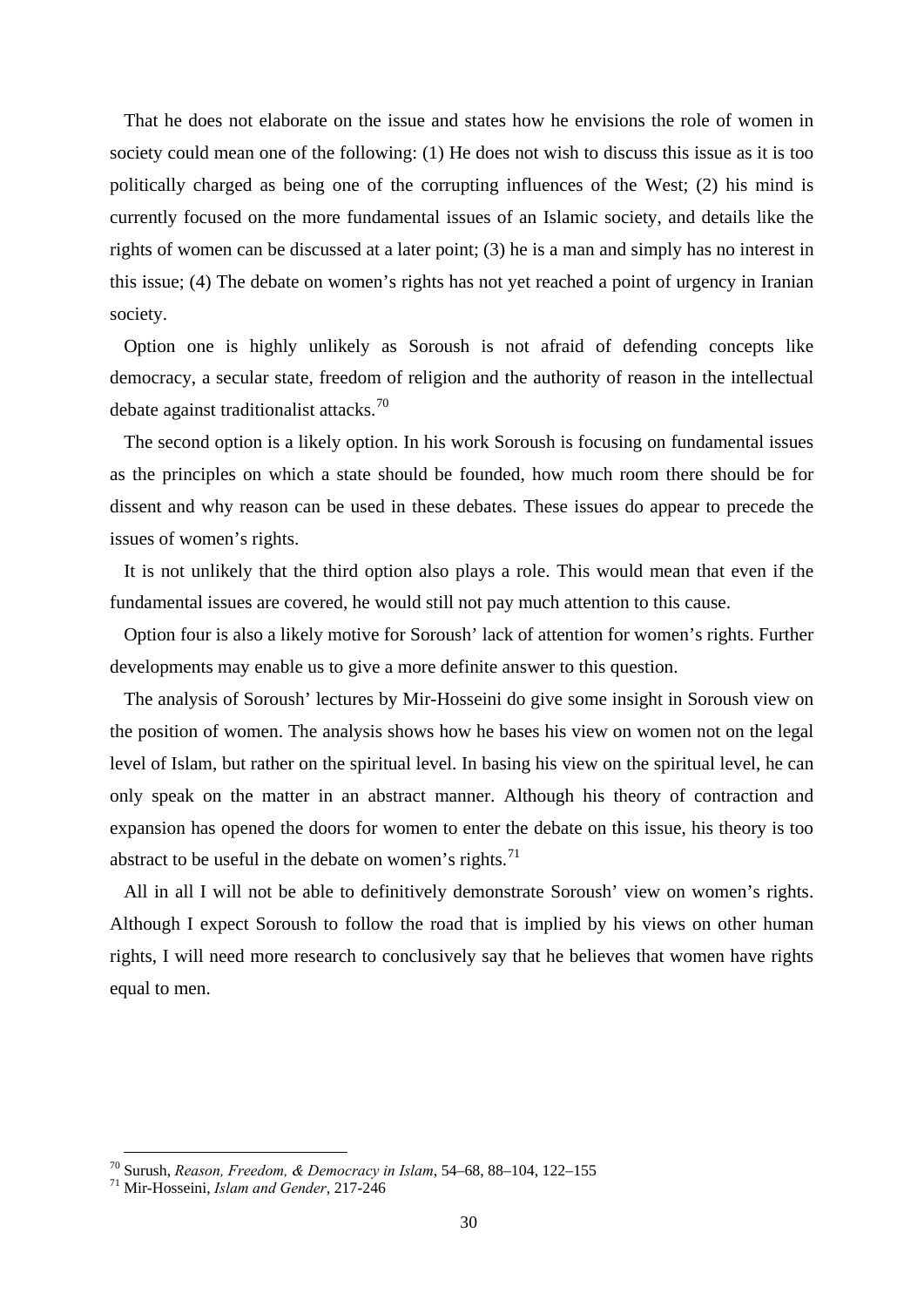That he does not elaborate on the issue and states how he envisions the role of women in society could mean one of the following: (1) He does not wish to discuss this issue as it is too politically charged as being one of the corrupting influences of the West; (2) his mind is currently focused on the more fundamental issues of an Islamic society, and details like the rights of women can be discussed at a later point; (3) he is a man and simply has no interest in this issue; (4) The debate on women's rights has not yet reached a point of urgency in Iranian society.

Option one is highly unlikely as Soroush is not afraid of defending concepts like democracy, a secular state, freedom of religion and the authority of reason in the intellectual debate against traditionalist attacks.[70]

The second option is a likely option. In his work Soroush is focusing on fundamental issues as the principles on which a state should be founded, how much room there should be for dissent and why reason can be used in these debates. These issues do appear to precede the issues of women's rights.

It is not unlikely that the third option also plays a role. This would mean that even if the fundamental issues are covered, he would still not pay much attention to this cause.

Option four is also a likely motive for Soroush' lack of attention for women's rights. Further developments may enable us to give a more definite answer to this question.

The analysis of Soroush' lectures by Mir-Hosseini do give some insight in Soroush view on the position of women. The analysis shows how he bases his view on women not on the legal level of Islam, but rather on the spiritual level. In basing his view on the spiritual level, he can only speak on the matter in an abstract manner. Although his theory of contraction and expansion has opened the doors for women to enter the debate on this issue, his theory is too abstract to be useful in the debate on women's rights.[71]

All in all I will not be able to definitively demonstrate Soroush' view on women's rights. Although I expect Soroush to follow the road that is implied by his views on other human rights, I will need more research to conclusively say that he believes that women have rights equal to men.

---

[70] Surush, *Reason, Freedom, & Democracy in Islam*, 54–68, 88–104, 122–155

[71] Mir-Hosseini, *Islam and Gender*, 217-246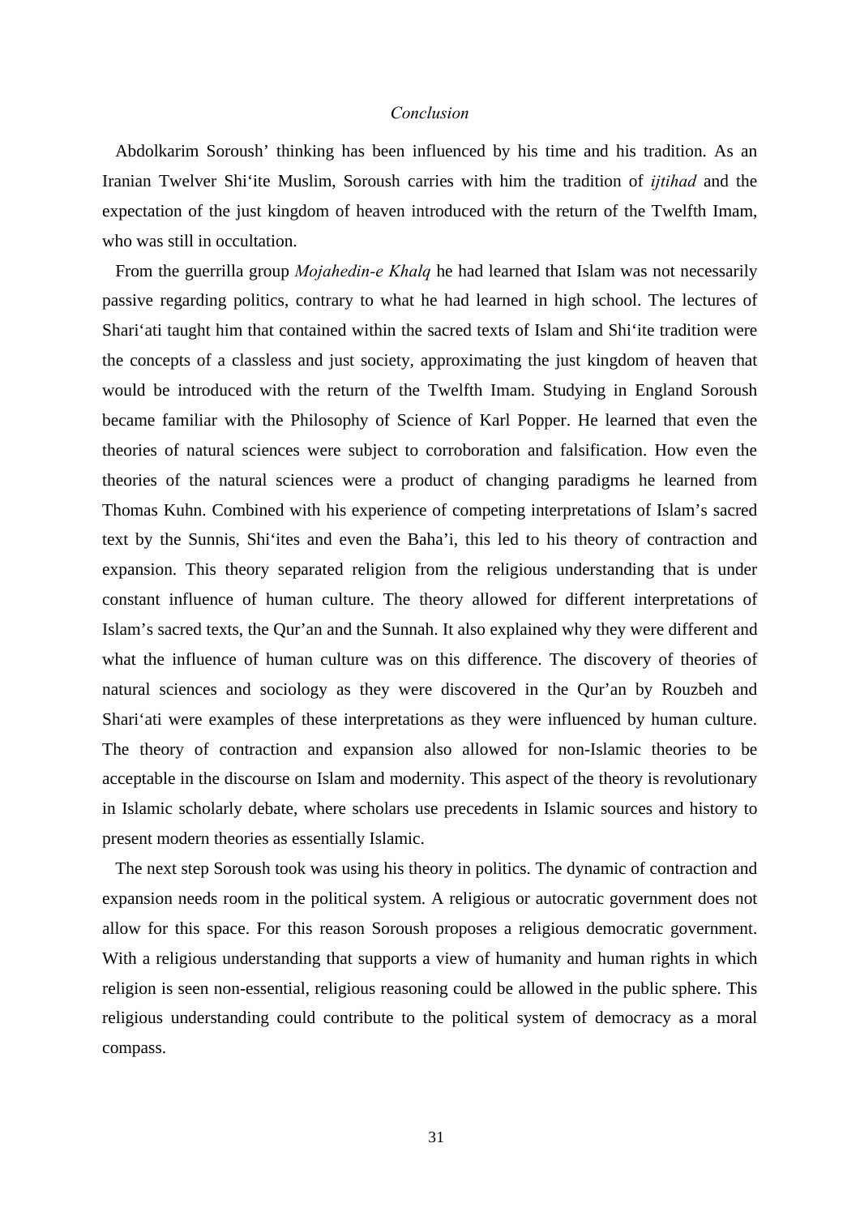## *Conclusion*

Abdolkarim Soroush' thinking has been influenced by his time and his tradition. As an Iranian Twelver Shi'ite Muslim, Soroush carries with him the tradition of *ijtihad* and the expectation of the just kingdom of heaven introduced with the return of the Twelfth Imam, who was still in occultation.

From the guerrilla group *Mojahedin-e Khalq* he had learned that Islam was not necessarily passive regarding politics, contrary to what he had learned in high school. The lectures of Shari'ati taught him that contained within the sacred texts of Islam and Shi'ite tradition were the concepts of a classless and just society, approximating the just kingdom of heaven that would be introduced with the return of the Twelfth Imam. Studying in England Soroush became familiar with the Philosophy of Science of Karl Popper. He learned that even the theories of natural sciences were subject to corroboration and falsification. How even the theories of the natural sciences were a product of changing paradigms he learned from Thomas Kuhn. Combined with his experience of competing interpretations of Islam's sacred text by the Sunnis, Shi'ites and even the Baha'i, this led to his theory of contraction and expansion. This theory separated religion from the religious understanding that is under constant influence of human culture. The theory allowed for different interpretations of Islam's sacred texts, the Qur'an and the Sunnah. It also explained why they were different and what the influence of human culture was on this difference. The discovery of theories of natural sciences and sociology as they were discovered in the Qur'an by Rouzbeh and Shari'ati were examples of these interpretations as they were influenced by human culture. The theory of contraction and expansion also allowed for non-Islamic theories to be acceptable in the discourse on Islam and modernity. This aspect of the theory is revolutionary in Islamic scholarly debate, where scholars use precedents in Islamic sources and history to present modern theories as essentially Islamic.

The next step Soroush took was using his theory in politics. The dynamic of contraction and expansion needs room in the political system. A religious or autocratic government does not allow for this space. For this reason Soroush proposes a religious democratic government. With a religious understanding that supports a view of humanity and human rights in which religion is seen non-essential, religious reasoning could be allowed in the public sphere. This religious understanding could contribute to the political system of democracy as a moral compass.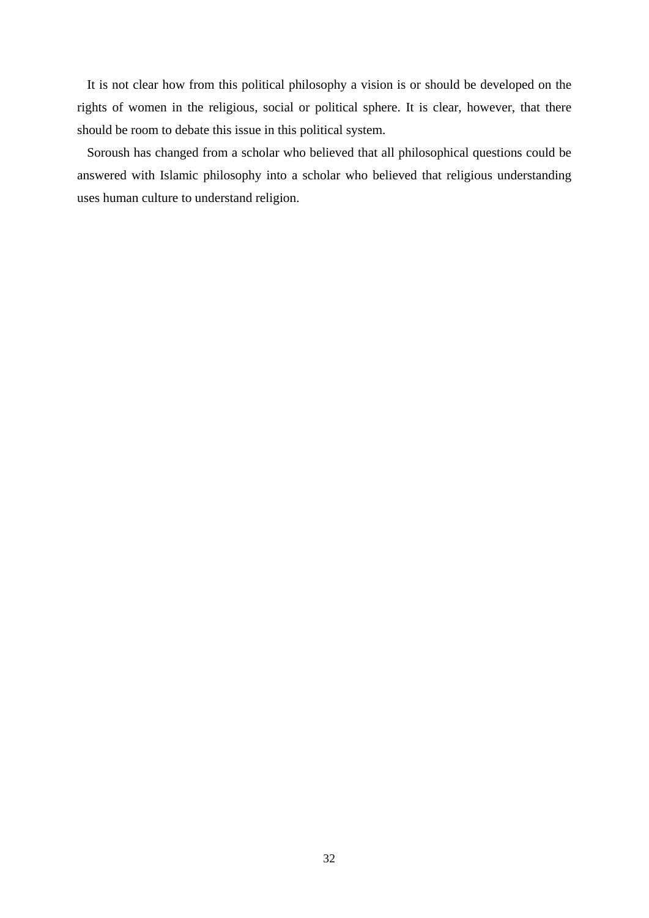It is not clear how from this political philosophy a vision is or should be developed on the rights of women in the religious, social or political sphere. It is clear, however, that there should be room to debate this issue in this political system.

Soroush has changed from a scholar who believed that all philosophical questions could be answered with Islamic philosophy into a scholar who believed that religious understanding uses human culture to understand religion.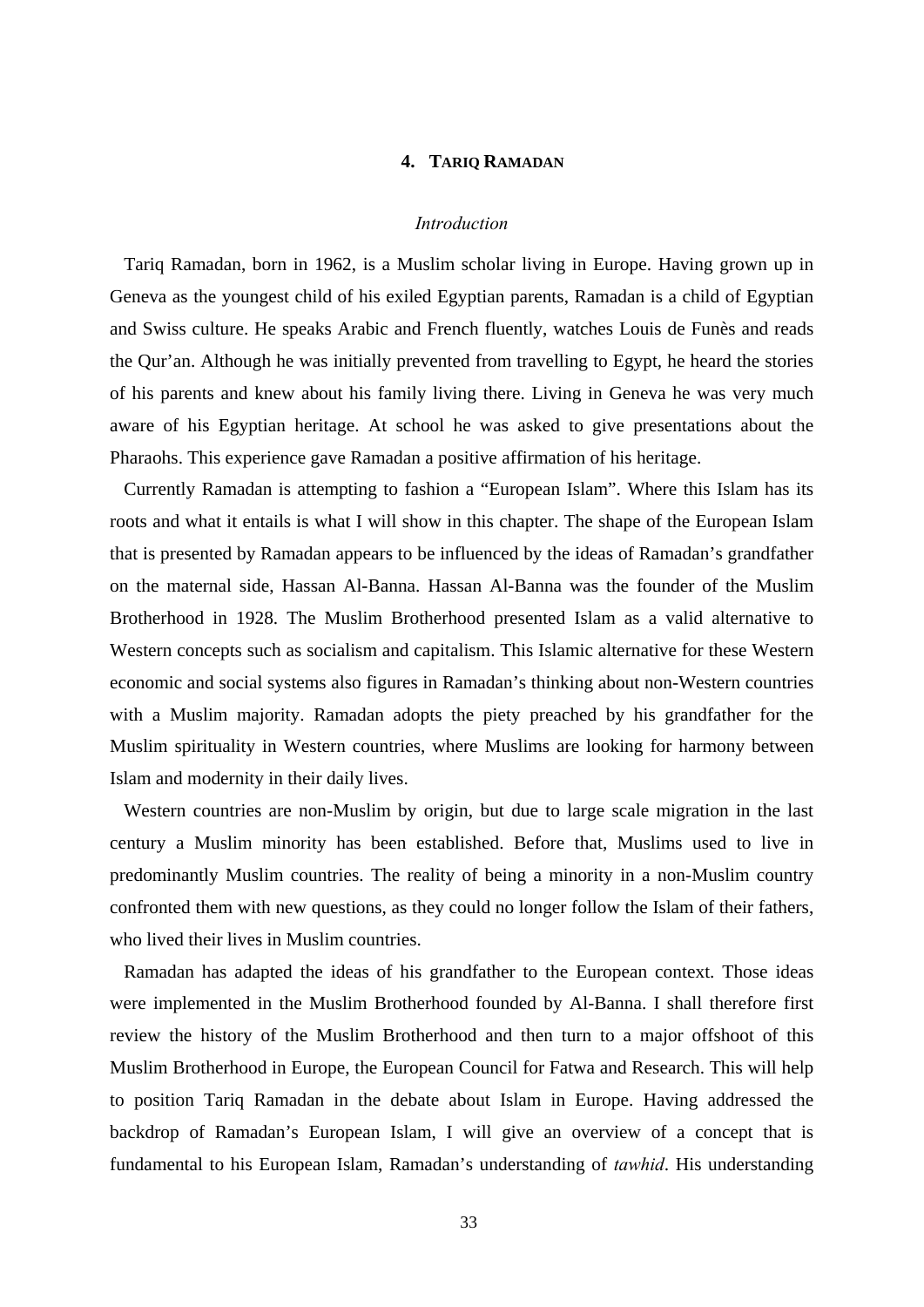## 4. TARIQ RAMADAN

### *Introduction*

Tariq Ramadan, born in 1962, is a Muslim scholar living in Europe. Having grown up in Geneva as the youngest child of his exiled Egyptian parents, Ramadan is a child of Egyptian and Swiss culture. He speaks Arabic and French fluently, watches Louis de Funès and reads the Qur'an. Although he was initially prevented from travelling to Egypt, he heard the stories of his parents and knew about his family living there. Living in Geneva he was very much aware of his Egyptian heritage. At school he was asked to give presentations about the Pharaohs. This experience gave Ramadan a positive affirmation of his heritage.

Currently Ramadan is attempting to fashion a "European Islam". Where this Islam has its roots and what it entails is what I will show in this chapter. The shape of the European Islam that is presented by Ramadan appears to be influenced by the ideas of Ramadan's grandfather on the maternal side, Hassan Al-Banna. Hassan Al-Banna was the founder of the Muslim Brotherhood in 1928. The Muslim Brotherhood presented Islam as a valid alternative to Western concepts such as socialism and capitalism. This Islamic alternative for these Western economic and social systems also figures in Ramadan's thinking about non-Western countries with a Muslim majority. Ramadan adopts the piety preached by his grandfather for the Muslim spirituality in Western countries, where Muslims are looking for harmony between Islam and modernity in their daily lives.

Western countries are non-Muslim by origin, but due to large scale migration in the last century a Muslim minority has been established. Before that, Muslims used to live in predominantly Muslim countries. The reality of being a minority in a non-Muslim country confronted them with new questions, as they could no longer follow the Islam of their fathers, who lived their lives in Muslim countries.

Ramadan has adapted the ideas of his grandfather to the European context. Those ideas were implemented in the Muslim Brotherhood founded by Al-Banna. I shall therefore first review the history of the Muslim Brotherhood and then turn to a major offshoot of this Muslim Brotherhood in Europe, the European Council for Fatwa and Research. This will help to position Tariq Ramadan in the debate about Islam in Europe. Having addressed the backdrop of Ramadan's European Islam, I will give an overview of a concept that is fundamental to his European Islam, Ramadan's understanding of *tawhid*. His understanding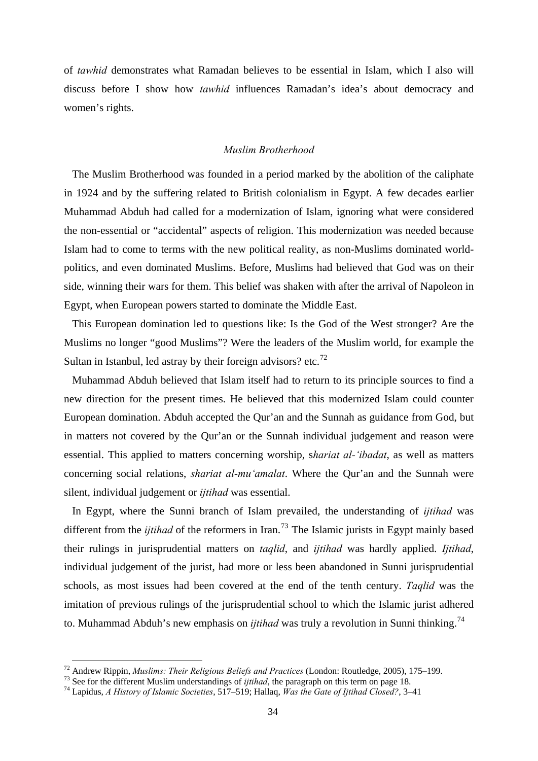of *tawhid* demonstrates what Ramadan believes to be essential in Islam, which I also will discuss before I show how *tawhid* influences Ramadan's idea's about democracy and women's rights.

### *Muslim Brotherhood*

The Muslim Brotherhood was founded in a period marked by the abolition of the caliphate in 1924 and by the suffering related to British colonialism in Egypt. A few decades earlier Muhammad Abduh had called for a modernization of Islam, ignoring what were considered the non-essential or "accidental" aspects of religion. This modernization was needed because Islam had to come to terms with the new political reality, as non-Muslims dominated world-politics, and even dominated Muslims. Before, Muslims had believed that God was on their side, winning their wars for them. This belief was shaken with after the arrival of Napoleon in Egypt, when European powers started to dominate the Middle East.

This European domination led to questions like: Is the God of the West stronger? Are the Muslims no longer "good Muslims"? Were the leaders of the Muslim world, for example the Sultan in Istanbul, led astray by their foreign advisors? etc.[72]

Muhammad Abduh believed that Islam itself had to return to its principle sources to find a new direction for the present times. He believed that this modernized Islam could counter European domination. Abduh accepted the Qur'an and the Sunnah as guidance from God, but in matters not covered by the Qur'an or the Sunnah individual judgement and reason were essential. This applied to matters concerning worship, s*hariat al-'ibadat*, as well as matters concerning social relations, *shariat al-mu'amalat*. Where the Qur'an and the Sunnah were silent, individual judgement or *ijtihad* was essential.

In Egypt, where the Sunni branch of Islam prevailed, the understanding of *ijtihad* was different from the *ijtihad* of the reformers in Iran.[73] The Islamic jurists in Egypt mainly based their rulings in jurisprudential matters on *taqlid*, and *ijtihad* was hardly applied. *Ijtihad*, individual judgement of the jurist, had more or less been abandoned in Sunni jurisprudential schools, as most issues had been covered at the end of the tenth century. *Taqlid* was the imitation of previous rulings of the jurisprudential school to which the Islamic jurist adhered to. Muhammad Abduh's new emphasis on *ijtihad* was truly a revolution in Sunni thinking.[74]

---

[72] Andrew Rippin, *Muslims: Their Religious Beliefs and Practices* (London: Routledge, 2005), 175–199.

[73] See for the different Muslim understandings of *ijtihad*, the paragraph on this term on page 18.

[74] Lapidus, *A History of Islamic Societies*, 517–519; Hallaq, *Was the Gate of Ijtihad Closed?*, 3–41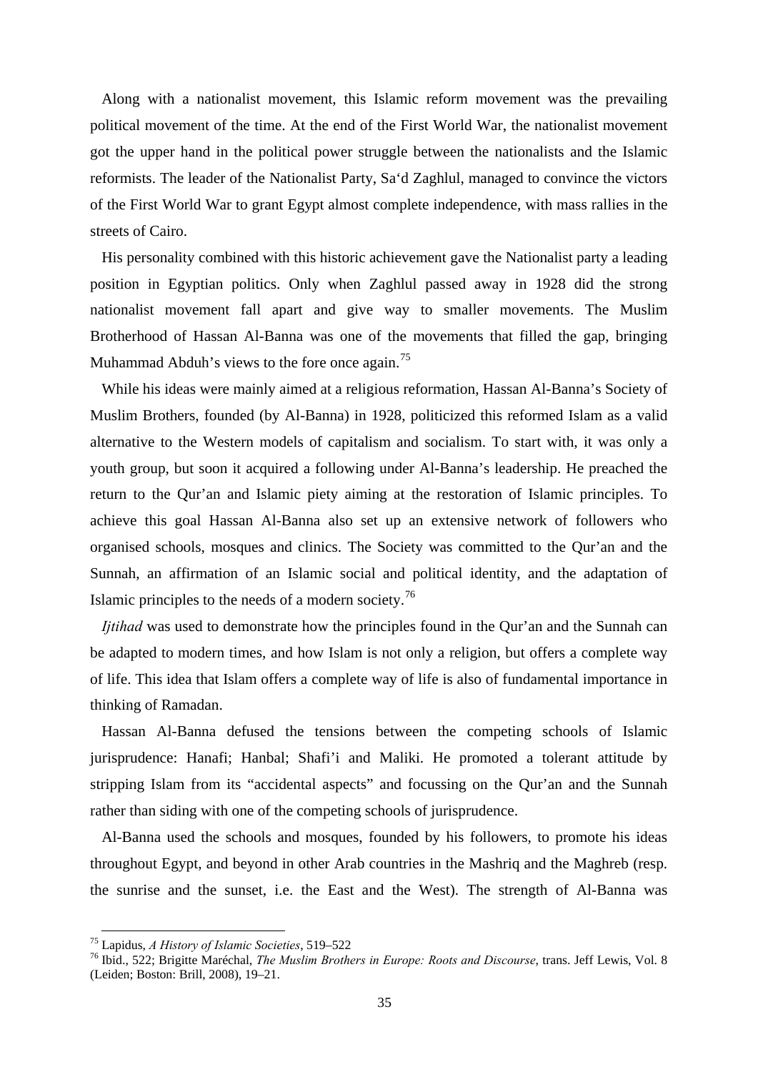Along with a nationalist movement, this Islamic reform movement was the prevailing political movement of the time. At the end of the First World War, the nationalist movement got the upper hand in the political power struggle between the nationalists and the Islamic reformists. The leader of the Nationalist Party, Sa‘d Zaghlul, managed to convince the victors of the First World War to grant Egypt almost complete independence, with mass rallies in the streets of Cairo.

His personality combined with this historic achievement gave the Nationalist party a leading position in Egyptian politics. Only when Zaghlul passed away in 1928 did the strong nationalist movement fall apart and give way to smaller movements. The Muslim Brotherhood of Hassan Al-Banna was one of the movements that filled the gap, bringing Muhammad Abduh’s views to the fore once again.[75]

While his ideas were mainly aimed at a religious reformation, Hassan Al-Banna’s Society of Muslim Brothers, founded (by Al-Banna) in 1928, politicized this reformed Islam as a valid alternative to the Western models of capitalism and socialism. To start with, it was only a youth group, but soon it acquired a following under Al-Banna’s leadership. He preached the return to the Qur’an and Islamic piety aiming at the restoration of Islamic principles. To achieve this goal Hassan Al-Banna also set up an extensive network of followers who organised schools, mosques and clinics. The Society was committed to the Qur’an and the Sunnah, an affirmation of an Islamic social and political identity, and the adaptation of Islamic principles to the needs of a modern society.[76]

*Ijtihad* was used to demonstrate how the principles found in the Qur’an and the Sunnah can be adapted to modern times, and how Islam is not only a religion, but offers a complete way of life. This idea that Islam offers a complete way of life is also of fundamental importance in thinking of Ramadan.

Hassan Al-Banna defused the tensions between the competing schools of Islamic jurisprudence: Hanafi; Hanbal; Shafi’i and Maliki. He promoted a tolerant attitude by stripping Islam from its “accidental aspects” and focussing on the Qur’an and the Sunnah rather than siding with one of the competing schools of jurisprudence.

Al-Banna used the schools and mosques, founded by his followers, to promote his ideas throughout Egypt, and beyond in other Arab countries in the Mashriq and the Maghreb (resp. the sunrise and the sunset, i.e. the East and the West). The strength of Al-Banna was

[75] Lapidus, *A History of Islamic Societies*, 519–522

[76] Ibid., 522; Brigitte Maréchal, *The Muslim Brothers in Europe: Roots and Discourse*, trans. Jeff Lewis, Vol. 8 (Leiden; Boston: Brill, 2008), 19–21.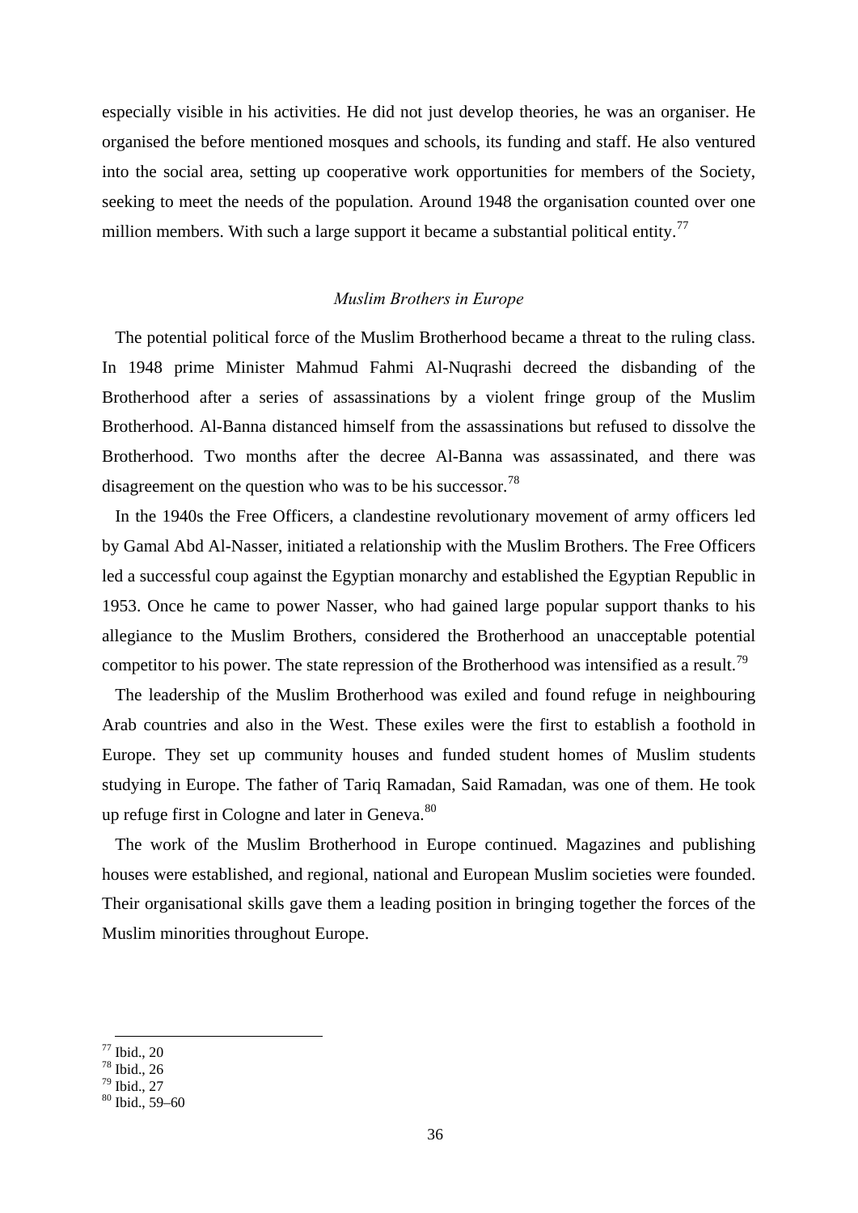especially visible in his activities. He did not just develop theories, he was an organiser. He organised the before mentioned mosques and schools, its funding and staff. He also ventured into the social area, setting up cooperative work opportunities for members of the Society, seeking to meet the needs of the population. Around 1948 the organisation counted over one million members. With such a large support it became a substantial political entity.[77]

### *Muslim Brothers in Europe*

The potential political force of the Muslim Brotherhood became a threat to the ruling class. In 1948 prime Minister Mahmud Fahmi Al-Nuqrashi decreed the disbanding of the Brotherhood after a series of assassinations by a violent fringe group of the Muslim Brotherhood. Al-Banna distanced himself from the assassinations but refused to dissolve the Brotherhood. Two months after the decree Al-Banna was assassinated, and there was disagreement on the question who was to be his successor.[78]

In the 1940s the Free Officers, a clandestine revolutionary movement of army officers led by Gamal Abd Al-Nasser, initiated a relationship with the Muslim Brothers. The Free Officers led a successful coup against the Egyptian monarchy and established the Egyptian Republic in 1953. Once he came to power Nasser, who had gained large popular support thanks to his allegiance to the Muslim Brothers, considered the Brotherhood an unacceptable potential competitor to his power. The state repression of the Brotherhood was intensified as a result.[79]

The leadership of the Muslim Brotherhood was exiled and found refuge in neighbouring Arab countries and also in the West. These exiles were the first to establish a foothold in Europe. They set up community houses and funded student homes of Muslim students studying in Europe. The father of Tariq Ramadan, Said Ramadan, was one of them. He took up refuge first in Cologne and later in Geneva.[80]

The work of the Muslim Brotherhood in Europe continued. Magazines and publishing houses were established, and regional, national and European Muslim societies were founded. Their organisational skills gave them a leading position in bringing together the forces of the Muslim minorities throughout Europe.

---

[77] Ibid., 20
[78] Ibid., 26
[79] Ibid., 27
[80] Ibid., 59–60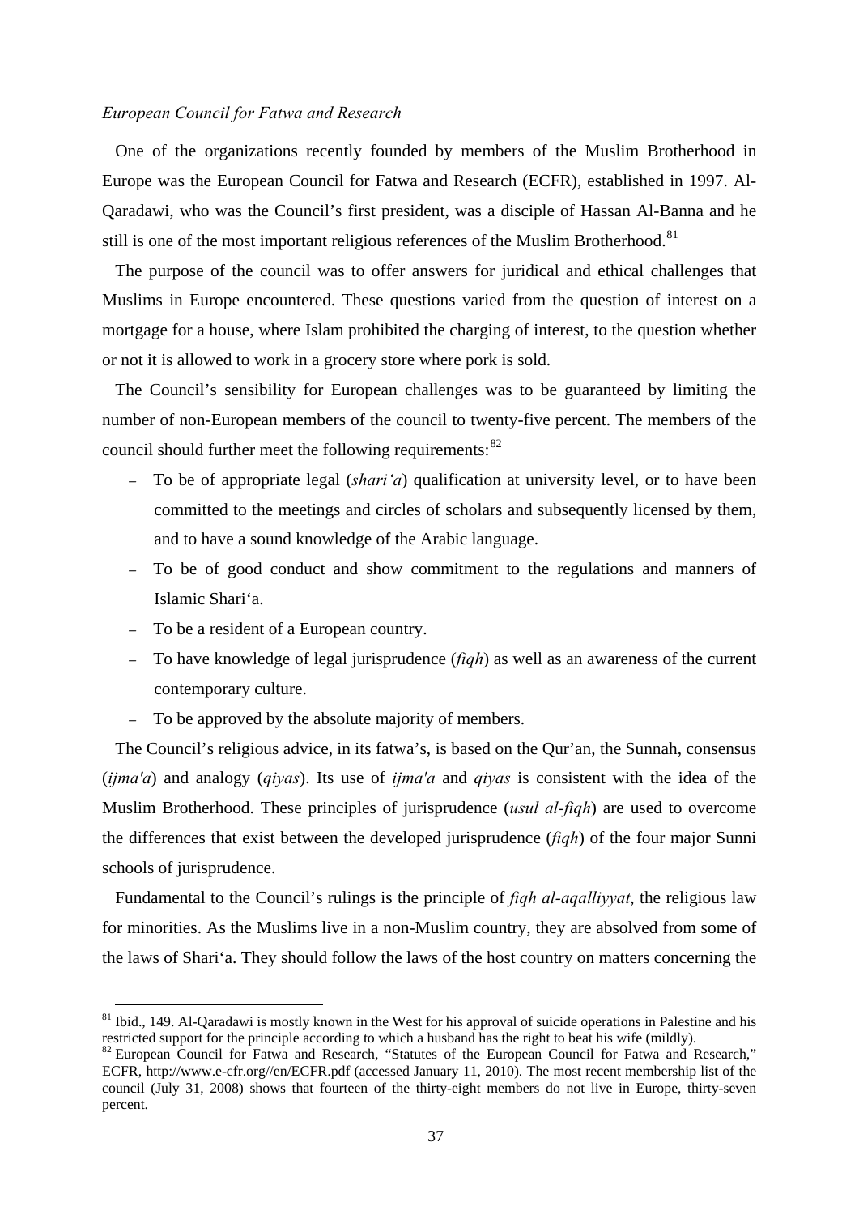*European Council for Fatwa and Research*

One of the organizations recently founded by members of the Muslim Brotherhood in Europe was the European Council for Fatwa and Research (ECFR), established in 1997. Al-Qaradawi, who was the Council's first president, was a disciple of Hassan Al-Banna and he still is one of the most important religious references of the Muslim Brotherhood.[81]

The purpose of the council was to offer answers for juridical and ethical challenges that Muslims in Europe encountered. These questions varied from the question of interest on a mortgage for a house, where Islam prohibited the charging of interest, to the question whether or not it is allowed to work in a grocery store where pork is sold.

The Council's sensibility for European challenges was to be guaranteed by limiting the number of non-European members of the council to twenty-five percent. The members of the council should further meet the following requirements:[82]

- To be of appropriate legal (*shari'a*) qualification at university level, or to have been committed to the meetings and circles of scholars and subsequently licensed by them, and to have a sound knowledge of the Arabic language.
- To be of good conduct and show commitment to the regulations and manners of Islamic Shari'a.
- To be a resident of a European country.
- To have knowledge of legal jurisprudence (*fiqh*) as well as an awareness of the current contemporary culture.
- To be approved by the absolute majority of members.

The Council's religious advice, in its fatwa's, is based on the Qur'an, the Sunnah, consensus (*ijma'a*) and analogy (*qiyas*). Its use of *ijma'a* and *qiyas* is consistent with the idea of the Muslim Brotherhood. These principles of jurisprudence (*usul al-fiqh*) are used to overcome the differences that exist between the developed jurisprudence (*fiqh*) of the four major Sunni schools of jurisprudence.

Fundamental to the Council's rulings is the principle of *fiqh al-aqalliyyat*, the religious law for minorities. As the Muslims live in a non-Muslim country, they are absolved from some of the laws of Shari'a. They should follow the laws of the host country on matters concerning the

---

[81] Ibid., 149. Al-Qaradawi is mostly known in the West for his approval of suicide operations in Palestine and his restricted support for the principle according to which a husband has the right to beat his wife (mildly).

[82] European Council for Fatwa and Research, "Statutes of the European Council for Fatwa and Research," ECFR, http://www.e-cfr.org//en/ECFR.pdf (accessed January 11, 2010). The most recent membership list of the council (July 31, 2008) shows that fourteen of the thirty-eight members do not live in Europe, thirty-seven percent.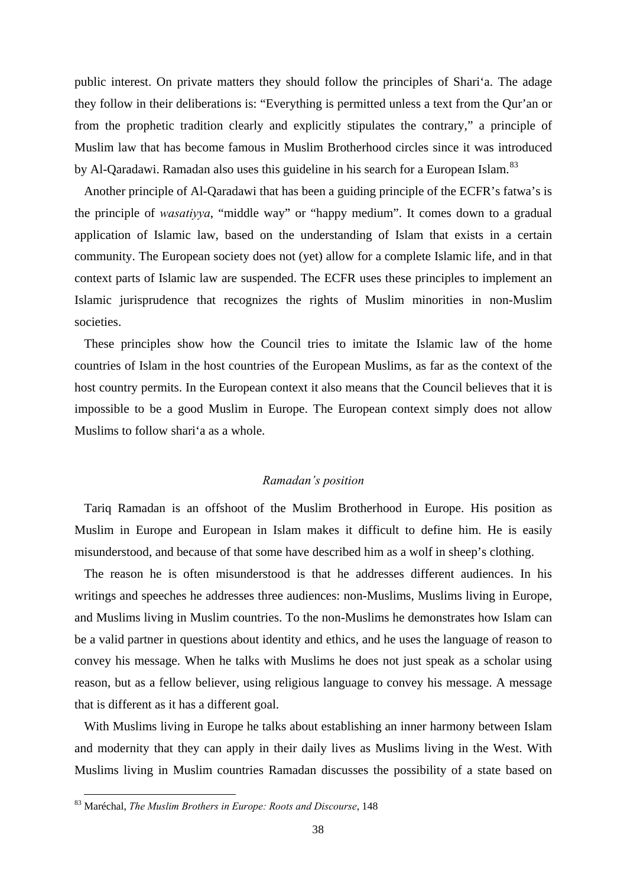public interest. On private matters they should follow the principles of Shari‘a. The adage they follow in their deliberations is: “Everything is permitted unless a text from the Qur’an or from the prophetic tradition clearly and explicitly stipulates the contrary,” a principle of Muslim law that has become famous in Muslim Brotherhood circles since it was introduced by Al-Qaradawi. Ramadan also uses this guideline in his search for a European Islam.[83]

Another principle of Al-Qaradawi that has been a guiding principle of the ECFR’s fatwa’s is the principle of *wasatiyya*, “middle way” or “happy medium”. It comes down to a gradual application of Islamic law, based on the understanding of Islam that exists in a certain community. The European society does not (yet) allow for a complete Islamic life, and in that context parts of Islamic law are suspended. The ECFR uses these principles to implement an Islamic jurisprudence that recognizes the rights of Muslim minorities in non-Muslim societies.

These principles show how the Council tries to imitate the Islamic law of the home countries of Islam in the host countries of the European Muslims, as far as the context of the host country permits. In the European context it also means that the Council believes that it is impossible to be a good Muslim in Europe. The European context simply does not allow Muslims to follow shari‘a as a whole.

### *Ramadan’s position*

Tariq Ramadan is an offshoot of the Muslim Brotherhood in Europe. His position as Muslim in Europe and European in Islam makes it difficult to define him. He is easily misunderstood, and because of that some have described him as a wolf in sheep’s clothing.

The reason he is often misunderstood is that he addresses different audiences. In his writings and speeches he addresses three audiences: non-Muslims, Muslims living in Europe, and Muslims living in Muslim countries. To the non-Muslims he demonstrates how Islam can be a valid partner in questions about identity and ethics, and he uses the language of reason to convey his message. When he talks with Muslims he does not just speak as a scholar using reason, but as a fellow believer, using religious language to convey his message. A message that is different as it has a different goal.

With Muslims living in Europe he talks about establishing an inner harmony between Islam and modernity that they can apply in their daily lives as Muslims living in the West. With Muslims living in Muslim countries Ramadan discusses the possibility of a state based on

[83] Maréchal, *The Muslim Brothers in Europe: Roots and Discourse*, 148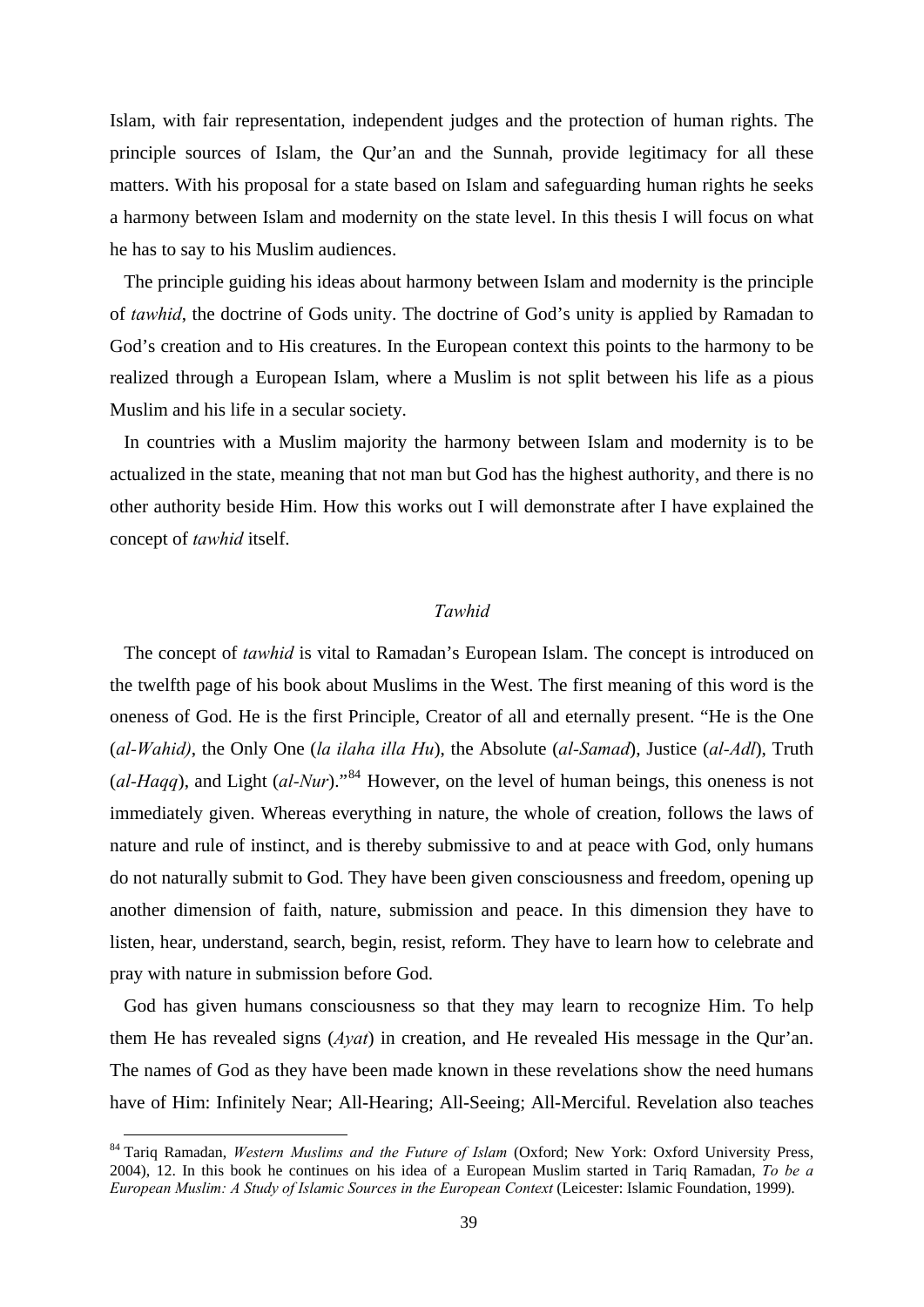Islam, with fair representation, independent judges and the protection of human rights. The principle sources of Islam, the Qur'an and the Sunnah, provide legitimacy for all these matters. With his proposal for a state based on Islam and safeguarding human rights he seeks a harmony between Islam and modernity on the state level. In this thesis I will focus on what he has to say to his Muslim audiences.

The principle guiding his ideas about harmony between Islam and modernity is the principle of *tawhid*, the doctrine of Gods unity. The doctrine of God's unity is applied by Ramadan to God's creation and to His creatures. In the European context this points to the harmony to be realized through a European Islam, where a Muslim is not split between his life as a pious Muslim and his life in a secular society.

In countries with a Muslim majority the harmony between Islam and modernity is to be actualized in the state, meaning that not man but God has the highest authority, and there is no other authority beside Him. How this works out I will demonstrate after I have explained the concept of *tawhid* itself.

### *Tawhid*

The concept of *tawhid* is vital to Ramadan's European Islam. The concept is introduced on the twelfth page of his book about Muslims in the West. The first meaning of this word is the oneness of God. He is the first Principle, Creator of all and eternally present. "He is the One (*al-Wahid)*, the Only One (*la ilaha illa Hu*), the Absolute (*al-Samad*), Justice (*al-Adl*), Truth (*al-Haqq*), and Light (*al-Nur*)."[84] However, on the level of human beings, this oneness is not immediately given. Whereas everything in nature, the whole of creation, follows the laws of nature and rule of instinct, and is thereby submissive to and at peace with God, only humans do not naturally submit to God. They have been given consciousness and freedom, opening up another dimension of faith, nature, submission and peace. In this dimension they have to listen, hear, understand, search, begin, resist, reform. They have to learn how to celebrate and pray with nature in submission before God.

God has given humans consciousness so that they may learn to recognize Him. To help them He has revealed signs (*Ayat*) in creation, and He revealed His message in the Qur'an. The names of God as they have been made known in these revelations show the need humans have of Him: Infinitely Near; All-Hearing; All-Seeing; All-Merciful. Revelation also teaches

---

[84] Tariq Ramadan, *Western Muslims and the Future of Islam* (Oxford; New York: Oxford University Press, 2004), 12. In this book he continues on his idea of a European Muslim started in Tariq Ramadan, *To be a European Muslim: A Study of Islamic Sources in the European Context* (Leicester: Islamic Foundation, 1999).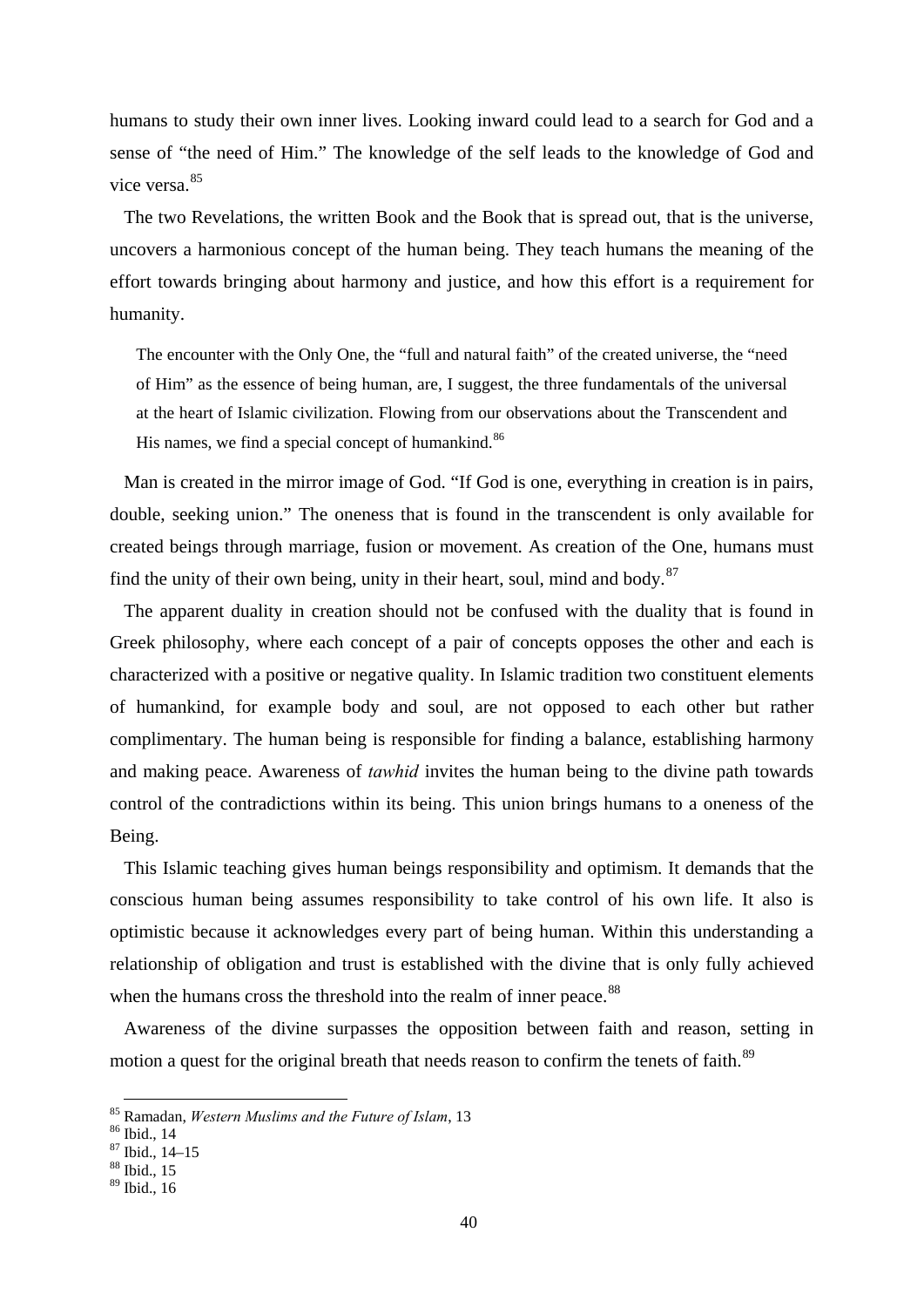humans to study their own inner lives. Looking inward could lead to a search for God and a sense of "the need of Him." The knowledge of the self leads to the knowledge of God and vice versa.[85]

The two Revelations, the written Book and the Book that is spread out, that is the universe, uncovers a harmonious concept of the human being. They teach humans the meaning of the effort towards bringing about harmony and justice, and how this effort is a requirement for humanity.

> The encounter with the Only One, the "full and natural faith" of the created universe, the "need of Him" as the essence of being human, are, I suggest, the three fundamentals of the universal at the heart of Islamic civilization. Flowing from our observations about the Transcendent and His names, we find a special concept of humankind.[86]

Man is created in the mirror image of God. "If God is one, everything in creation is in pairs, double, seeking union." The oneness that is found in the transcendent is only available for created beings through marriage, fusion or movement. As creation of the One, humans must find the unity of their own being, unity in their heart, soul, mind and body.[87]

The apparent duality in creation should not be confused with the duality that is found in Greek philosophy, where each concept of a pair of concepts opposes the other and each is characterized with a positive or negative quality. In Islamic tradition two constituent elements of humankind, for example body and soul, are not opposed to each other but rather complimentary. The human being is responsible for finding a balance, establishing harmony and making peace. Awareness of *tawhid* invites the human being to the divine path towards control of the contradictions within its being. This union brings humans to a oneness of the Being.

This Islamic teaching gives human beings responsibility and optimism. It demands that the conscious human being assumes responsibility to take control of his own life. It also is optimistic because it acknowledges every part of being human. Within this understanding a relationship of obligation and trust is established with the divine that is only fully achieved when the humans cross the threshold into the realm of inner peace.[88]

Awareness of the divine surpasses the opposition between faith and reason, setting in motion a quest for the original breath that needs reason to confirm the tenets of faith.[89]

---

[85] Ramadan, *Western Muslims and the Future of Islam*, 13
[86] Ibid., 14
[87] Ibid., 14–15
[88] Ibid., 15
[89] Ibid., 16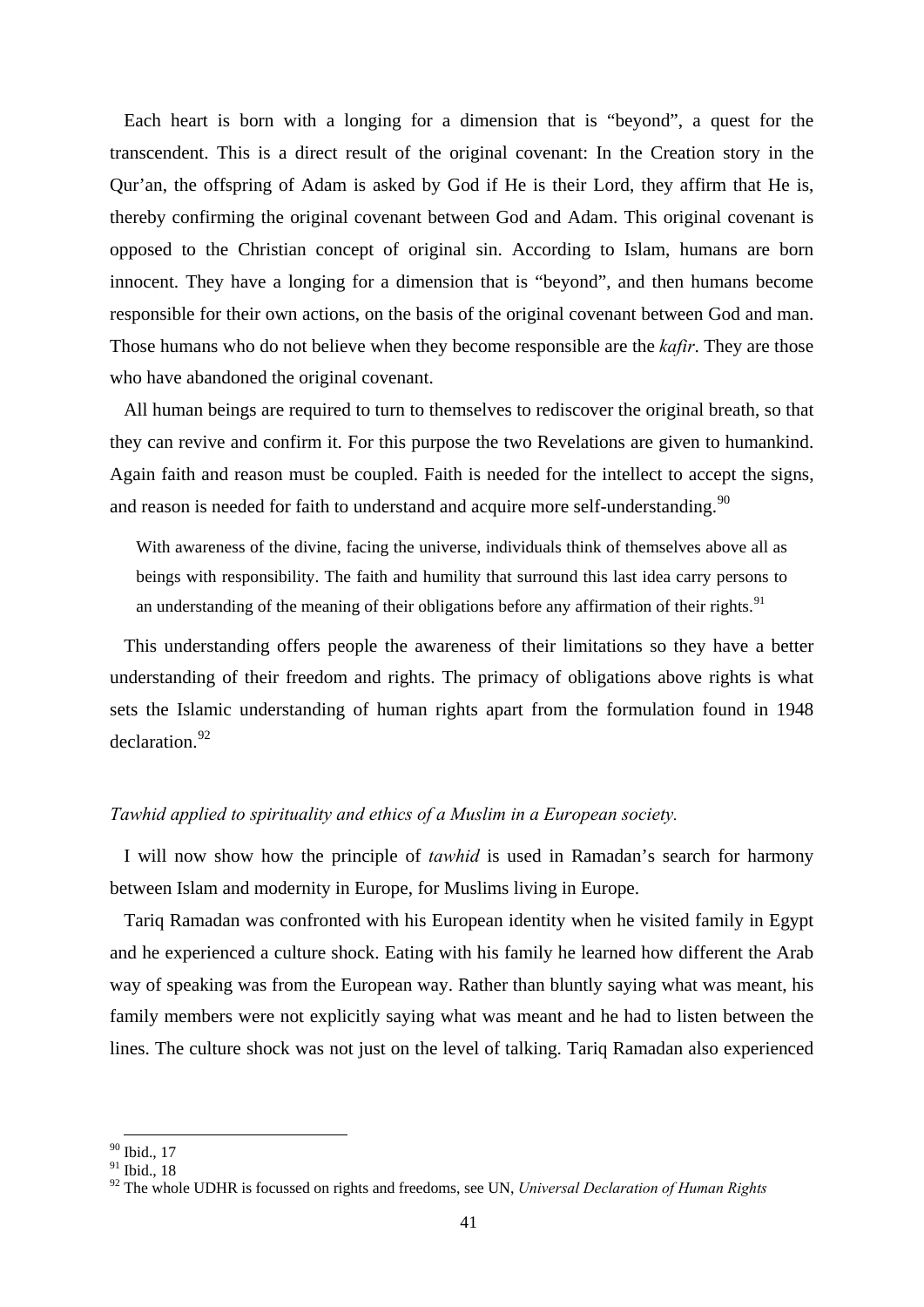Each heart is born with a longing for a dimension that is "beyond", a quest for the transcendent. This is a direct result of the original covenant: In the Creation story in the Qur'an, the offspring of Adam is asked by God if He is their Lord, they affirm that He is, thereby confirming the original covenant between God and Adam. This original covenant is opposed to the Christian concept of original sin. According to Islam, humans are born innocent. They have a longing for a dimension that is "beyond", and then humans become responsible for their own actions, on the basis of the original covenant between God and man. Those humans who do not believe when they become responsible are the *kafir*. They are those who have abandoned the original covenant.

All human beings are required to turn to themselves to rediscover the original breath, so that they can revive and confirm it. For this purpose the two Revelations are given to humankind. Again faith and reason must be coupled. Faith is needed for the intellect to accept the signs, and reason is needed for faith to understand and acquire more self-understanding.[90]

> With awareness of the divine, facing the universe, individuals think of themselves above all as beings with responsibility. The faith and humility that surround this last idea carry persons to an understanding of the meaning of their obligations before any affirmation of their rights.[91]

This understanding offers people the awareness of their limitations so they have a better understanding of their freedom and rights. The primacy of obligations above rights is what sets the Islamic understanding of human rights apart from the formulation found in 1948 declaration.[92]

*Tawhid applied to spirituality and ethics of a Muslim in a European society.*

I will now show how the principle of *tawhid* is used in Ramadan's search for harmony between Islam and modernity in Europe, for Muslims living in Europe.

Tariq Ramadan was confronted with his European identity when he visited family in Egypt and he experienced a culture shock. Eating with his family he learned how different the Arab way of speaking was from the European way. Rather than bluntly saying what was meant, his family members were not explicitly saying what was meant and he had to listen between the lines. The culture shock was not just on the level of talking. Tariq Ramadan also experienced

---

[90] Ibid., 17

[91] Ibid., 18

[92] The whole UDHR is focussed on rights and freedoms, see UN, *Universal Declaration of Human Rights*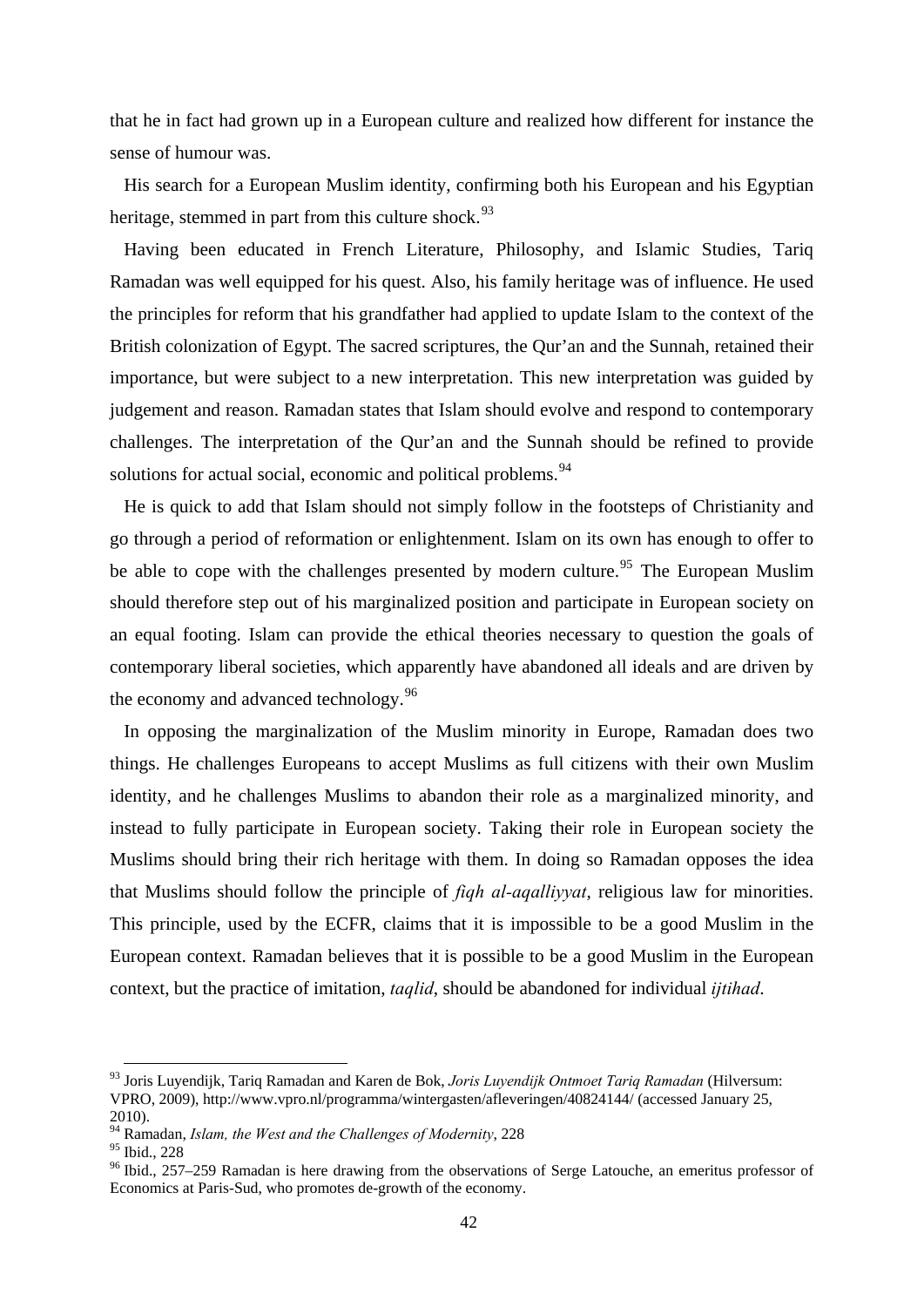that he in fact had grown up in a European culture and realized how different for instance the sense of humour was.

His search for a European Muslim identity, confirming both his European and his Egyptian heritage, stemmed in part from this culture shock.[93]

Having been educated in French Literature, Philosophy, and Islamic Studies, Tariq Ramadan was well equipped for his quest. Also, his family heritage was of influence. He used the principles for reform that his grandfather had applied to update Islam to the context of the British colonization of Egypt. The sacred scriptures, the Qur'an and the Sunnah, retained their importance, but were subject to a new interpretation. This new interpretation was guided by judgement and reason. Ramadan states that Islam should evolve and respond to contemporary challenges. The interpretation of the Qur'an and the Sunnah should be refined to provide solutions for actual social, economic and political problems.[94]

He is quick to add that Islam should not simply follow in the footsteps of Christianity and go through a period of reformation or enlightenment. Islam on its own has enough to offer to be able to cope with the challenges presented by modern culture.[95] The European Muslim should therefore step out of his marginalized position and participate in European society on an equal footing. Islam can provide the ethical theories necessary to question the goals of contemporary liberal societies, which apparently have abandoned all ideals and are driven by the economy and advanced technology.[96]

In opposing the marginalization of the Muslim minority in Europe, Ramadan does two things. He challenges Europeans to accept Muslims as full citizens with their own Muslim identity, and he challenges Muslims to abandon their role as a marginalized minority, and instead to fully participate in European society. Taking their role in European society the Muslims should bring their rich heritage with them. In doing so Ramadan opposes the idea that Muslims should follow the principle of *fiqh al-aqalliyyat*, religious law for minorities. This principle, used by the ECFR, claims that it is impossible to be a good Muslim in the European context. Ramadan believes that it is possible to be a good Muslim in the European context, but the practice of imitation, *taqlid*, should be abandoned for individual *ijtihad*.

---

[93] Joris Luyendijk, Tariq Ramadan and Karen de Bok, *Joris Luyendijk Ontmoet Tariq Ramadan* (Hilversum: VPRO, 2009), http://www.vpro.nl/programma/wintergasten/afleveringen/40824144/ (accessed January 25, 2010).

[94] Ramadan, *Islam, the West and the Challenges of Modernity*, 228

[95] Ibid., 228

[96] Ibid., 257–259 Ramadan is here drawing from the observations of Serge Latouche, an emeritus professor of Economics at Paris-Sud, who promotes de-growth of the economy.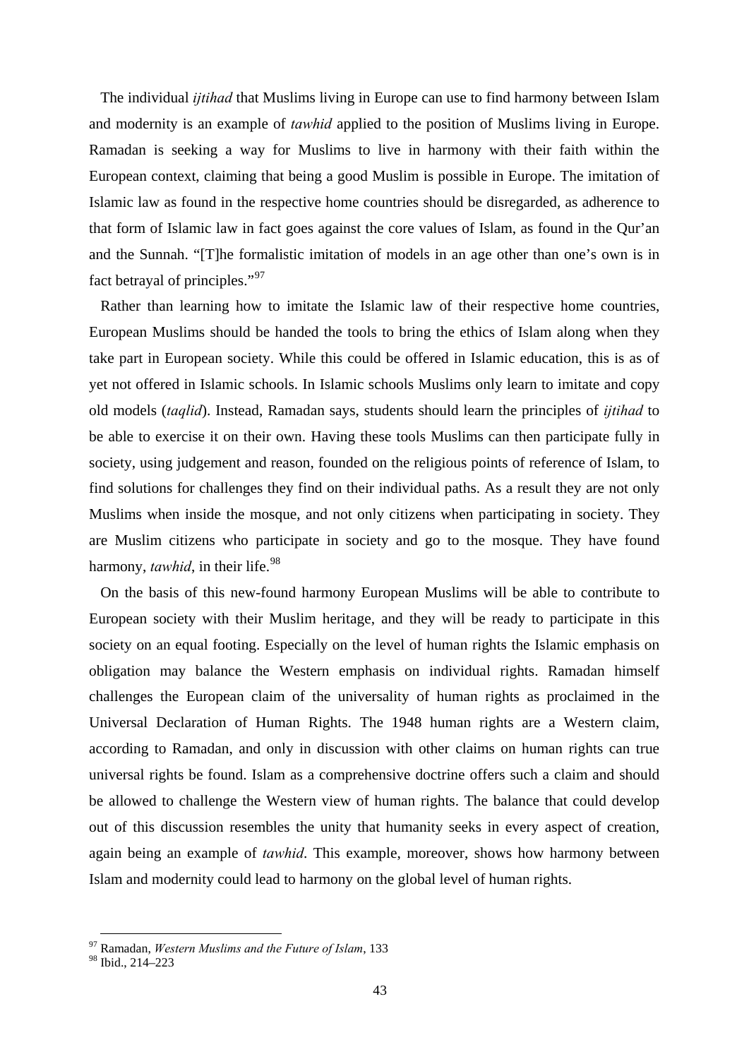The individual *ijtihad* that Muslims living in Europe can use to find harmony between Islam and modernity is an example of *tawhid* applied to the position of Muslims living in Europe. Ramadan is seeking a way for Muslims to live in harmony with their faith within the European context, claiming that being a good Muslim is possible in Europe. The imitation of Islamic law as found in the respective home countries should be disregarded, as adherence to that form of Islamic law in fact goes against the core values of Islam, as found in the Qur'an and the Sunnah. "[T]he formalistic imitation of models in an age other than one's own is in fact betrayal of principles."[97]

Rather than learning how to imitate the Islamic law of their respective home countries, European Muslims should be handed the tools to bring the ethics of Islam along when they take part in European society. While this could be offered in Islamic education, this is as of yet not offered in Islamic schools. In Islamic schools Muslims only learn to imitate and copy old models (*taqlid*). Instead, Ramadan says, students should learn the principles of *ijtihad* to be able to exercise it on their own. Having these tools Muslims can then participate fully in society, using judgement and reason, founded on the religious points of reference of Islam, to find solutions for challenges they find on their individual paths. As a result they are not only Muslims when inside the mosque, and not only citizens when participating in society. They are Muslim citizens who participate in society and go to the mosque. They have found harmony, *tawhid*, in their life.[98]

On the basis of this new-found harmony European Muslims will be able to contribute to European society with their Muslim heritage, and they will be ready to participate in this society on an equal footing. Especially on the level of human rights the Islamic emphasis on obligation may balance the Western emphasis on individual rights. Ramadan himself challenges the European claim of the universality of human rights as proclaimed in the Universal Declaration of Human Rights. The 1948 human rights are a Western claim, according to Ramadan, and only in discussion with other claims on human rights can true universal rights be found. Islam as a comprehensive doctrine offers such a claim and should be allowed to challenge the Western view of human rights. The balance that could develop out of this discussion resembles the unity that humanity seeks in every aspect of creation, again being an example of *tawhid*. This example, moreover, shows how harmony between Islam and modernity could lead to harmony on the global level of human rights.

---

[97] Ramadan, *Western Muslims and the Future of Islam*, 133

[98] Ibid., 214–223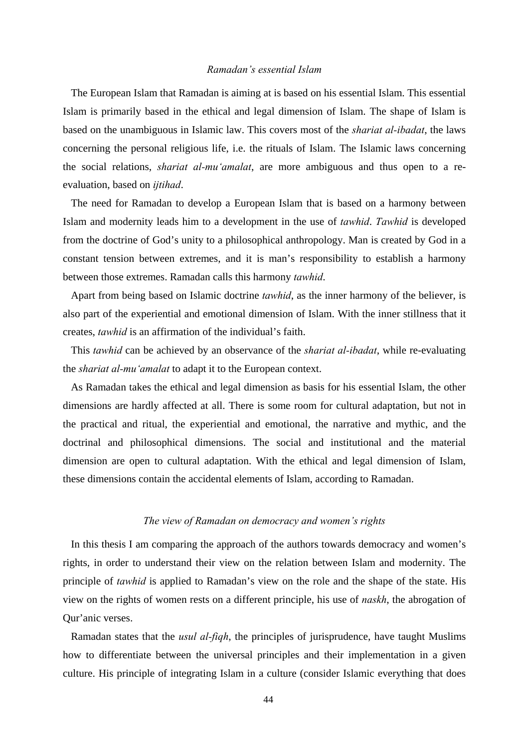### *Ramadan's essential Islam*

The European Islam that Ramadan is aiming at is based on his essential Islam. This essential Islam is primarily based in the ethical and legal dimension of Islam. The shape of Islam is based on the unambiguous in Islamic law. This covers most of the *shariat al-ibadat*, the laws concerning the personal religious life, i.e. the rituals of Islam. The Islamic laws concerning the social relations, *shariat al-mu'amalat*, are more ambiguous and thus open to a re-evaluation, based on *ijtihad*.

The need for Ramadan to develop a European Islam that is based on a harmony between Islam and modernity leads him to a development in the use of *tawhid*. *Tawhid* is developed from the doctrine of God's unity to a philosophical anthropology. Man is created by God in a constant tension between extremes, and it is man's responsibility to establish a harmony between those extremes. Ramadan calls this harmony *tawhid*.

Apart from being based on Islamic doctrine *tawhid*, as the inner harmony of the believer, is also part of the experiential and emotional dimension of Islam. With the inner stillness that it creates, *tawhid* is an affirmation of the individual's faith.

This *tawhid* can be achieved by an observance of the *shariat al-ibadat*, while re-evaluating the *shariat al-mu'amalat* to adapt it to the European context.

As Ramadan takes the ethical and legal dimension as basis for his essential Islam, the other dimensions are hardly affected at all. There is some room for cultural adaptation, but not in the practical and ritual, the experiential and emotional, the narrative and mythic, and the doctrinal and philosophical dimensions. The social and institutional and the material dimension are open to cultural adaptation. With the ethical and legal dimension of Islam, these dimensions contain the accidental elements of Islam, according to Ramadan.

### *The view of Ramadan on democracy and women's rights*

In this thesis I am comparing the approach of the authors towards democracy and women's rights, in order to understand their view on the relation between Islam and modernity. The principle of *tawhid* is applied to Ramadan's view on the role and the shape of the state. His view on the rights of women rests on a different principle, his use of *naskh*, the abrogation of Qur'anic verses.

Ramadan states that the *usul al-fiqh*, the principles of jurisprudence, have taught Muslims how to differentiate between the universal principles and their implementation in a given culture. His principle of integrating Islam in a culture (consider Islamic everything that does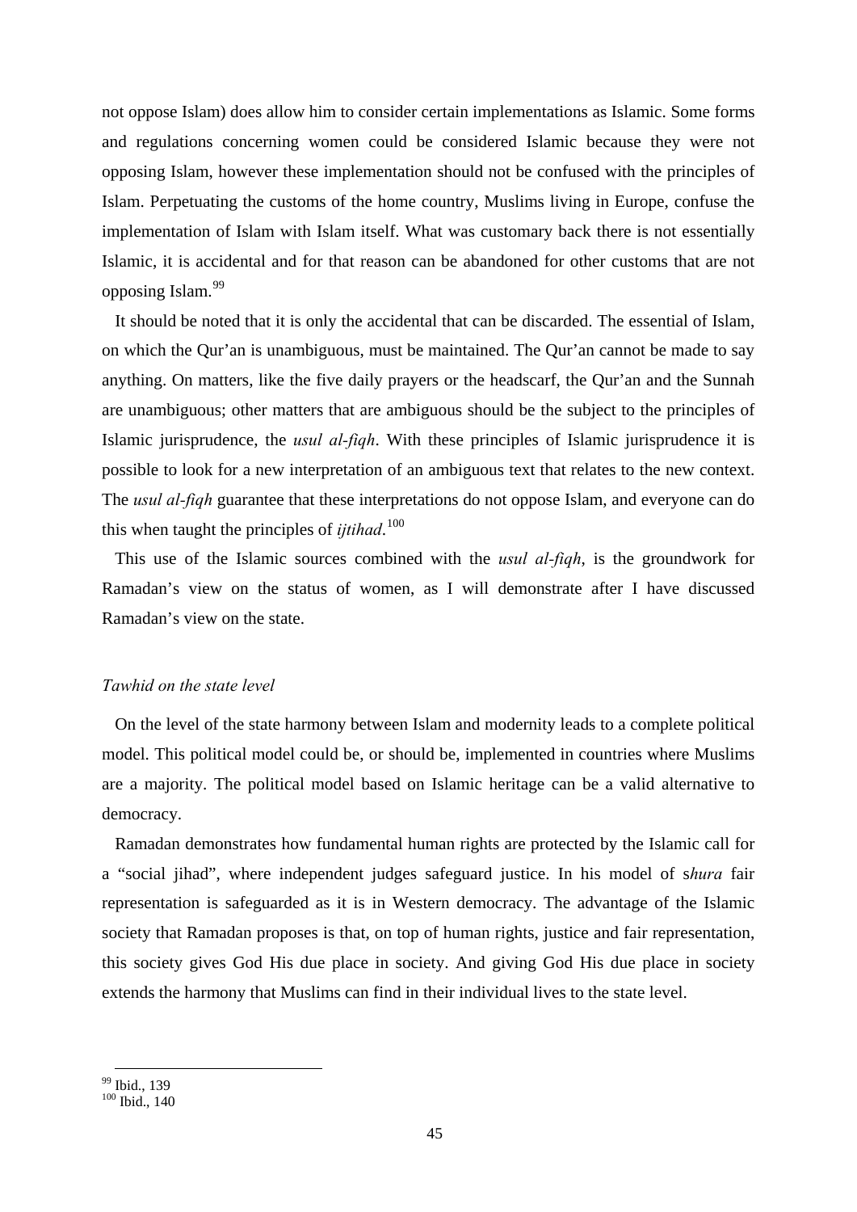not oppose Islam) does allow him to consider certain implementations as Islamic. Some forms and regulations concerning women could be considered Islamic because they were not opposing Islam, however these implementation should not be confused with the principles of Islam. Perpetuating the customs of the home country, Muslims living in Europe, confuse the implementation of Islam with Islam itself. What was customary back there is not essentially Islamic, it is accidental and for that reason can be abandoned for other customs that are not opposing Islam.[99]

It should be noted that it is only the accidental that can be discarded. The essential of Islam, on which the Qur'an is unambiguous, must be maintained. The Qur'an cannot be made to say anything. On matters, like the five daily prayers or the headscarf, the Qur'an and the Sunnah are unambiguous; other matters that are ambiguous should be the subject to the principles of Islamic jurisprudence, the *usul al-fiqh*. With these principles of Islamic jurisprudence it is possible to look for a new interpretation of an ambiguous text that relates to the new context. The *usul al-fiqh* guarantee that these interpretations do not oppose Islam, and everyone can do this when taught the principles of *ijtihad*.[100]

This use of the Islamic sources combined with the *usul al-fiqh*, is the groundwork for Ramadan's view on the status of women, as I will demonstrate after I have discussed Ramadan's view on the state.

### *Tawhid on the state level*

On the level of the state harmony between Islam and modernity leads to a complete political model. This political model could be, or should be, implemented in countries where Muslims are a majority. The political model based on Islamic heritage can be a valid alternative to democracy.

Ramadan demonstrates how fundamental human rights are protected by the Islamic call for a "social jihad", where independent judges safeguard justice. In his model of s*hura* fair representation is safeguarded as it is in Western democracy. The advantage of the Islamic society that Ramadan proposes is that, on top of human rights, justice and fair representation, this society gives God His due place in society. And giving God His due place in society extends the harmony that Muslims can find in their individual lives to the state level.

---

[99] Ibid., 139
[100] Ibid., 140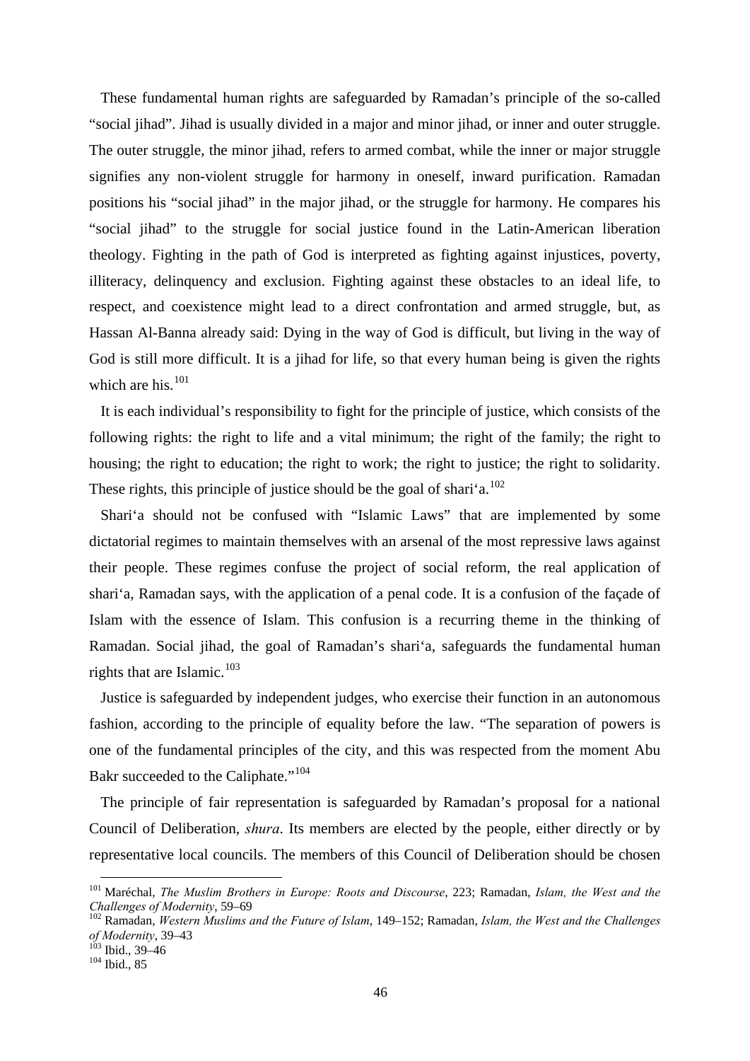These fundamental human rights are safeguarded by Ramadan's principle of the so-called "social jihad". Jihad is usually divided in a major and minor jihad, or inner and outer struggle. The outer struggle, the minor jihad, refers to armed combat, while the inner or major struggle signifies any non-violent struggle for harmony in oneself, inward purification. Ramadan positions his "social jihad" in the major jihad, or the struggle for harmony. He compares his "social jihad" to the struggle for social justice found in the Latin-American liberation theology. Fighting in the path of God is interpreted as fighting against injustices, poverty, illiteracy, delinquency and exclusion. Fighting against these obstacles to an ideal life, to respect, and coexistence might lead to a direct confrontation and armed struggle, but, as Hassan Al-Banna already said: Dying in the way of God is difficult, but living in the way of God is still more difficult. It is a jihad for life, so that every human being is given the rights which are his.[101]

It is each individual's responsibility to fight for the principle of justice, which consists of the following rights: the right to life and a vital minimum; the right of the family; the right to housing; the right to education; the right to work; the right to justice; the right to solidarity. These rights, this principle of justice should be the goal of shari'a.[102]

Shari'a should not be confused with "Islamic Laws" that are implemented by some dictatorial regimes to maintain themselves with an arsenal of the most repressive laws against their people. These regimes confuse the project of social reform, the real application of shari'a, Ramadan says, with the application of a penal code. It is a confusion of the façade of Islam with the essence of Islam. This confusion is a recurring theme in the thinking of Ramadan. Social jihad, the goal of Ramadan's shari'a, safeguards the fundamental human rights that are Islamic.[103]

Justice is safeguarded by independent judges, who exercise their function in an autonomous fashion, according to the principle of equality before the law. "The separation of powers is one of the fundamental principles of the city, and this was respected from the moment Abu Bakr succeeded to the Caliphate."[104]

The principle of fair representation is safeguarded by Ramadan's proposal for a national Council of Deliberation, *shura*. Its members are elected by the people, either directly or by representative local councils. The members of this Council of Deliberation should be chosen

---

[101] Maréchal, *The Muslim Brothers in Europe: Roots and Discourse*, 223; Ramadan, *Islam, the West and the Challenges of Modernity*, 59–69

[102] Ramadan, *Western Muslims and the Future of Islam*, 149–152; Ramadan, *Islam, the West and the Challenges of Modernity*, 39–43

[103] Ibid., 39–46

[104] Ibid., 85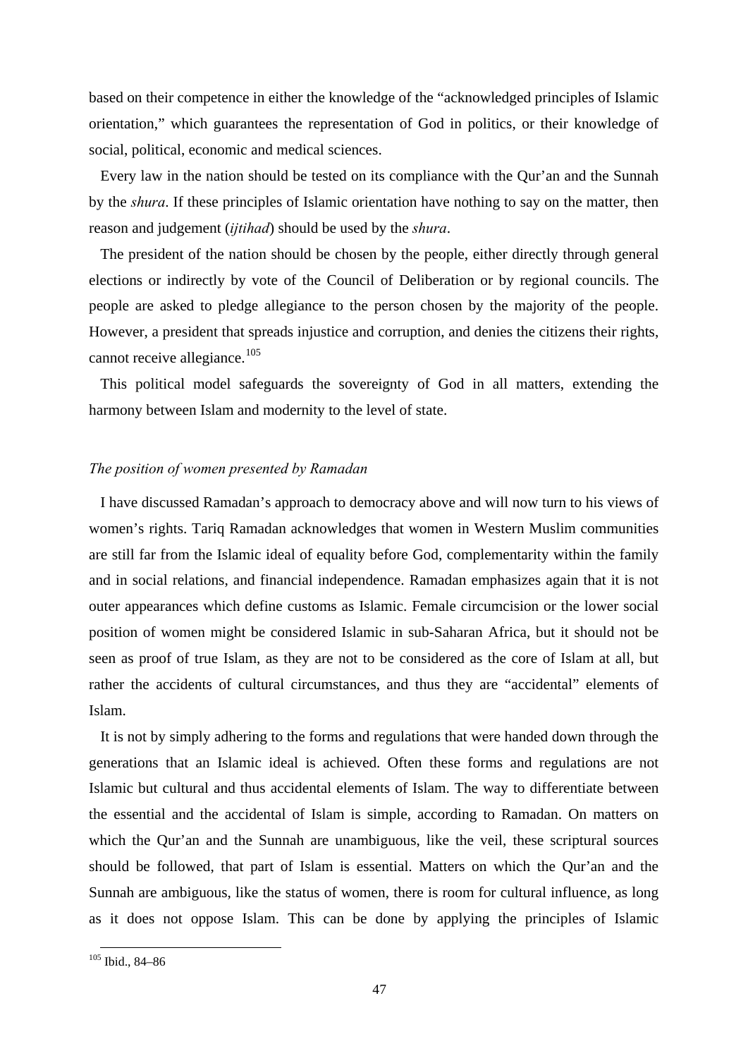based on their competence in either the knowledge of the "acknowledged principles of Islamic orientation," which guarantees the representation of God in politics, or their knowledge of social, political, economic and medical sciences.

Every law in the nation should be tested on its compliance with the Qur'an and the Sunnah by the *shura*. If these principles of Islamic orientation have nothing to say on the matter, then reason and judgement (*ijtihad*) should be used by the *shura*.

The president of the nation should be chosen by the people, either directly through general elections or indirectly by vote of the Council of Deliberation or by regional councils. The people are asked to pledge allegiance to the person chosen by the majority of the people. However, a president that spreads injustice and corruption, and denies the citizens their rights, cannot receive allegiance.[105]

This political model safeguards the sovereignty of God in all matters, extending the harmony between Islam and modernity to the level of state.

### *The position of women presented by Ramadan*

I have discussed Ramadan's approach to democracy above and will now turn to his views of women's rights. Tariq Ramadan acknowledges that women in Western Muslim communities are still far from the Islamic ideal of equality before God, complementarity within the family and in social relations, and financial independence. Ramadan emphasizes again that it is not outer appearances which define customs as Islamic. Female circumcision or the lower social position of women might be considered Islamic in sub-Saharan Africa, but it should not be seen as proof of true Islam, as they are not to be considered as the core of Islam at all, but rather the accidents of cultural circumstances, and thus they are "accidental" elements of Islam.

It is not by simply adhering to the forms and regulations that were handed down through the generations that an Islamic ideal is achieved. Often these forms and regulations are not Islamic but cultural and thus accidental elements of Islam. The way to differentiate between the essential and the accidental of Islam is simple, according to Ramadan. On matters on which the Qur'an and the Sunnah are unambiguous, like the veil, these scriptural sources should be followed, that part of Islam is essential. Matters on which the Qur'an and the Sunnah are ambiguous, like the status of women, there is room for cultural influence, as long as it does not oppose Islam. This can be done by applying the principles of Islamic

[105] Ibid., 84–86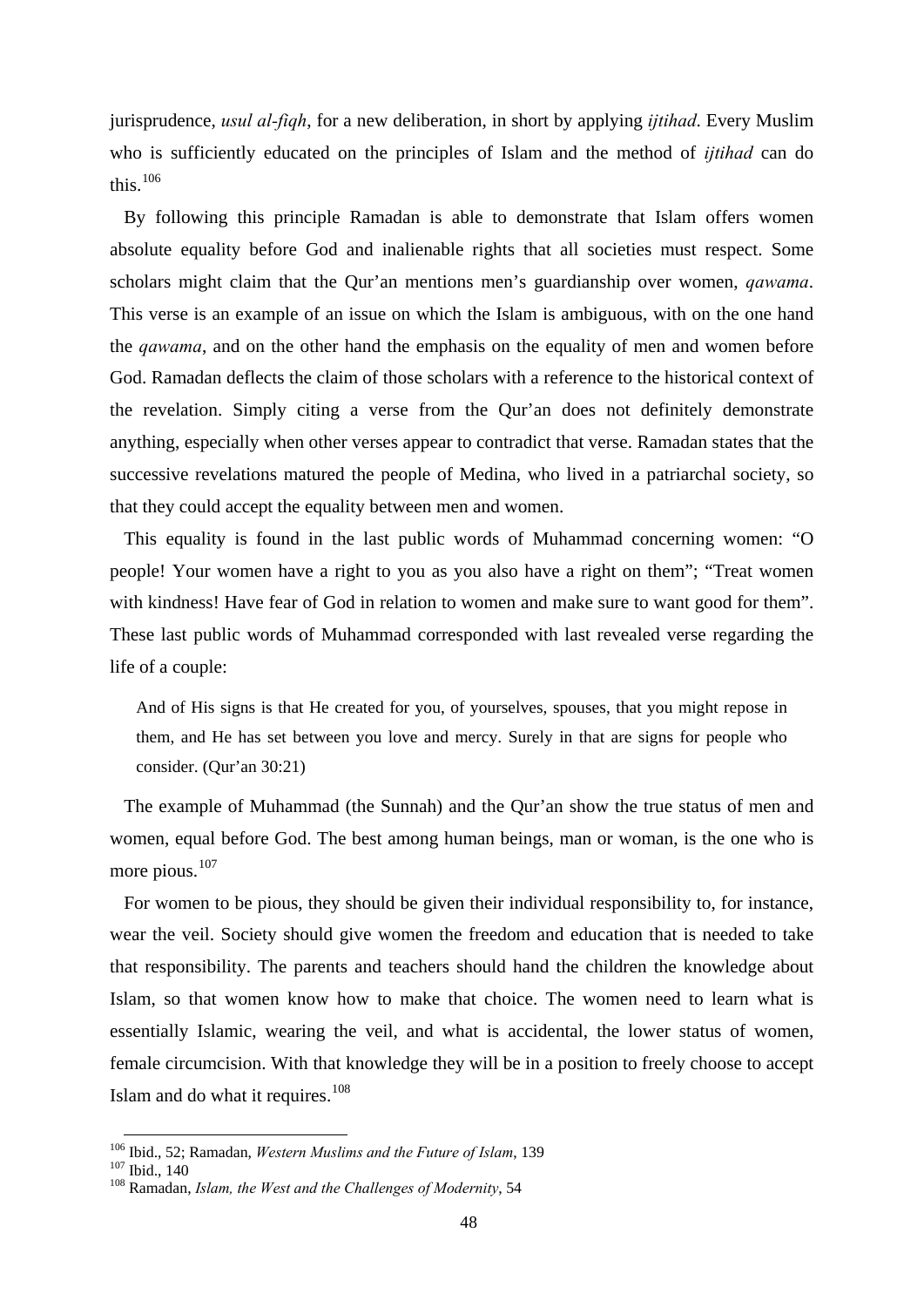jurisprudence, *usul al-fiqh*, for a new deliberation, in short by applying *ijtihad*. Every Muslim who is sufficiently educated on the principles of Islam and the method of *ijtihad* can do this.[106]

By following this principle Ramadan is able to demonstrate that Islam offers women absolute equality before God and inalienable rights that all societies must respect. Some scholars might claim that the Qur'an mentions men's guardianship over women, *qawama*. This verse is an example of an issue on which the Islam is ambiguous, with on the one hand the *qawama*, and on the other hand the emphasis on the equality of men and women before God. Ramadan deflects the claim of those scholars with a reference to the historical context of the revelation. Simply citing a verse from the Qur'an does not definitely demonstrate anything, especially when other verses appear to contradict that verse. Ramadan states that the successive revelations matured the people of Medina, who lived in a patriarchal society, so that they could accept the equality between men and women.

This equality is found in the last public words of Muhammad concerning women: "O people! Your women have a right to you as you also have a right on them"; "Treat women with kindness! Have fear of God in relation to women and make sure to want good for them". These last public words of Muhammad corresponded with last revealed verse regarding the life of a couple:

> And of His signs is that He created for you, of yourselves, spouses, that you might repose in them, and He has set between you love and mercy. Surely in that are signs for people who consider. (Qur'an 30:21)

The example of Muhammad (the Sunnah) and the Qur'an show the true status of men and women, equal before God. The best among human beings, man or woman, is the one who is more pious.[107]

For women to be pious, they should be given their individual responsibility to, for instance, wear the veil. Society should give women the freedom and education that is needed to take that responsibility. The parents and teachers should hand the children the knowledge about Islam, so that women know how to make that choice. The women need to learn what is essentially Islamic, wearing the veil, and what is accidental, the lower status of women, female circumcision. With that knowledge they will be in a position to freely choose to accept Islam and do what it requires.[108]

---

[106] Ibid., 52; Ramadan, *Western Muslims and the Future of Islam*, 139

[107] Ibid., 140

[108] Ramadan, *Islam, the West and the Challenges of Modernity*, 54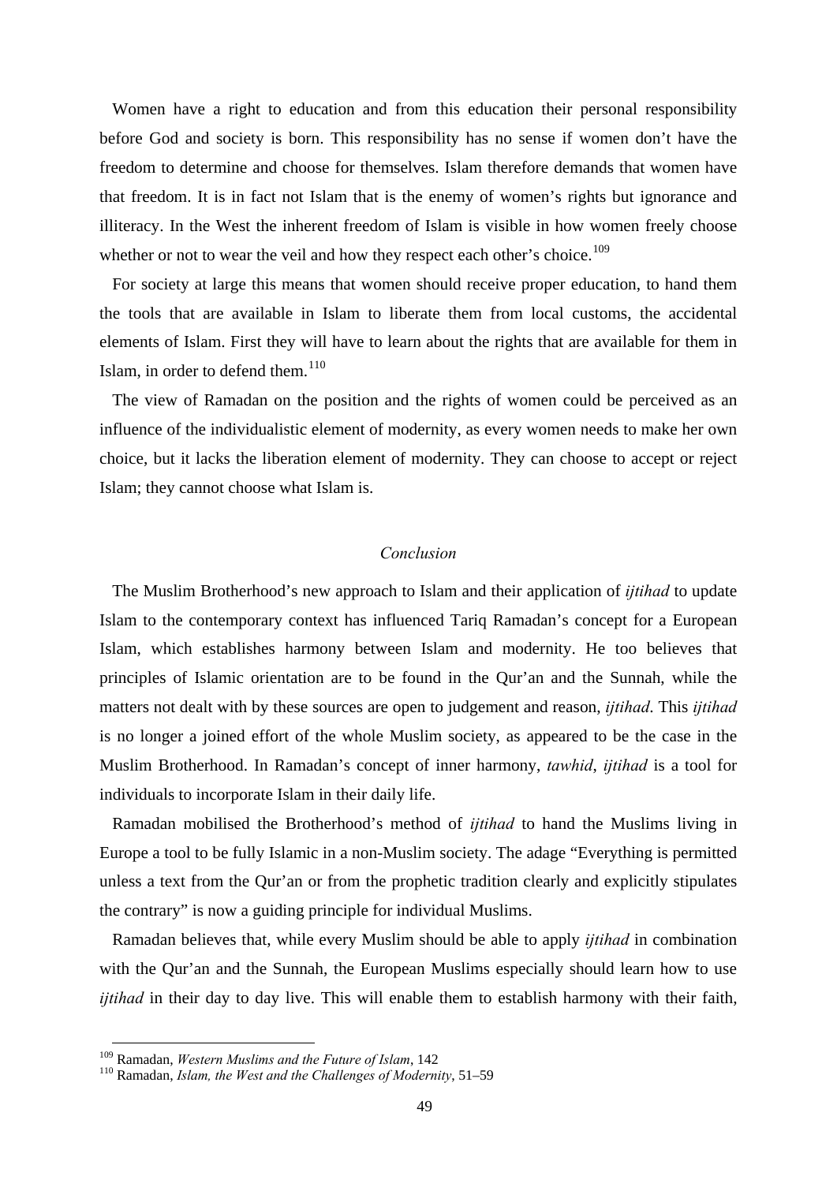Women have a right to education and from this education their personal responsibility before God and society is born. This responsibility has no sense if women don't have the freedom to determine and choose for themselves. Islam therefore demands that women have that freedom. It is in fact not Islam that is the enemy of women's rights but ignorance and illiteracy. In the West the inherent freedom of Islam is visible in how women freely choose whether or not to wear the veil and how they respect each other's choice.[109]

For society at large this means that women should receive proper education, to hand them the tools that are available in Islam to liberate them from local customs, the accidental elements of Islam. First they will have to learn about the rights that are available for them in Islam, in order to defend them.[110]

The view of Ramadan on the position and the rights of women could be perceived as an influence of the individualistic element of modernity, as every women needs to make her own choice, but it lacks the liberation element of modernity. They can choose to accept or reject Islam; they cannot choose what Islam is.

### *Conclusion*

The Muslim Brotherhood's new approach to Islam and their application of *ijtihad* to update Islam to the contemporary context has influenced Tariq Ramadan's concept for a European Islam, which establishes harmony between Islam and modernity. He too believes that principles of Islamic orientation are to be found in the Qur'an and the Sunnah, while the matters not dealt with by these sources are open to judgement and reason, *ijtihad*. This *ijtihad* is no longer a joined effort of the whole Muslim society, as appeared to be the case in the Muslim Brotherhood. In Ramadan's concept of inner harmony, *tawhid*, *ijtihad* is a tool for individuals to incorporate Islam in their daily life.

Ramadan mobilised the Brotherhood's method of *ijtihad* to hand the Muslims living in Europe a tool to be fully Islamic in a non-Muslim society. The adage "Everything is permitted unless a text from the Qur'an or from the prophetic tradition clearly and explicitly stipulates the contrary" is now a guiding principle for individual Muslims.

Ramadan believes that, while every Muslim should be able to apply *ijtihad* in combination with the Qur'an and the Sunnah, the European Muslims especially should learn how to use *ijtihad* in their day to day live. This will enable them to establish harmony with their faith,

---

[109] Ramadan, *Western Muslims and the Future of Islam*, 142

[110] Ramadan, *Islam, the West and the Challenges of Modernity*, 51–59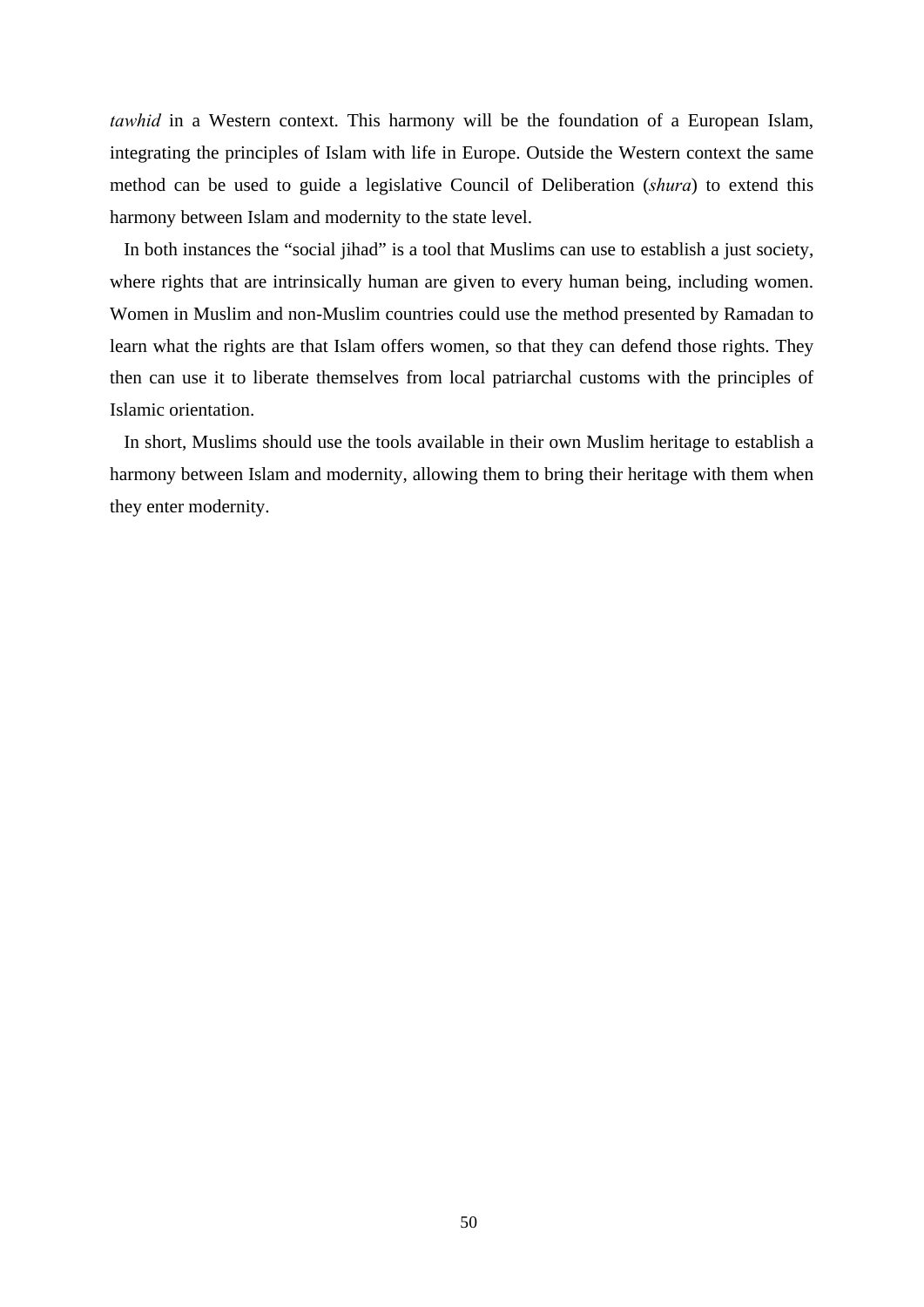*tawhid* in a Western context. This harmony will be the foundation of a European Islam, integrating the principles of Islam with life in Europe. Outside the Western context the same method can be used to guide a legislative Council of Deliberation (*shura*) to extend this harmony between Islam and modernity to the state level.

In both instances the "social jihad" is a tool that Muslims can use to establish a just society, where rights that are intrinsically human are given to every human being, including women. Women in Muslim and non-Muslim countries could use the method presented by Ramadan to learn what the rights are that Islam offers women, so that they can defend those rights. They then can use it to liberate themselves from local patriarchal customs with the principles of Islamic orientation.

In short, Muslims should use the tools available in their own Muslim heritage to establish a harmony between Islam and modernity, allowing them to bring their heritage with them when they enter modernity.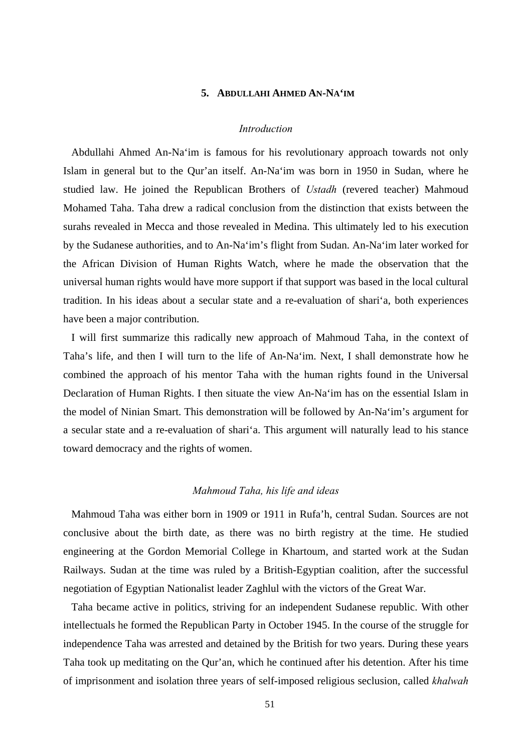## 5. Abdullahi Ahmed An-Na‘im

### *Introduction*

Abdullahi Ahmed An-Na‘im is famous for his revolutionary approach towards not only Islam in general but to the Qur’an itself. An-Na‘im was born in 1950 in Sudan, where he studied law. He joined the Republican Brothers of *Ustadh* (revered teacher) Mahmoud Mohamed Taha. Taha drew a radical conclusion from the distinction that exists between the surahs revealed in Mecca and those revealed in Medina. This ultimately led to his execution by the Sudanese authorities, and to An-Na‘im’s flight from Sudan. An-Na‘im later worked for the African Division of Human Rights Watch, where he made the observation that the universal human rights would have more support if that support was based in the local cultural tradition. In his ideas about a secular state and a re-evaluation of shari‘a, both experiences have been a major contribution.

I will first summarize this radically new approach of Mahmoud Taha, in the context of Taha’s life, and then I will turn to the life of An-Na‘im. Next, I shall demonstrate how he combined the approach of his mentor Taha with the human rights found in the Universal Declaration of Human Rights. I then situate the view An-Na‘im has on the essential Islam in the model of Ninian Smart. This demonstration will be followed by An-Na‘im’s argument for a secular state and a re-evaluation of shari‘a. This argument will naturally lead to his stance toward democracy and the rights of women.

### *Mahmoud Taha, his life and ideas*

Mahmoud Taha was either born in 1909 or 1911 in Rufa’h, central Sudan. Sources are not conclusive about the birth date, as there was no birth registry at the time. He studied engineering at the Gordon Memorial College in Khartoum, and started work at the Sudan Railways. Sudan at the time was ruled by a British-Egyptian coalition, after the successful negotiation of Egyptian Nationalist leader Zaghlul with the victors of the Great War.

Taha became active in politics, striving for an independent Sudanese republic. With other intellectuals he formed the Republican Party in October 1945. In the course of the struggle for independence Taha was arrested and detained by the British for two years. During these years Taha took up meditating on the Qur’an, which he continued after his detention. After his time of imprisonment and isolation three years of self-imposed religious seclusion, called *khalwah*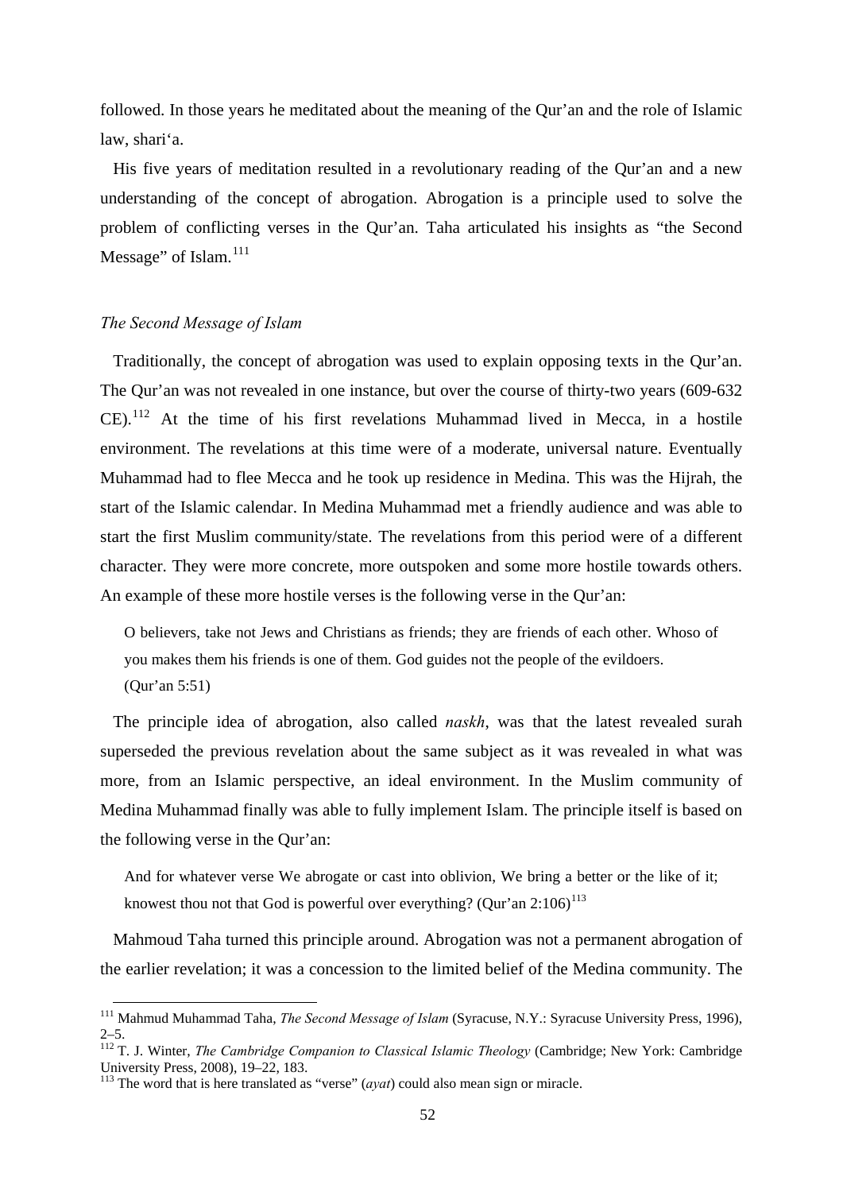followed. In those years he meditated about the meaning of the Qur'an and the role of Islamic law, shari'a.

His five years of meditation resulted in a revolutionary reading of the Qur'an and a new understanding of the concept of abrogation. Abrogation is a principle used to solve the problem of conflicting verses in the Qur'an. Taha articulated his insights as "the Second Message" of Islam.[111]

### *The Second Message of Islam*

Traditionally, the concept of abrogation was used to explain opposing texts in the Qur'an. The Qur'an was not revealed in one instance, but over the course of thirty-two years (609-632 CE).[112] At the time of his first revelations Muhammad lived in Mecca, in a hostile environment. The revelations at this time were of a moderate, universal nature. Eventually Muhammad had to flee Mecca and he took up residence in Medina. This was the Hijrah, the start of the Islamic calendar. In Medina Muhammad met a friendly audience and was able to start the first Muslim community/state. The revelations from this period were of a different character. They were more concrete, more outspoken and some more hostile towards others. An example of these more hostile verses is the following verse in the Qur'an:

> O believers, take not Jews and Christians as friends; they are friends of each other. Whoso of you makes them his friends is one of them. God guides not the people of the evildoers. (Qur'an 5:51)

The principle idea of abrogation, also called *naskh*, was that the latest revealed surah superseded the previous revelation about the same subject as it was revealed in what was more, from an Islamic perspective, an ideal environment. In the Muslim community of Medina Muhammad finally was able to fully implement Islam. The principle itself is based on the following verse in the Qur'an:

> And for whatever verse We abrogate or cast into oblivion, We bring a better or the like of it; knowest thou not that God is powerful over everything? (Qur'an 2:106)[113]

Mahmoud Taha turned this principle around. Abrogation was not a permanent abrogation of the earlier revelation; it was a concession to the limited belief of the Medina community. The

---

[111] Mahmud Muhammad Taha, *The Second Message of Islam* (Syracuse, N.Y.: Syracuse University Press, 1996), 2–5.

[112] T. J. Winter, *The Cambridge Companion to Classical Islamic Theology* (Cambridge; New York: Cambridge University Press, 2008), 19–22, 183.

[113] The word that is here translated as "verse" (*ayat*) could also mean sign or miracle.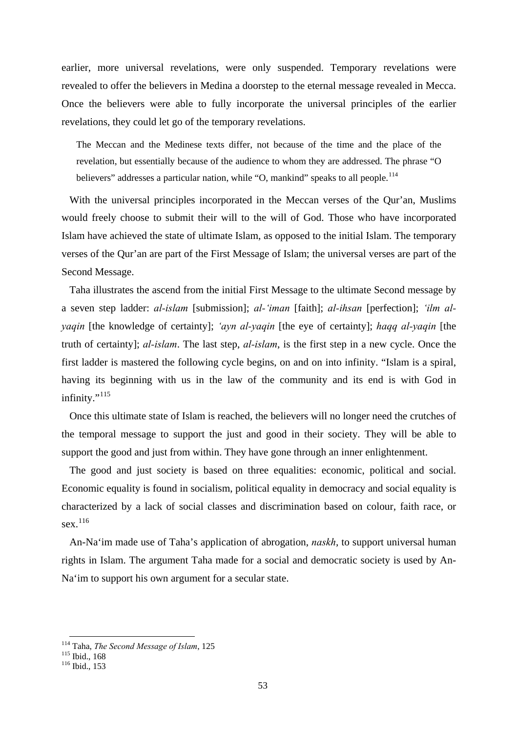earlier, more universal revelations, were only suspended. Temporary revelations were revealed to offer the believers in Medina a doorstep to the eternal message revealed in Mecca. Once the believers were able to fully incorporate the universal principles of the earlier revelations, they could let go of the temporary revelations.

> The Meccan and the Medinese texts differ, not because of the time and the place of the revelation, but essentially because of the audience to whom they are addressed. The phrase "O believers" addresses a particular nation, while "O, mankind" speaks to all people.[114]

With the universal principles incorporated in the Meccan verses of the Qur'an, Muslims would freely choose to submit their will to the will of God. Those who have incorporated Islam have achieved the state of ultimate Islam, as opposed to the initial Islam. The temporary verses of the Qur'an are part of the First Message of Islam; the universal verses are part of the Second Message.

Taha illustrates the ascend from the initial First Message to the ultimate Second message by a seven step ladder: *al-islam* [submission]; *al-'iman* [faith]; *al-ihsan* [perfection]; *'ilm al-yaqin* [the knowledge of certainty]; *'ayn al-yaqin* [the eye of certainty]; *haqq al-yaqin* [the truth of certainty]; *al-islam*. The last step, *al-islam*, is the first step in a new cycle. Once the first ladder is mastered the following cycle begins, on and on into infinity. "Islam is a spiral, having its beginning with us in the law of the community and its end is with God in infinity."[115]

Once this ultimate state of Islam is reached, the believers will no longer need the crutches of the temporal message to support the just and good in their society. They will be able to support the good and just from within. They have gone through an inner enlightenment.

The good and just society is based on three equalities: economic, political and social. Economic equality is found in socialism, political equality in democracy and social equality is characterized by a lack of social classes and discrimination based on colour, faith race, or sex.[116]

An-Na'im made use of Taha's application of abrogation, *naskh*, to support universal human rights in Islam. The argument Taha made for a social and democratic society is used by An-Na'im to support his own argument for a secular state.

---

[114] Taha, *The Second Message of Islam*, 125
[115] Ibid., 168
[116] Ibid., 153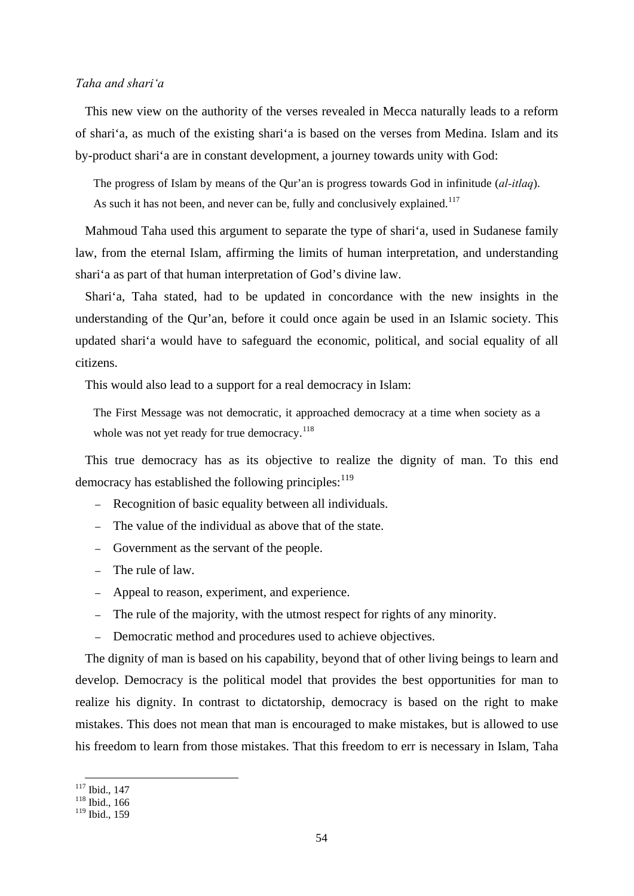*Taha and shari'a*

This new view on the authority of the verses revealed in Mecca naturally leads to a reform of shari'a, as much of the existing shari'a is based on the verses from Medina. Islam and its by-product shari'a are in constant development, a journey towards unity with God:

> The progress of Islam by means of the Qur'an is progress towards God in infinitude (*al-itlaq*). As such it has not been, and never can be, fully and conclusively explained.[117]

Mahmoud Taha used this argument to separate the type of shari'a, used in Sudanese family law, from the eternal Islam, affirming the limits of human interpretation, and understanding shari'a as part of that human interpretation of God's divine law.

Shari'a, Taha stated, had to be updated in concordance with the new insights in the understanding of the Qur'an, before it could once again be used in an Islamic society. This updated shari'a would have to safeguard the economic, political, and social equality of all citizens.

This would also lead to a support for a real democracy in Islam:

> The First Message was not democratic, it approached democracy at a time when society as a whole was not yet ready for true democracy.[118]

This true democracy has as its objective to realize the dignity of man. To this end democracy has established the following principles:[119]

- Recognition of basic equality between all individuals.
- The value of the individual as above that of the state.
- Government as the servant of the people.
- The rule of law.
- Appeal to reason, experiment, and experience.
- The rule of the majority, with the utmost respect for rights of any minority.
- Democratic method and procedures used to achieve objectives.

The dignity of man is based on his capability, beyond that of other living beings to learn and develop. Democracy is the political model that provides the best opportunities for man to realize his dignity. In contrast to dictatorship, democracy is based on the right to make mistakes. This does not mean that man is encouraged to make mistakes, but is allowed to use his freedom to learn from those mistakes. That this freedom to err is necessary in Islam, Taha

---

[117] Ibid., 147
[118] Ibid., 166
[119] Ibid., 159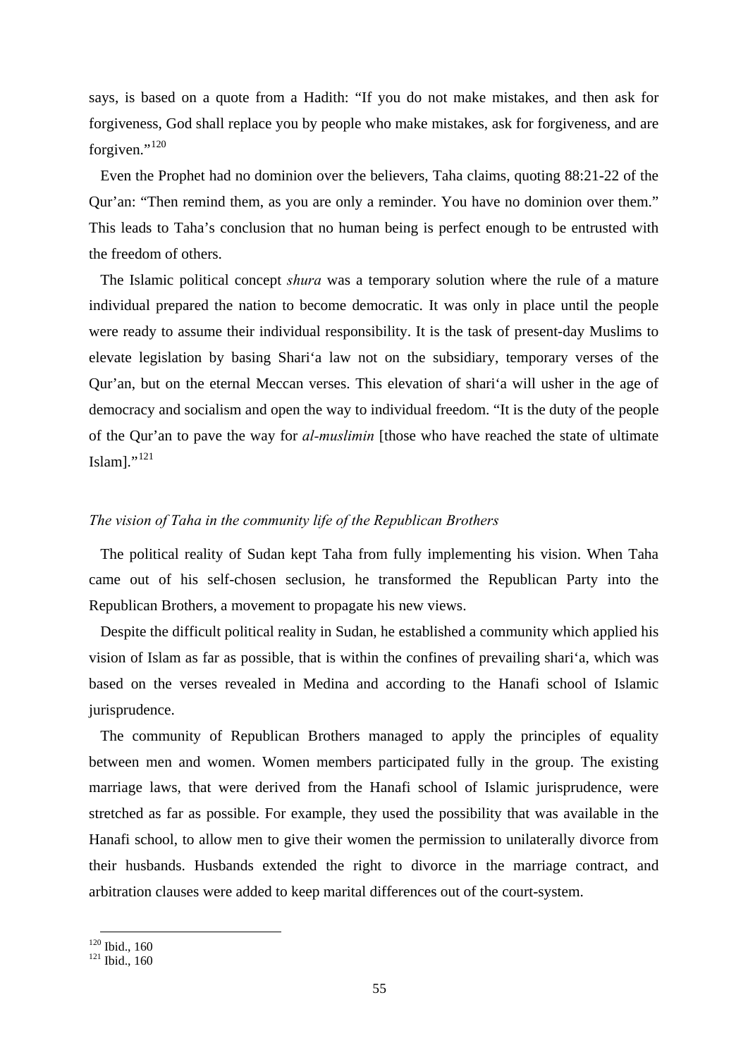says, is based on a quote from a Hadith: "If you do not make mistakes, and then ask for forgiveness, God shall replace you by people who make mistakes, ask for forgiveness, and are forgiven."[120]

Even the Prophet had no dominion over the believers, Taha claims, quoting 88:21-22 of the Qur'an: "Then remind them, as you are only a reminder. You have no dominion over them." This leads to Taha's conclusion that no human being is perfect enough to be entrusted with the freedom of others.

The Islamic political concept *shura* was a temporary solution where the rule of a mature individual prepared the nation to become democratic. It was only in place until the people were ready to assume their individual responsibility. It is the task of present-day Muslims to elevate legislation by basing Shari'a law not on the subsidiary, temporary verses of the Qur'an, but on the eternal Meccan verses. This elevation of shari'a will usher in the age of democracy and socialism and open the way to individual freedom. "It is the duty of the people of the Qur'an to pave the way for *al-muslimin* [those who have reached the state of ultimate Islam]."[121]

### *The vision of Taha in the community life of the Republican Brothers*

The political reality of Sudan kept Taha from fully implementing his vision. When Taha came out of his self-chosen seclusion, he transformed the Republican Party into the Republican Brothers, a movement to propagate his new views.

Despite the difficult political reality in Sudan, he established a community which applied his vision of Islam as far as possible, that is within the confines of prevailing shari'a, which was based on the verses revealed in Medina and according to the Hanafi school of Islamic jurisprudence.

The community of Republican Brothers managed to apply the principles of equality between men and women. Women members participated fully in the group. The existing marriage laws, that were derived from the Hanafi school of Islamic jurisprudence, were stretched as far as possible. For example, they used the possibility that was available in the Hanafi school, to allow men to give their women the permission to unilaterally divorce from their husbands. Husbands extended the right to divorce in the marriage contract, and arbitration clauses were added to keep marital differences out of the court-system.

[120] Ibid., 160
[121] Ibid., 160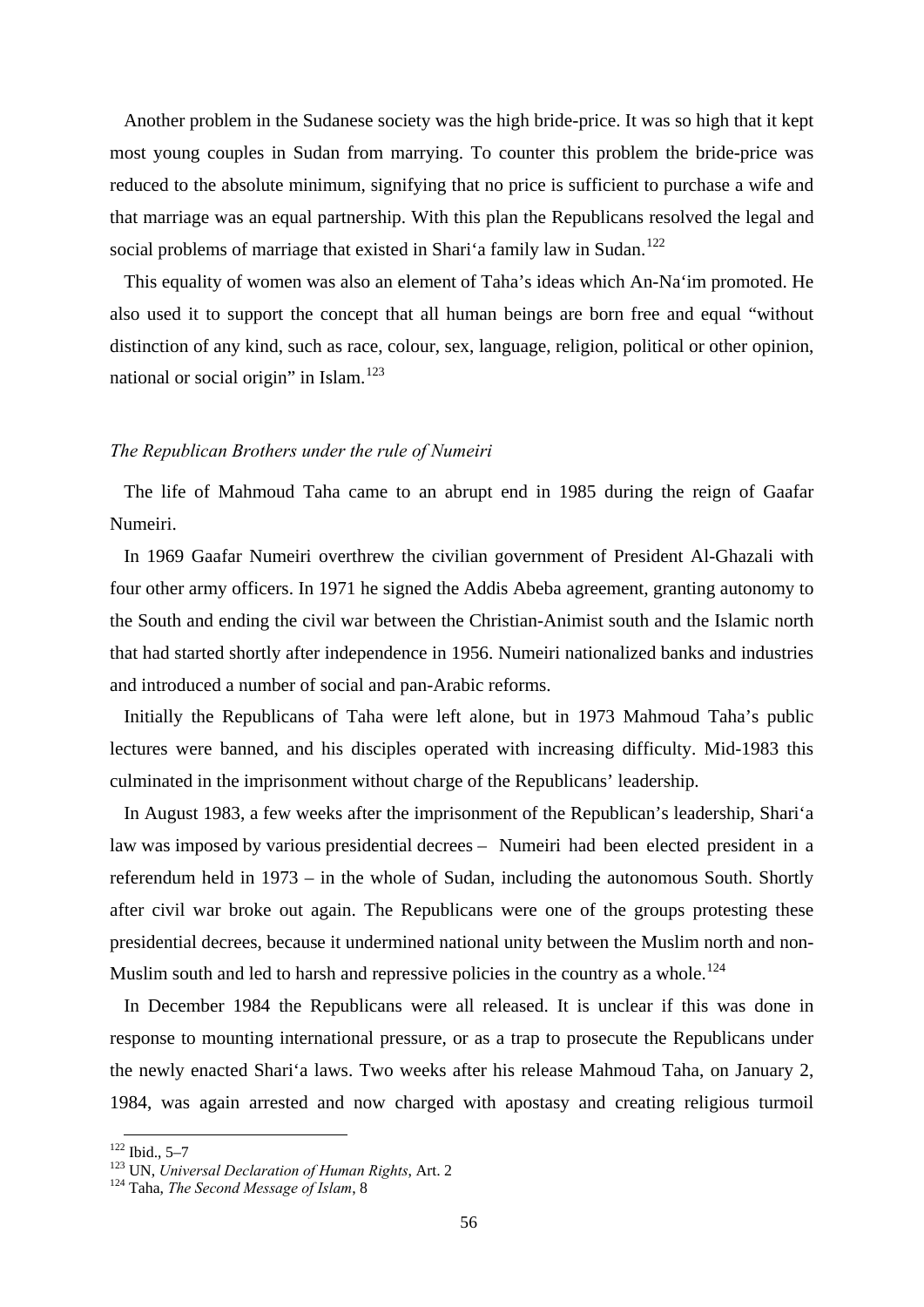Another problem in the Sudanese society was the high bride-price. It was so high that it kept most young couples in Sudan from marrying. To counter this problem the bride-price was reduced to the absolute minimum, signifying that no price is sufficient to purchase a wife and that marriage was an equal partnership. With this plan the Republicans resolved the legal and social problems of marriage that existed in Shari‘a family law in Sudan.[122]

This equality of women was also an element of Taha's ideas which An-Na‘im promoted. He also used it to support the concept that all human beings are born free and equal "without distinction of any kind, such as race, colour, sex, language, religion, political or other opinion, national or social origin" in Islam.[123]

### *The Republican Brothers under the rule of Numeiri*

The life of Mahmoud Taha came to an abrupt end in 1985 during the reign of Gaafar Numeiri.

In 1969 Gaafar Numeiri overthrew the civilian government of President Al-Ghazali with four other army officers. In 1971 he signed the Addis Abeba agreement, granting autonomy to the South and ending the civil war between the Christian-Animist south and the Islamic north that had started shortly after independence in 1956. Numeiri nationalized banks and industries and introduced a number of social and pan-Arabic reforms.

Initially the Republicans of Taha were left alone, but in 1973 Mahmoud Taha's public lectures were banned, and his disciples operated with increasing difficulty. Mid-1983 this culminated in the imprisonment without charge of the Republicans' leadership.

In August 1983, a few weeks after the imprisonment of the Republican's leadership, Shari‘a law was imposed by various presidential decrees – Numeiri had been elected president in a referendum held in 1973 – in the whole of Sudan, including the autonomous South. Shortly after civil war broke out again. The Republicans were one of the groups protesting these presidential decrees, because it undermined national unity between the Muslim north and non-Muslim south and led to harsh and repressive policies in the country as a whole.[124]

In December 1984 the Republicans were all released. It is unclear if this was done in response to mounting international pressure, or as a trap to prosecute the Republicans under the newly enacted Shari‘a laws. Two weeks after his release Mahmoud Taha, on January 2, 1984, was again arrested and now charged with apostasy and creating religious turmoil

---

[122] Ibid., 5–7

[123] UN, *Universal Declaration of Human Rights*, Art. 2

[124] Taha, *The Second Message of Islam*, 8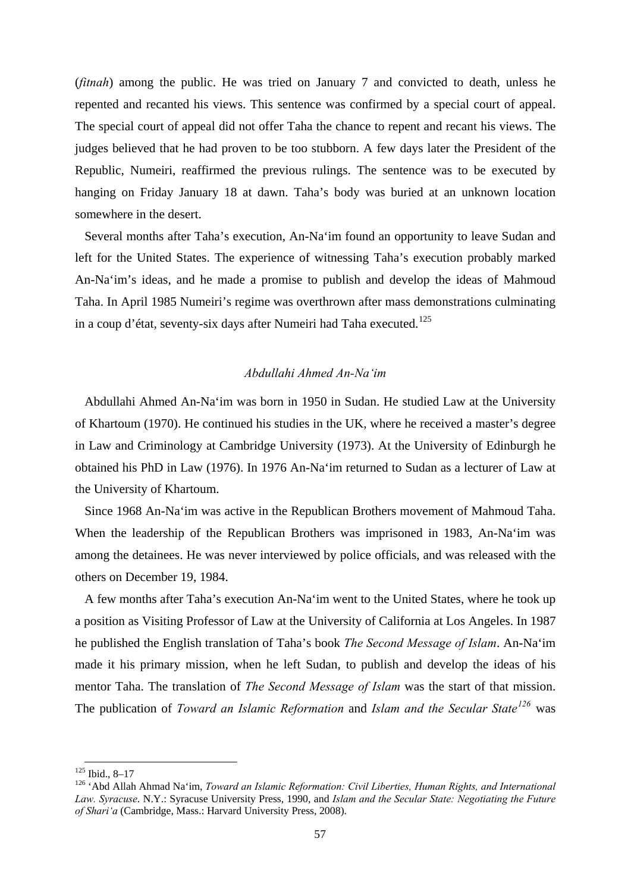(*fitnah*) among the public. He was tried on January 7 and convicted to death, unless he repented and recanted his views. This sentence was confirmed by a special court of appeal. The special court of appeal did not offer Taha the chance to repent and recant his views. The judges believed that he had proven to be too stubborn. A few days later the President of the Republic, Numeiri, reaffirmed the previous rulings. The sentence was to be executed by hanging on Friday January 18 at dawn. Taha's body was buried at an unknown location somewhere in the desert.

Several months after Taha's execution, An-Na'im found an opportunity to leave Sudan and left for the United States. The experience of witnessing Taha's execution probably marked An-Na'im's ideas, and he made a promise to publish and develop the ideas of Mahmoud Taha. In April 1985 Numeiri's regime was overthrown after mass demonstrations culminating in a coup d'état, seventy-six days after Numeiri had Taha executed.[125]

### *Abdullahi Ahmed An-Na'im*

Abdullahi Ahmed An-Na'im was born in 1950 in Sudan. He studied Law at the University of Khartoum (1970). He continued his studies in the UK, where he received a master's degree in Law and Criminology at Cambridge University (1973). At the University of Edinburgh he obtained his PhD in Law (1976). In 1976 An-Na'im returned to Sudan as a lecturer of Law at the University of Khartoum.

Since 1968 An-Na'im was active in the Republican Brothers movement of Mahmoud Taha. When the leadership of the Republican Brothers was imprisoned in 1983, An-Na'im was among the detainees. He was never interviewed by police officials, and was released with the others on December 19, 1984.

A few months after Taha's execution An-Na'im went to the United States, where he took up a position as Visiting Professor of Law at the University of California at Los Angeles. In 1987 he published the English translation of Taha's book *The Second Message of Islam*. An-Na'im made it his primary mission, when he left Sudan, to publish and develop the ideas of his mentor Taha. The translation of *The Second Message of Islam* was the start of that mission. The publication of *Toward an Islamic Reformation* and *Islam and the Secular State*[126] was

[125] Ibid., 8–17

[126] 'Abd Allah Ahmad Na'im, *Toward an Islamic Reformation: Civil Liberties, Human Rights, and International Law. Syracuse*. N.Y.: Syracuse University Press, 1990, and *Islam and the Secular State: Negotiating the Future of Shari'a* (Cambridge, Mass.: Harvard University Press, 2008).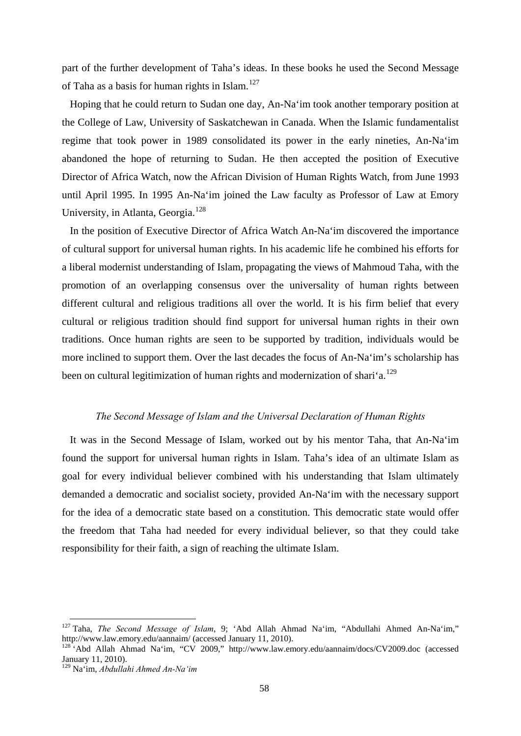part of the further development of Taha's ideas. In these books he used the Second Message of Taha as a basis for human rights in Islam.[127]

Hoping that he could return to Sudan one day, An-Na'im took another temporary position at the College of Law, University of Saskatchewan in Canada. When the Islamic fundamentalist regime that took power in 1989 consolidated its power in the early nineties, An-Na'im abandoned the hope of returning to Sudan. He then accepted the position of Executive Director of Africa Watch, now the African Division of Human Rights Watch, from June 1993 until April 1995. In 1995 An-Na'im joined the Law faculty as Professor of Law at Emory University, in Atlanta, Georgia.[128]

In the position of Executive Director of Africa Watch An-Na'im discovered the importance of cultural support for universal human rights. In his academic life he combined his efforts for a liberal modernist understanding of Islam, propagating the views of Mahmoud Taha, with the promotion of an overlapping consensus over the universality of human rights between different cultural and religious traditions all over the world. It is his firm belief that every cultural or religious tradition should find support for universal human rights in their own traditions. Once human rights are seen to be supported by tradition, individuals would be more inclined to support them. Over the last decades the focus of An-Na'im's scholarship has been on cultural legitimization of human rights and modernization of shari'a.[129]

*The Second Message of Islam and the Universal Declaration of Human Rights*

It was in the Second Message of Islam, worked out by his mentor Taha, that An-Na'im found the support for universal human rights in Islam. Taha's idea of an ultimate Islam as goal for every individual believer combined with his understanding that Islam ultimately demanded a democratic and socialist society, provided An-Na'im with the necessary support for the idea of a democratic state based on a constitution. This democratic state would offer the freedom that Taha had needed for every individual believer, so that they could take responsibility for their faith, a sign of reaching the ultimate Islam.

---

[127] Taha, *The Second Message of Islam*, 9; 'Abd Allah Ahmad Na'im, "Abdullahi Ahmed An-Na'im," http://www.law.emory.edu/aannaim/ (accessed January 11, 2010).

[128] 'Abd Allah Ahmad Na'im, "CV 2009," http://www.law.emory.edu/aannaim/docs/CV2009.doc (accessed January 11, 2010).

[129] Na'im, *Abdullahi Ahmed An-Na'im*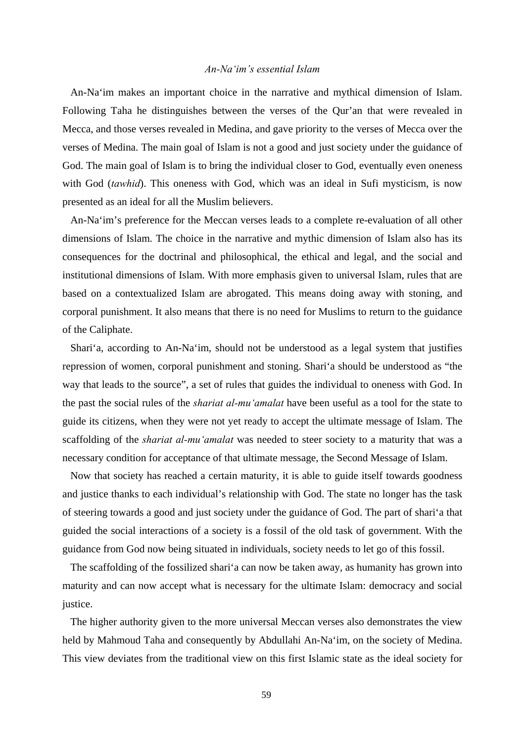*An-Na'im's essential Islam*

An-Na'im makes an important choice in the narrative and mythical dimension of Islam. Following Taha he distinguishes between the verses of the Qur'an that were revealed in Mecca, and those verses revealed in Medina, and gave priority to the verses of Mecca over the verses of Medina. The main goal of Islam is not a good and just society under the guidance of God. The main goal of Islam is to bring the individual closer to God, eventually even oneness with God (*tawhid*). This oneness with God, which was an ideal in Sufi mysticism, is now presented as an ideal for all the Muslim believers.

An-Na'im's preference for the Meccan verses leads to a complete re-evaluation of all other dimensions of Islam. The choice in the narrative and mythic dimension of Islam also has its consequences for the doctrinal and philosophical, the ethical and legal, and the social and institutional dimensions of Islam. With more emphasis given to universal Islam, rules that are based on a contextualized Islam are abrogated. This means doing away with stoning, and corporal punishment. It also means that there is no need for Muslims to return to the guidance of the Caliphate.

Shari'a, according to An-Na'im, should not be understood as a legal system that justifies repression of women, corporal punishment and stoning. Shari'a should be understood as "the way that leads to the source", a set of rules that guides the individual to oneness with God. In the past the social rules of the *shariat al-mu'amalat* have been useful as a tool for the state to guide its citizens, when they were not yet ready to accept the ultimate message of Islam. The scaffolding of the *shariat al-mu'amalat* was needed to steer society to a maturity that was a necessary condition for acceptance of that ultimate message, the Second Message of Islam.

Now that society has reached a certain maturity, it is able to guide itself towards goodness and justice thanks to each individual's relationship with God. The state no longer has the task of steering towards a good and just society under the guidance of God. The part of shari'a that guided the social interactions of a society is a fossil of the old task of government. With the guidance from God now being situated in individuals, society needs to let go of this fossil.

The scaffolding of the fossilized shari'a can now be taken away, as humanity has grown into maturity and can now accept what is necessary for the ultimate Islam: democracy and social justice.

The higher authority given to the more universal Meccan verses also demonstrates the view held by Mahmoud Taha and consequently by Abdullahi An-Na'im, on the society of Medina. This view deviates from the traditional view on this first Islamic state as the ideal society for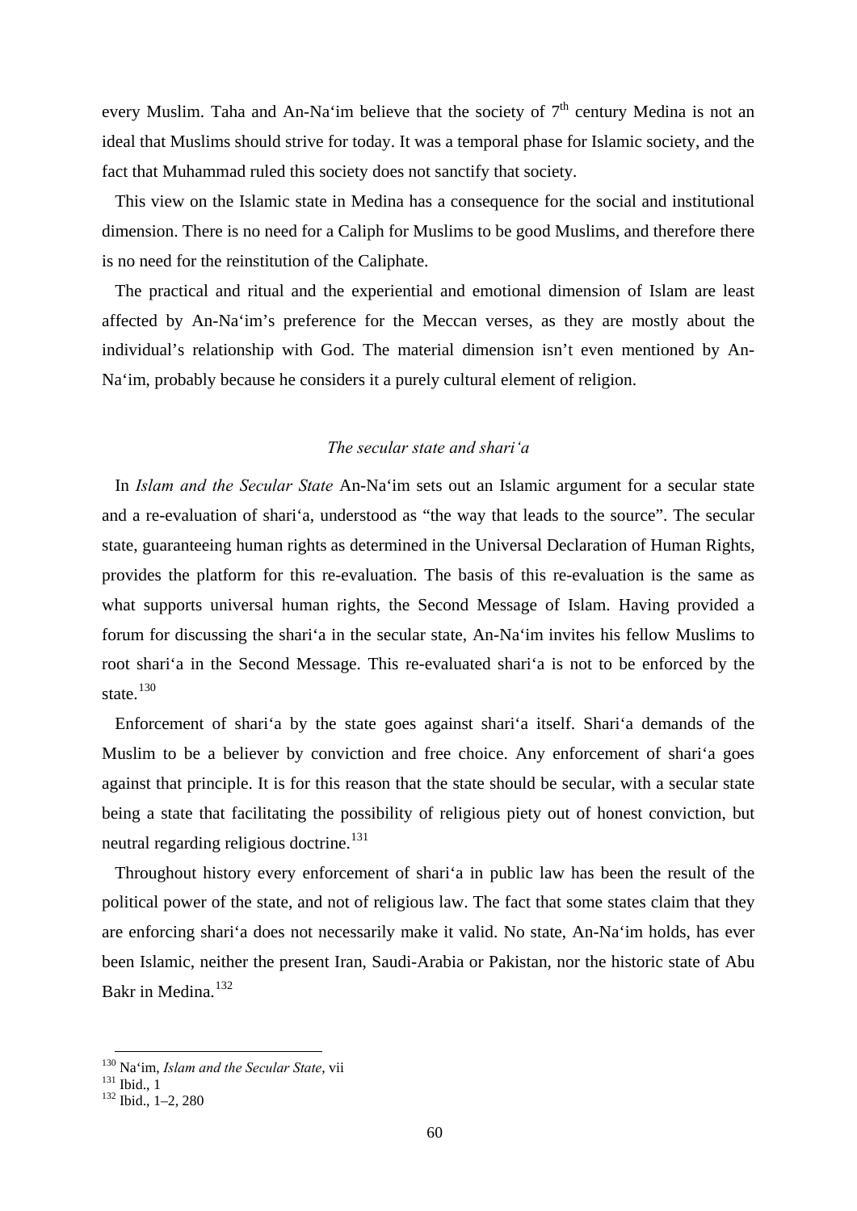every Muslim. Taha and An-Na‘im believe that the society of 7th century Medina is not an ideal that Muslims should strive for today. It was a temporal phase for Islamic society, and the fact that Muhammad ruled this society does not sanctify that society.

This view on the Islamic state in Medina has a consequence for the social and institutional dimension. There is no need for a Caliph for Muslims to be good Muslims, and therefore there is no need for the reinstitution of the Caliphate.

The practical and ritual and the experiential and emotional dimension of Islam are least affected by An-Na‘im’s preference for the Meccan verses, as they are mostly about the individual’s relationship with God. The material dimension isn’t even mentioned by An-Na‘im, probably because he considers it a purely cultural element of religion.

### *The secular state and shari‘a*

In *Islam and the Secular State* An-Na‘im sets out an Islamic argument for a secular state and a re-evaluation of shari‘a, understood as “the way that leads to the source”. The secular state, guaranteeing human rights as determined in the Universal Declaration of Human Rights, provides the platform for this re-evaluation. The basis of this re-evaluation is the same as what supports universal human rights, the Second Message of Islam. Having provided a forum for discussing the shari‘a in the secular state, An-Na‘im invites his fellow Muslims to root shari‘a in the Second Message. This re-evaluated shari‘a is not to be enforced by the state.[130]

Enforcement of shari‘a by the state goes against shari‘a itself. Shari‘a demands of the Muslim to be a believer by conviction and free choice. Any enforcement of shari‘a goes against that principle. It is for this reason that the state should be secular, with a secular state being a state that facilitating the possibility of religious piety out of honest conviction, but neutral regarding religious doctrine.[131]

Throughout history every enforcement of shari‘a in public law has been the result of the political power of the state, and not of religious law. The fact that some states claim that they are enforcing shari‘a does not necessarily make it valid. No state, An-Na‘im holds, has ever been Islamic, neither the present Iran, Saudi-Arabia or Pakistan, nor the historic state of Abu Bakr in Medina.[132]

---

[130] Na‘im, *Islam and the Secular State*, vii

[131] Ibid., 1

[132] Ibid., 1–2, 280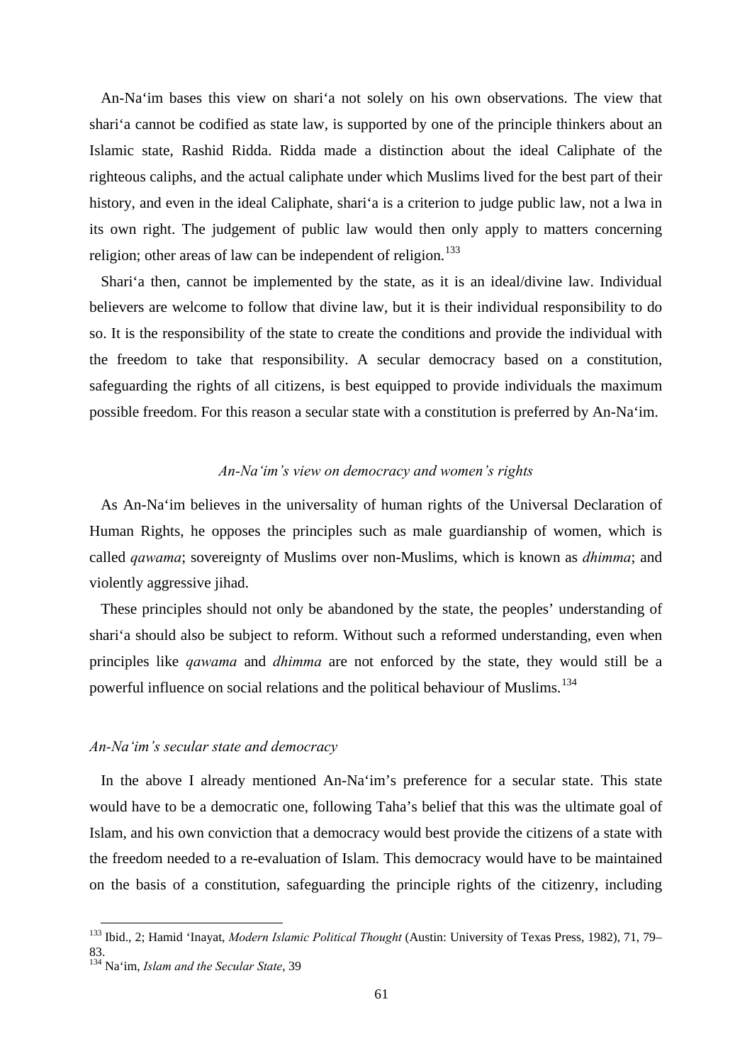An-Na‘im bases this view on shari‘a not solely on his own observations. The view that shari‘a cannot be codified as state law, is supported by one of the principle thinkers about an Islamic state, Rashid Ridda. Ridda made a distinction about the ideal Caliphate of the righteous caliphs, and the actual caliphate under which Muslims lived for the best part of their history, and even in the ideal Caliphate, shari‘a is a criterion to judge public law, not a lwa in its own right. The judgement of public law would then only apply to matters concerning religion; other areas of law can be independent of religion.[133]

Shari‘a then, cannot be implemented by the state, as it is an ideal/divine law. Individual believers are welcome to follow that divine law, but it is their individual responsibility to do so. It is the responsibility of the state to create the conditions and provide the individual with the freedom to take that responsibility. A secular democracy based on a constitution, safeguarding the rights of all citizens, is best equipped to provide individuals the maximum possible freedom. For this reason a secular state with a constitution is preferred by An-Na‘im.

### *An-Na‘im's view on democracy and women's rights*

As An-Na‘im believes in the universality of human rights of the Universal Declaration of Human Rights, he opposes the principles such as male guardianship of women, which is called *qawama*; sovereignty of Muslims over non-Muslims, which is known as *dhimma*; and violently aggressive jihad.

These principles should not only be abandoned by the state, the peoples' understanding of shari‘a should also be subject to reform. Without such a reformed understanding, even when principles like *qawama* and *dhimma* are not enforced by the state, they would still be a powerful influence on social relations and the political behaviour of Muslims.[134]

#### *An-Na‘im's secular state and democracy*

In the above I already mentioned An-Na‘im's preference for a secular state. This state would have to be a democratic one, following Taha's belief that this was the ultimate goal of Islam, and his own conviction that a democracy would best provide the citizens of a state with the freedom needed to a re-evaluation of Islam. This democracy would have to be maintained on the basis of a constitution, safeguarding the principle rights of the citizenry, including

---

[133] Ibid., 2; Hamid ‘Inayat, *Modern Islamic Political Thought* (Austin: University of Texas Press, 1982), 71, 79–83.

[134] Na‘im, *Islam and the Secular State*, 39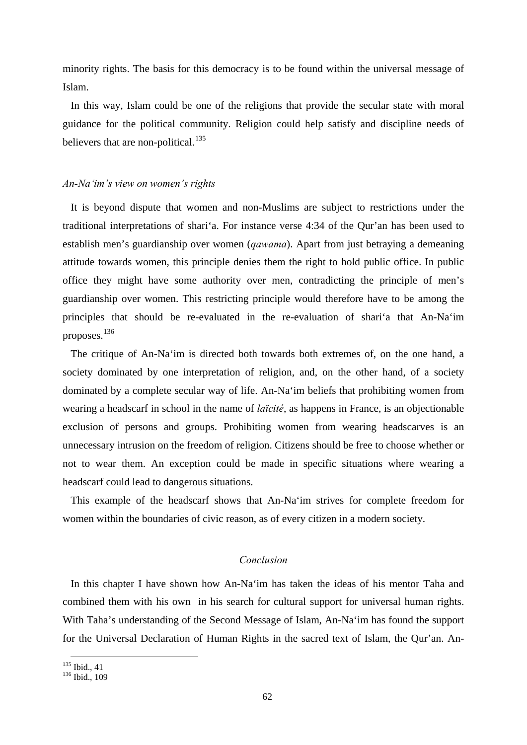minority rights. The basis for this democracy is to be found within the universal message of Islam.

In this way, Islam could be one of the religions that provide the secular state with moral guidance for the political community. Religion could help satisfy and discipline needs of believers that are non-political.[135]

*An-Na'im's view on women's rights*

It is beyond dispute that women and non-Muslims are subject to restrictions under the traditional interpretations of shari'a. For instance verse 4:34 of the Qur'an has been used to establish men's guardianship over women (*qawama*). Apart from just betraying a demeaning attitude towards women, this principle denies them the right to hold public office. In public office they might have some authority over men, contradicting the principle of men's guardianship over women. This restricting principle would therefore have to be among the principles that should be re-evaluated in the re-evaluation of shari'a that An-Na'im proposes.[136]

The critique of An-Na'im is directed both towards both extremes of, on the one hand, a society dominated by one interpretation of religion, and, on the other hand, of a society dominated by a complete secular way of life. An-Na'im beliefs that prohibiting women from wearing a headscarf in school in the name of *laïcité*, as happens in France, is an objectionable exclusion of persons and groups. Prohibiting women from wearing headscarves is an unnecessary intrusion on the freedom of religion. Citizens should be free to choose whether or not to wear them. An exception could be made in specific situations where wearing a headscarf could lead to dangerous situations.

This example of the headscarf shows that An-Na'im strives for complete freedom for women within the boundaries of civic reason, as of every citizen in a modern society.

*Conclusion*

In this chapter I have shown how An-Na'im has taken the ideas of his mentor Taha and combined them with his own in his search for cultural support for universal human rights. With Taha's understanding of the Second Message of Islam, An-Na'im has found the support for the Universal Declaration of Human Rights in the sacred text of Islam, the Qur'an. An-

[135] Ibid., 41
[136] Ibid., 109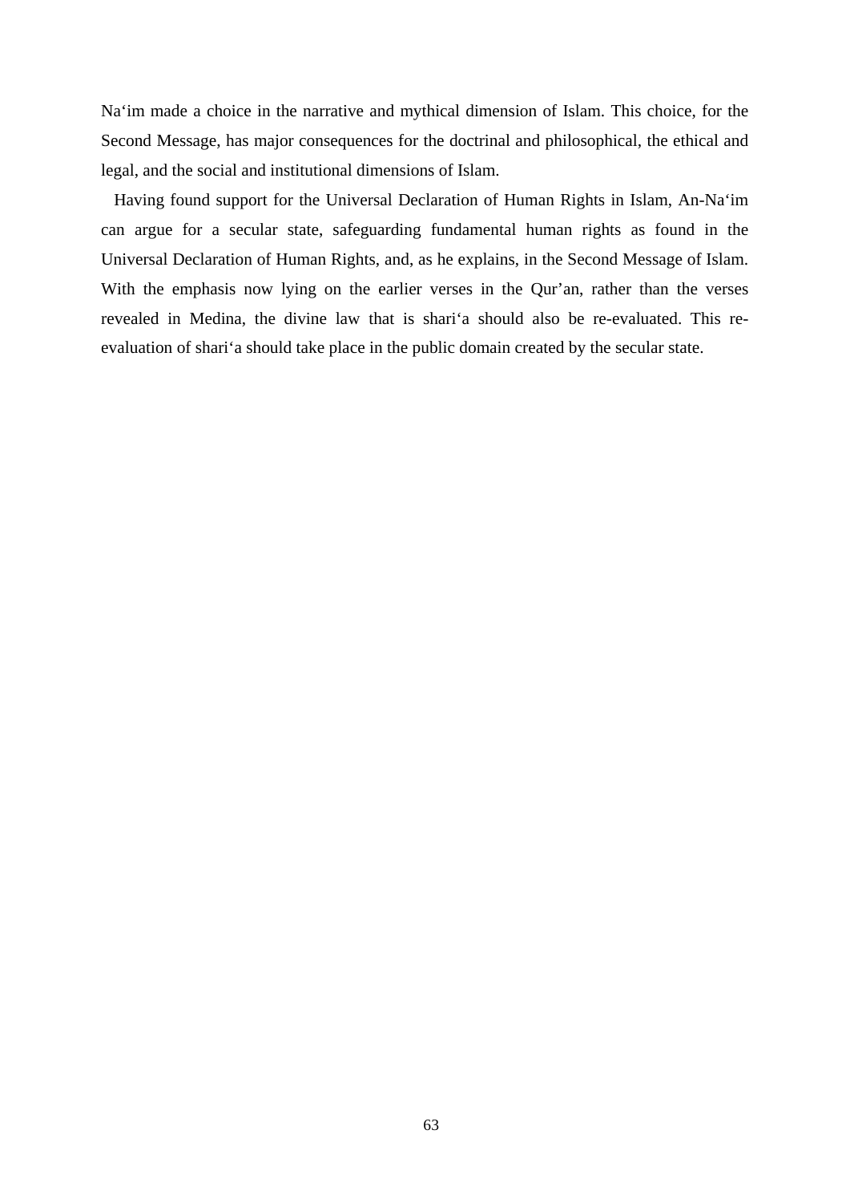Na‘im made a choice in the narrative and mythical dimension of Islam. This choice, for the Second Message, has major consequences for the doctrinal and philosophical, the ethical and legal, and the social and institutional dimensions of Islam.

Having found support for the Universal Declaration of Human Rights in Islam, An-Na‘im can argue for a secular state, safeguarding fundamental human rights as found in the Universal Declaration of Human Rights, and, as he explains, in the Second Message of Islam. With the emphasis now lying on the earlier verses in the Qur’an, rather than the verses revealed in Medina, the divine law that is shari‘a should also be re-evaluated. This re-evaluation of shari‘a should take place in the public domain created by the secular state.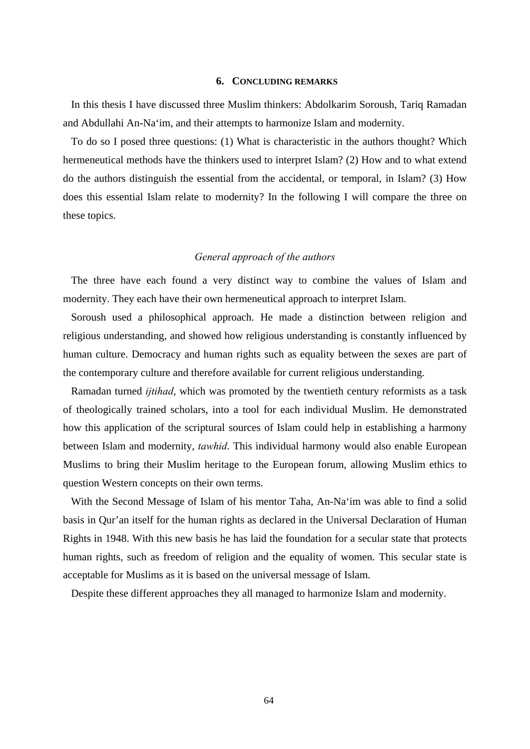## 6. Concluding remarks

In this thesis I have discussed three Muslim thinkers: Abdolkarim Soroush, Tariq Ramadan and Abdullahi An-Na'im, and their attempts to harmonize Islam and modernity.

To do so I posed three questions: (1) What is characteristic in the authors thought? Which hermeneutical methods have the thinkers used to interpret Islam? (2) How and to what extend do the authors distinguish the essential from the accidental, or temporal, in Islam? (3) How does this essential Islam relate to modernity? In the following I will compare the three on these topics.

### *General approach of the authors*

The three have each found a very distinct way to combine the values of Islam and modernity. They each have their own hermeneutical approach to interpret Islam.

Soroush used a philosophical approach. He made a distinction between religion and religious understanding, and showed how religious understanding is constantly influenced by human culture. Democracy and human rights such as equality between the sexes are part of the contemporary culture and therefore available for current religious understanding.

Ramadan turned *ijtihad*, which was promoted by the twentieth century reformists as a task of theologically trained scholars, into a tool for each individual Muslim. He demonstrated how this application of the scriptural sources of Islam could help in establishing a harmony between Islam and modernity, *tawhid*. This individual harmony would also enable European Muslims to bring their Muslim heritage to the European forum, allowing Muslim ethics to question Western concepts on their own terms.

With the Second Message of Islam of his mentor Taha, An-Na'im was able to find a solid basis in Qur'an itself for the human rights as declared in the Universal Declaration of Human Rights in 1948. With this new basis he has laid the foundation for a secular state that protects human rights, such as freedom of religion and the equality of women. This secular state is acceptable for Muslims as it is based on the universal message of Islam.

Despite these different approaches they all managed to harmonize Islam and modernity.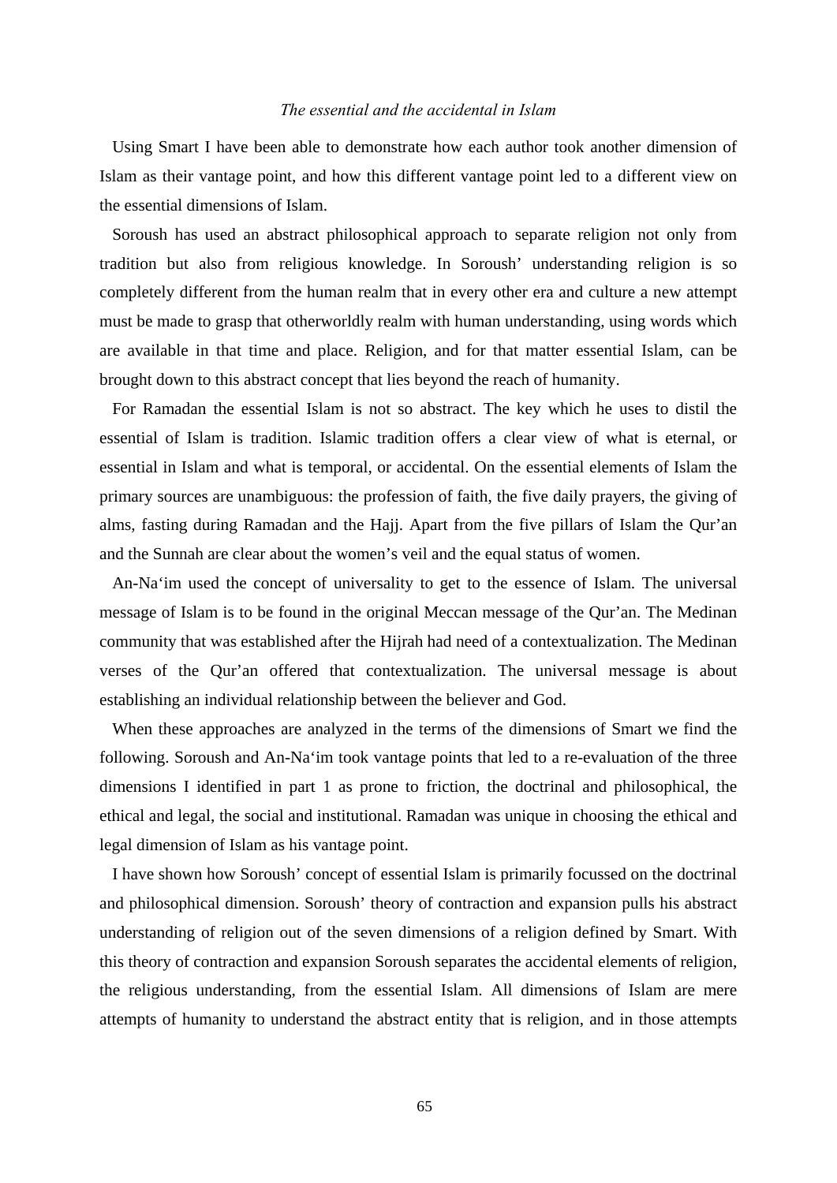Using Smart I have been able to demonstrate how each author took another dimension of Islam as their vantage point, and how this different vantage point led to a different view on the essential dimensions of Islam.

Soroush has used an abstract philosophical approach to separate religion not only from tradition but also from religious knowledge. In Soroush' understanding religion is so completely different from the human realm that in every other era and culture a new attempt must be made to grasp that otherworldly realm with human understanding, using words which are available in that time and place. Religion, and for that matter essential Islam, can be brought down to this abstract concept that lies beyond the reach of humanity.

For Ramadan the essential Islam is not so abstract. The key which he uses to distil the essential of Islam is tradition. Islamic tradition offers a clear view of what is eternal, or essential in Islam and what is temporal, or accidental. On the essential elements of Islam the primary sources are unambiguous: the profession of faith, the five daily prayers, the giving of alms, fasting during Ramadan and the Hajj. Apart from the five pillars of Islam the Qur'an and the Sunnah are clear about the women's veil and the equal status of women.

An-Na'im used the concept of universality to get to the essence of Islam. The universal message of Islam is to be found in the original Meccan message of the Qur'an. The Medinan community that was established after the Hijrah had need of a contextualization. The Medinan verses of the Qur'an offered that contextualization. The universal message is about establishing an individual relationship between the believer and God.

When these approaches are analyzed in the terms of the dimensions of Smart we find the following. Soroush and An-Na'im took vantage points that led to a re-evaluation of the three dimensions I identified in part 1 as prone to friction, the doctrinal and philosophical, the ethical and legal, the social and institutional. Ramadan was unique in choosing the ethical and legal dimension of Islam as his vantage point.

I have shown how Soroush' concept of essential Islam is primarily focussed on the doctrinal and philosophical dimension. Soroush' theory of contraction and expansion pulls his abstract understanding of religion out of the seven dimensions of a religion defined by Smart. With this theory of contraction and expansion Soroush separates the accidental elements of religion, the religious understanding, from the essential Islam. All dimensions of Islam are mere attempts of humanity to understand the abstract entity that is religion, and in those attempts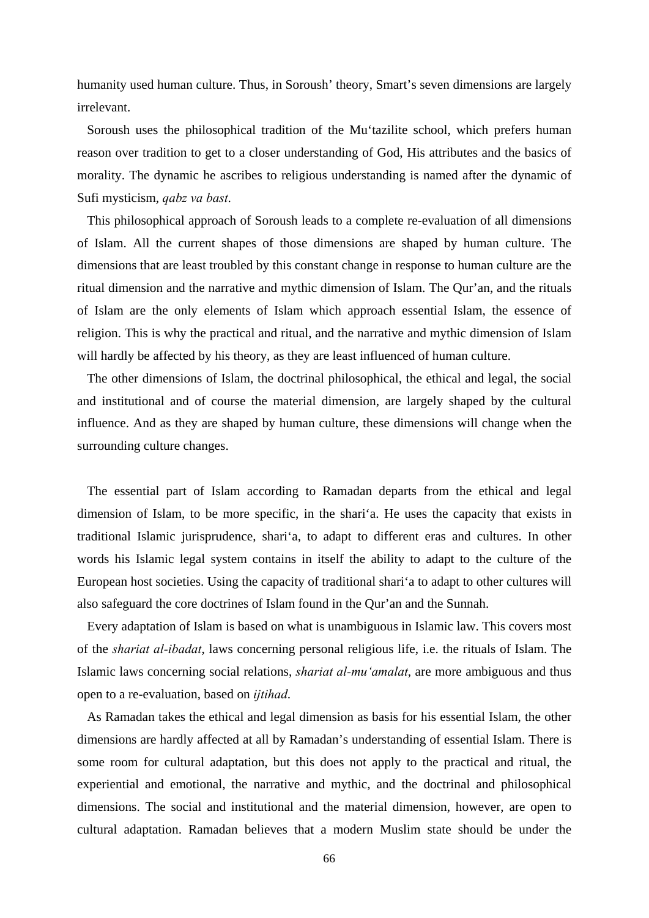humanity used human culture. Thus, in Soroush' theory, Smart's seven dimensions are largely irrelevant.

Soroush uses the philosophical tradition of the Mu'tazilite school, which prefers human reason over tradition to get to a closer understanding of God, His attributes and the basics of morality. The dynamic he ascribes to religious understanding is named after the dynamic of Sufi mysticism, *qabz va bast*.

This philosophical approach of Soroush leads to a complete re-evaluation of all dimensions of Islam. All the current shapes of those dimensions are shaped by human culture. The dimensions that are least troubled by this constant change in response to human culture are the ritual dimension and the narrative and mythic dimension of Islam. The Qur'an, and the rituals of Islam are the only elements of Islam which approach essential Islam, the essence of religion. This is why the practical and ritual, and the narrative and mythic dimension of Islam will hardly be affected by his theory, as they are least influenced of human culture.

The other dimensions of Islam, the doctrinal philosophical, the ethical and legal, the social and institutional and of course the material dimension, are largely shaped by the cultural influence. And as they are shaped by human culture, these dimensions will change when the surrounding culture changes.

The essential part of Islam according to Ramadan departs from the ethical and legal dimension of Islam, to be more specific, in the shari'a. He uses the capacity that exists in traditional Islamic jurisprudence, shari'a, to adapt to different eras and cultures. In other words his Islamic legal system contains in itself the ability to adapt to the culture of the European host societies. Using the capacity of traditional shari'a to adapt to other cultures will also safeguard the core doctrines of Islam found in the Qur'an and the Sunnah.

Every adaptation of Islam is based on what is unambiguous in Islamic law. This covers most of the *shariat al-ibadat*, laws concerning personal religious life, i.e. the rituals of Islam. The Islamic laws concerning social relations, *shariat al-mu'amalat*, are more ambiguous and thus open to a re-evaluation, based on *ijtihad*.

As Ramadan takes the ethical and legal dimension as basis for his essential Islam, the other dimensions are hardly affected at all by Ramadan's understanding of essential Islam. There is some room for cultural adaptation, but this does not apply to the practical and ritual, the experiential and emotional, the narrative and mythic, and the doctrinal and philosophical dimensions. The social and institutional and the material dimension, however, are open to cultural adaptation. Ramadan believes that a modern Muslim state should be under the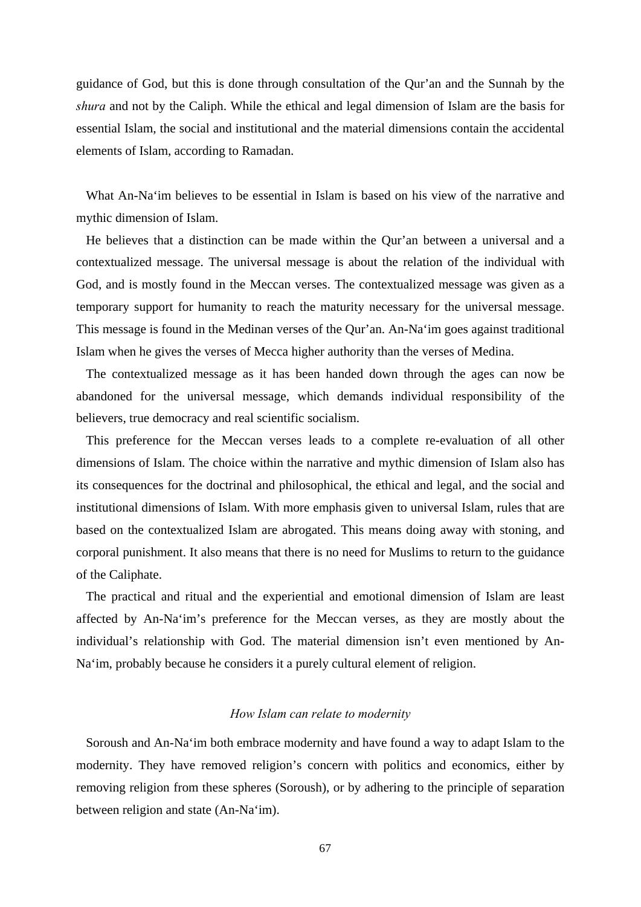guidance of God, but this is done through consultation of the Qur'an and the Sunnah by the *shura* and not by the Caliph. While the ethical and legal dimension of Islam are the basis for essential Islam, the social and institutional and the material dimensions contain the accidental elements of Islam, according to Ramadan.

What An-Na'im believes to be essential in Islam is based on his view of the narrative and mythic dimension of Islam.

He believes that a distinction can be made within the Qur'an between a universal and a contextualized message. The universal message is about the relation of the individual with God, and is mostly found in the Meccan verses. The contextualized message was given as a temporary support for humanity to reach the maturity necessary for the universal message. This message is found in the Medinan verses of the Qur'an. An-Na'im goes against traditional Islam when he gives the verses of Mecca higher authority than the verses of Medina.

The contextualized message as it has been handed down through the ages can now be abandoned for the universal message, which demands individual responsibility of the believers, true democracy and real scientific socialism.

This preference for the Meccan verses leads to a complete re-evaluation of all other dimensions of Islam. The choice within the narrative and mythic dimension of Islam also has its consequences for the doctrinal and philosophical, the ethical and legal, and the social and institutional dimensions of Islam. With more emphasis given to universal Islam, rules that are based on the contextualized Islam are abrogated. This means doing away with stoning, and corporal punishment. It also means that there is no need for Muslims to return to the guidance of the Caliphate.

The practical and ritual and the experiential and emotional dimension of Islam are least affected by An-Na'im's preference for the Meccan verses, as they are mostly about the individual's relationship with God. The material dimension isn't even mentioned by An-Na'im, probably because he considers it a purely cultural element of religion.

### *How Islam can relate to modernity*

Soroush and An-Na'im both embrace modernity and have found a way to adapt Islam to the modernity. They have removed religion's concern with politics and economics, either by removing religion from these spheres (Soroush), or by adhering to the principle of separation between religion and state (An-Na'im).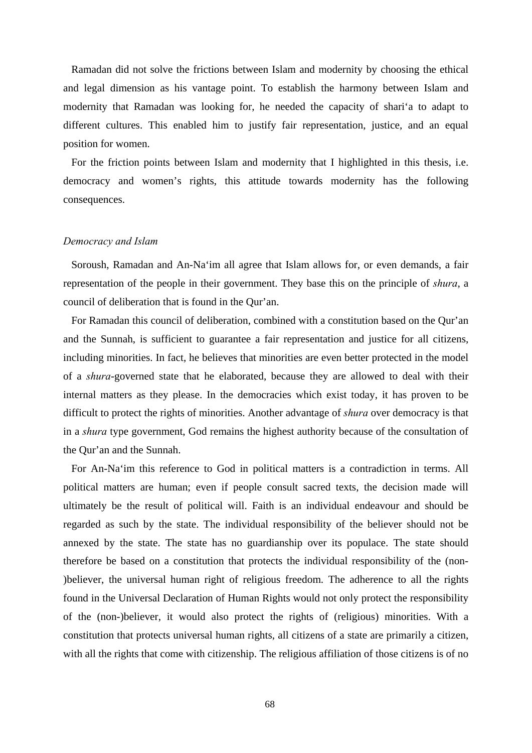Ramadan did not solve the frictions between Islam and modernity by choosing the ethical and legal dimension as his vantage point. To establish the harmony between Islam and modernity that Ramadan was looking for, he needed the capacity of shari‘a to adapt to different cultures. This enabled him to justify fair representation, justice, and an equal position for women.

For the friction points between Islam and modernity that I highlighted in this thesis, i.e. democracy and women’s rights, this attitude towards modernity has the following consequences.

*Democracy and Islam*

Soroush, Ramadan and An-Na‘im all agree that Islam allows for, or even demands, a fair representation of the people in their government. They base this on the principle of *shura*, a council of deliberation that is found in the Qur’an.

For Ramadan this council of deliberation, combined with a constitution based on the Qur’an and the Sunnah, is sufficient to guarantee a fair representation and justice for all citizens, including minorities. In fact, he believes that minorities are even better protected in the model of a *shura*-governed state that he elaborated, because they are allowed to deal with their internal matters as they please. In the democracies which exist today, it has proven to be difficult to protect the rights of minorities. Another advantage of *shura* over democracy is that in a *shura* type government, God remains the highest authority because of the consultation of the Qur’an and the Sunnah.

For An-Na‘im this reference to God in political matters is a contradiction in terms. All political matters are human; even if people consult sacred texts, the decision made will ultimately be the result of political will. Faith is an individual endeavour and should be regarded as such by the state. The individual responsibility of the believer should not be annexed by the state. The state has no guardianship over its populace. The state should therefore be based on a constitution that protects the individual responsibility of the (non-)believer, the universal human right of religious freedom. The adherence to all the rights found in the Universal Declaration of Human Rights would not only protect the responsibility of the (non-)believer, it would also protect the rights of (religious) minorities. With a constitution that protects universal human rights, all citizens of a state are primarily a citizen, with all the rights that come with citizenship. The religious affiliation of those citizens is of no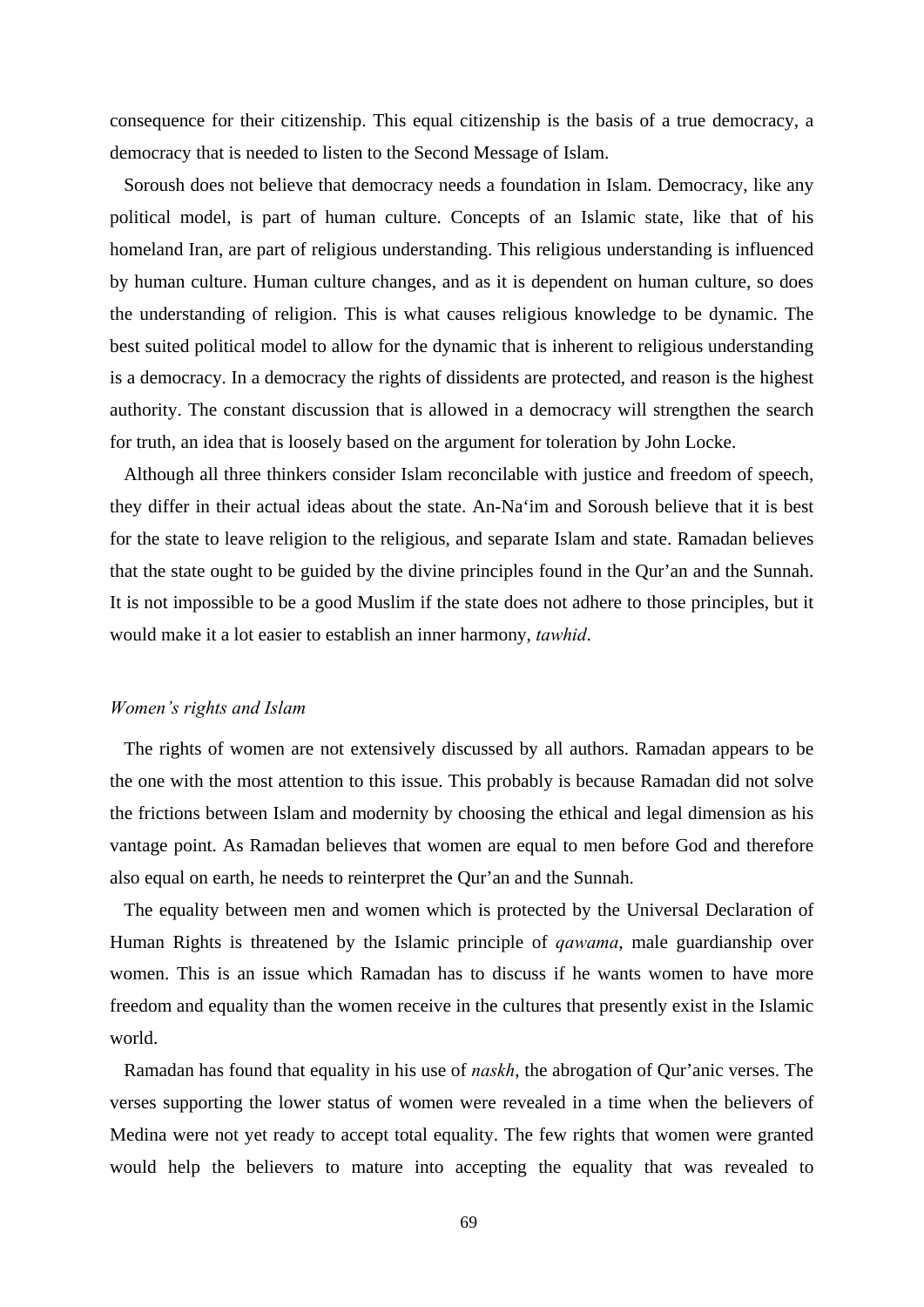consequence for their citizenship. This equal citizenship is the basis of a true democracy, a democracy that is needed to listen to the Second Message of Islam.

Soroush does not believe that democracy needs a foundation in Islam. Democracy, like any political model, is part of human culture. Concepts of an Islamic state, like that of his homeland Iran, are part of religious understanding. This religious understanding is influenced by human culture. Human culture changes, and as it is dependent on human culture, so does the understanding of religion. This is what causes religious knowledge to be dynamic. The best suited political model to allow for the dynamic that is inherent to religious understanding is a democracy. In a democracy the rights of dissidents are protected, and reason is the highest authority. The constant discussion that is allowed in a democracy will strengthen the search for truth, an idea that is loosely based on the argument for toleration by John Locke.

Although all three thinkers consider Islam reconcilable with justice and freedom of speech, they differ in their actual ideas about the state. An-Na‘im and Soroush believe that it is best for the state to leave religion to the religious, and separate Islam and state. Ramadan believes that the state ought to be guided by the divine principles found in the Qur’an and the Sunnah. It is not impossible to be a good Muslim if the state does not adhere to those principles, but it would make it a lot easier to establish an inner harmony, *tawhid*.

### *Women’s rights and Islam*

The rights of women are not extensively discussed by all authors. Ramadan appears to be the one with the most attention to this issue. This probably is because Ramadan did not solve the frictions between Islam and modernity by choosing the ethical and legal dimension as his vantage point. As Ramadan believes that women are equal to men before God and therefore also equal on earth, he needs to reinterpret the Qur’an and the Sunnah.

The equality between men and women which is protected by the Universal Declaration of Human Rights is threatened by the Islamic principle of *qawama*, male guardianship over women. This is an issue which Ramadan has to discuss if he wants women to have more freedom and equality than the women receive in the cultures that presently exist in the Islamic world.

Ramadan has found that equality in his use of *naskh*, the abrogation of Qur’anic verses. The verses supporting the lower status of women were revealed in a time when the believers of Medina were not yet ready to accept total equality. The few rights that women were granted would help the believers to mature into accepting the equality that was revealed to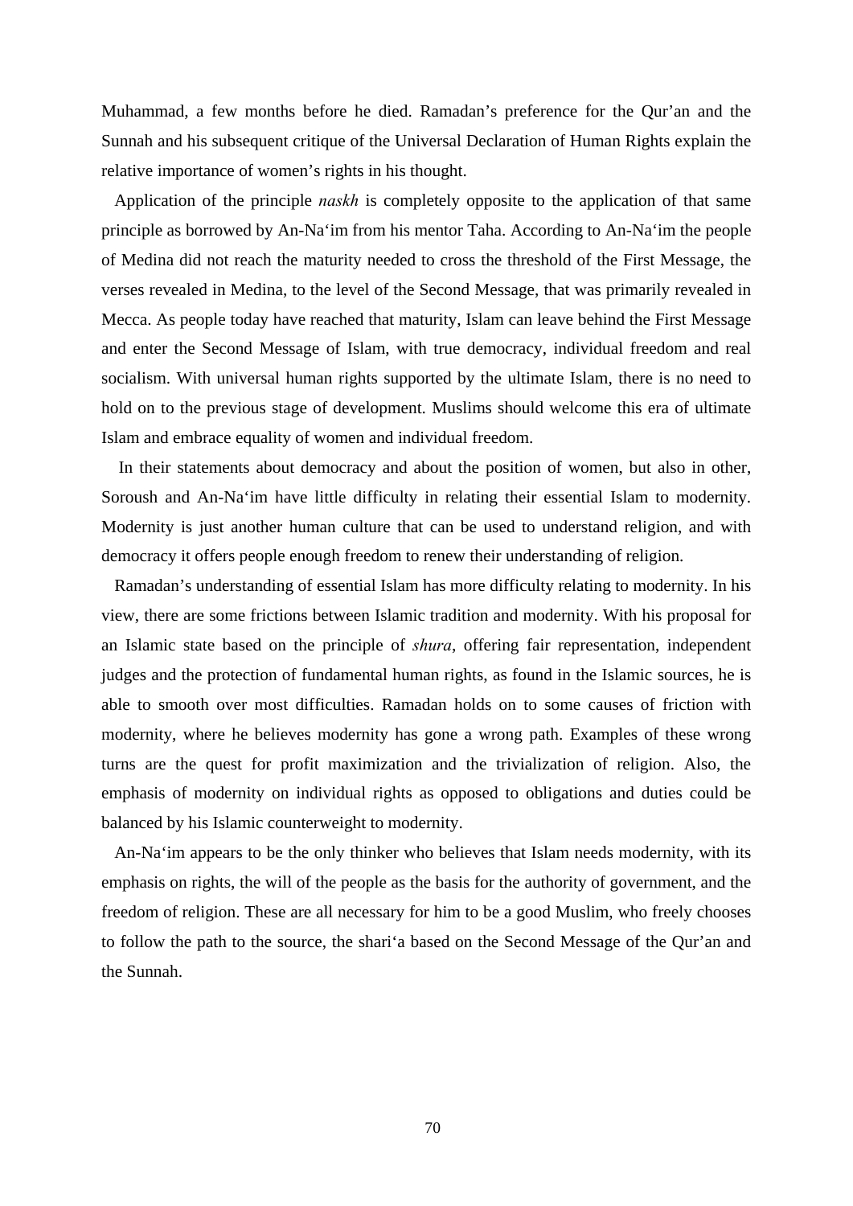Muhammad, a few months before he died. Ramadan's preference for the Qur'an and the Sunnah and his subsequent critique of the Universal Declaration of Human Rights explain the relative importance of women's rights in his thought.

Application of the principle *naskh* is completely opposite to the application of that same principle as borrowed by An-Na'im from his mentor Taha. According to An-Na'im the people of Medina did not reach the maturity needed to cross the threshold of the First Message, the verses revealed in Medina, to the level of the Second Message, that was primarily revealed in Mecca. As people today have reached that maturity, Islam can leave behind the First Message and enter the Second Message of Islam, with true democracy, individual freedom and real socialism. With universal human rights supported by the ultimate Islam, there is no need to hold on to the previous stage of development. Muslims should welcome this era of ultimate Islam and embrace equality of women and individual freedom.

In their statements about democracy and about the position of women, but also in other, Soroush and An-Na'im have little difficulty in relating their essential Islam to modernity. Modernity is just another human culture that can be used to understand religion, and with democracy it offers people enough freedom to renew their understanding of religion.

Ramadan's understanding of essential Islam has more difficulty relating to modernity. In his view, there are some frictions between Islamic tradition and modernity. With his proposal for an Islamic state based on the principle of *shura*, offering fair representation, independent judges and the protection of fundamental human rights, as found in the Islamic sources, he is able to smooth over most difficulties. Ramadan holds on to some causes of friction with modernity, where he believes modernity has gone a wrong path. Examples of these wrong turns are the quest for profit maximization and the trivialization of religion. Also, the emphasis of modernity on individual rights as opposed to obligations and duties could be balanced by his Islamic counterweight to modernity.

An-Na'im appears to be the only thinker who believes that Islam needs modernity, with its emphasis on rights, the will of the people as the basis for the authority of government, and the freedom of religion. These are all necessary for him to be a good Muslim, who freely chooses to follow the path to the source, the shari'a based on the Second Message of the Qur'an and the Sunnah.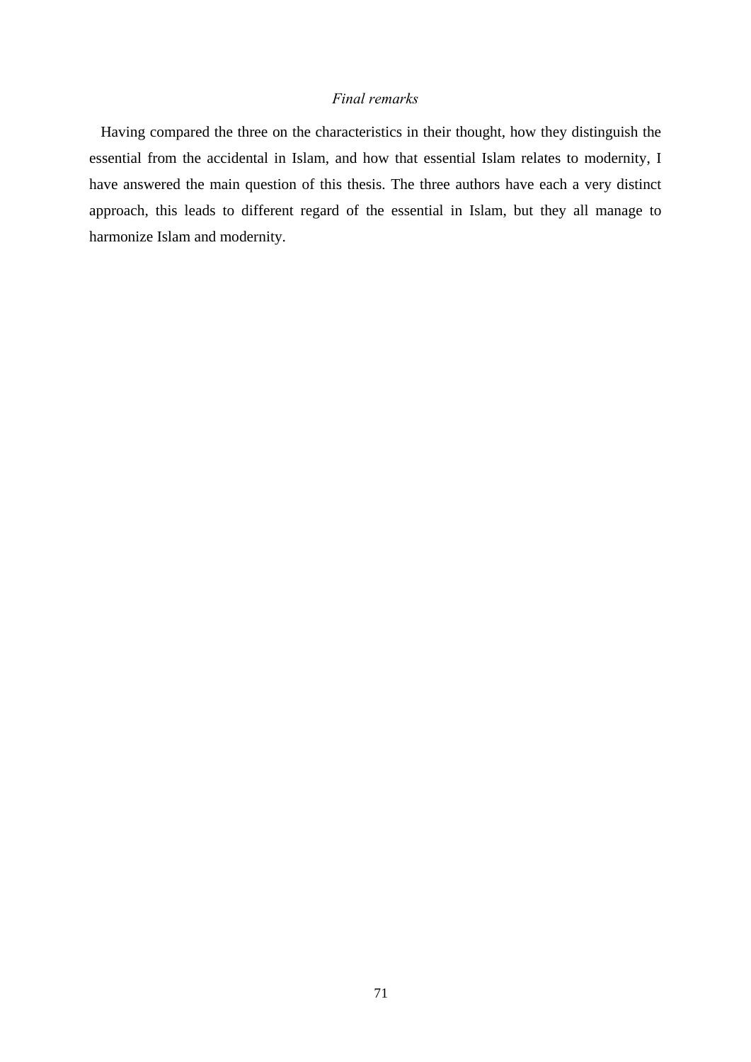### *Final remarks*

Having compared the three on the characteristics in their thought, how they distinguish the essential from the accidental in Islam, and how that essential Islam relates to modernity, I have answered the main question of this thesis. The three authors have each a very distinct approach, this leads to different regard of the essential in Islam, but they all manage to harmonize Islam and modernity.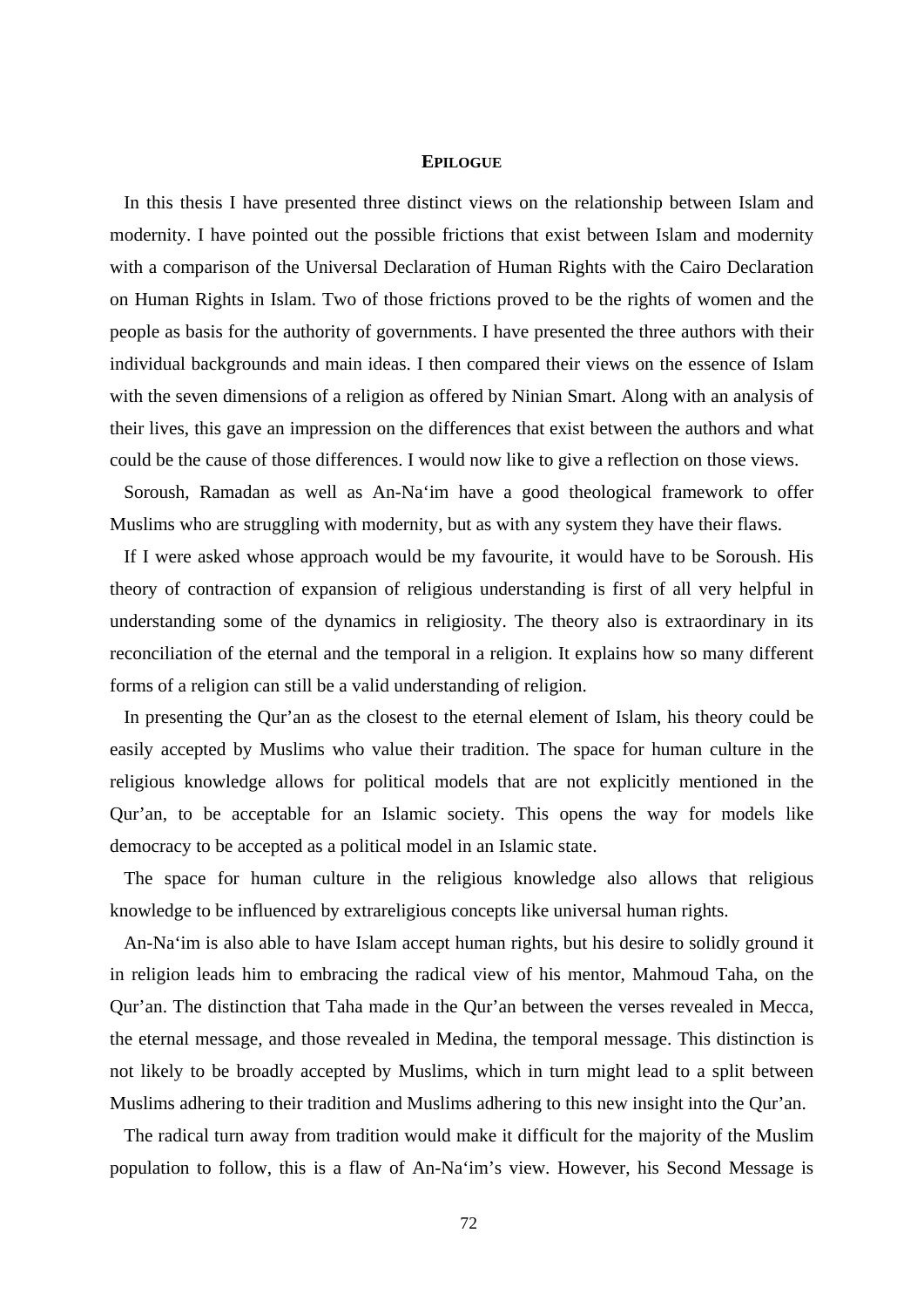# EPILOGUE

In this thesis I have presented three distinct views on the relationship between Islam and modernity. I have pointed out the possible frictions that exist between Islam and modernity with a comparison of the Universal Declaration of Human Rights with the Cairo Declaration on Human Rights in Islam. Two of those frictions proved to be the rights of women and the people as basis for the authority of governments. I have presented the three authors with their individual backgrounds and main ideas. I then compared their views on the essence of Islam with the seven dimensions of a religion as offered by Ninian Smart. Along with an analysis of their lives, this gave an impression on the differences that exist between the authors and what could be the cause of those differences. I would now like to give a reflection on those views.

Soroush, Ramadan as well as An-Na‘im have a good theological framework to offer Muslims who are struggling with modernity, but as with any system they have their flaws.

If I were asked whose approach would be my favourite, it would have to be Soroush. His theory of contraction of expansion of religious understanding is first of all very helpful in understanding some of the dynamics in religiosity. The theory also is extraordinary in its reconciliation of the eternal and the temporal in a religion. It explains how so many different forms of a religion can still be a valid understanding of religion.

In presenting the Qur’an as the closest to the eternal element of Islam, his theory could be easily accepted by Muslims who value their tradition. The space for human culture in the religious knowledge allows for political models that are not explicitly mentioned in the Qur’an, to be acceptable for an Islamic society. This opens the way for models like democracy to be accepted as a political model in an Islamic state.

The space for human culture in the religious knowledge also allows that religious knowledge to be influenced by extrareligious concepts like universal human rights.

An-Na‘im is also able to have Islam accept human rights, but his desire to solidly ground it in religion leads him to embracing the radical view of his mentor, Mahmoud Taha, on the Qur’an. The distinction that Taha made in the Qur’an between the verses revealed in Mecca, the eternal message, and those revealed in Medina, the temporal message. This distinction is not likely to be broadly accepted by Muslims, which in turn might lead to a split between Muslims adhering to their tradition and Muslims adhering to this new insight into the Qur’an.

The radical turn away from tradition would make it difficult for the majority of the Muslim population to follow, this is a flaw of An-Na‘im’s view. However, his Second Message is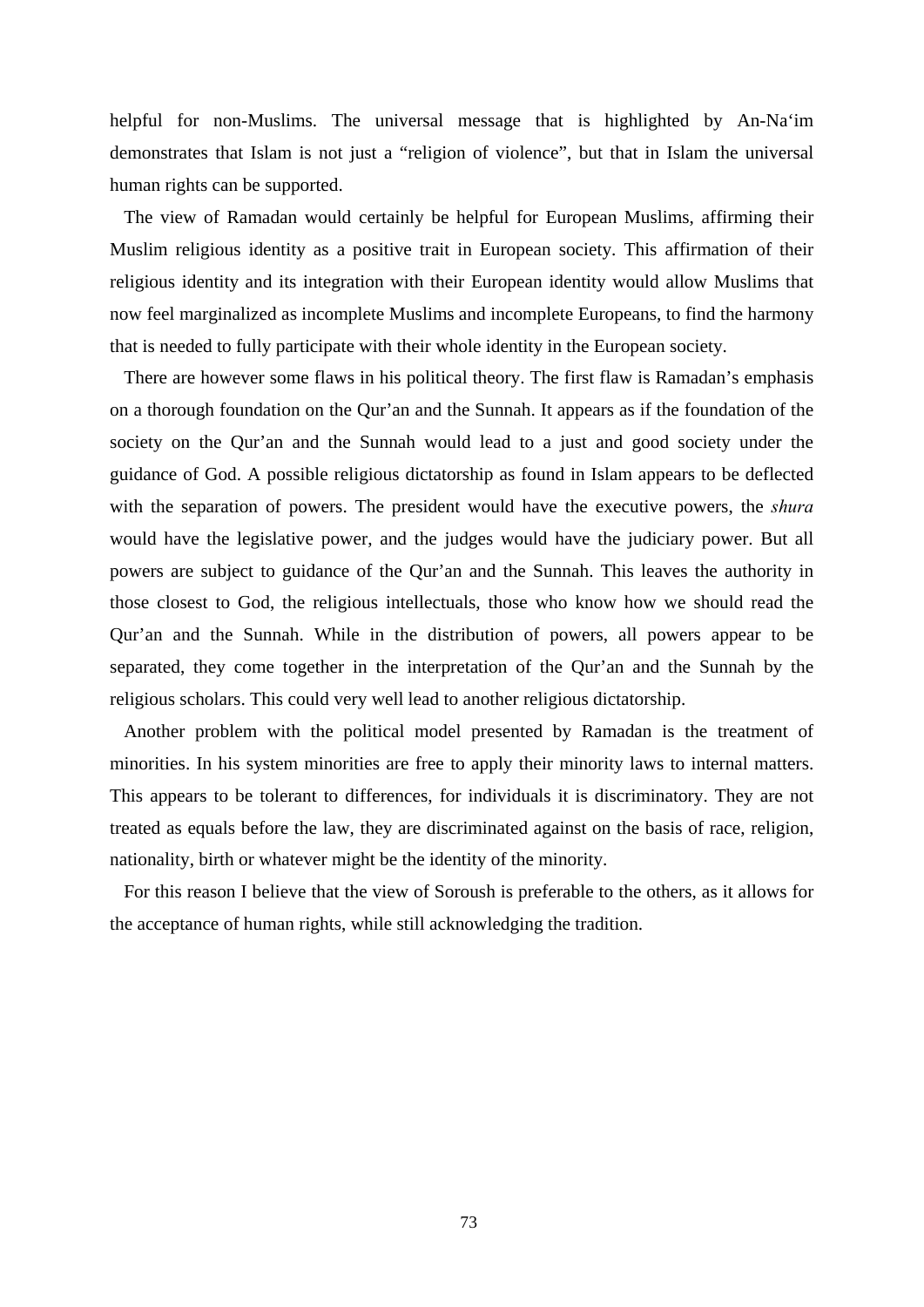helpful for non-Muslims. The universal message that is highlighted by An-Na‘im demonstrates that Islam is not just a “religion of violence”, but that in Islam the universal human rights can be supported.

The view of Ramadan would certainly be helpful for European Muslims, affirming their Muslim religious identity as a positive trait in European society. This affirmation of their religious identity and its integration with their European identity would allow Muslims that now feel marginalized as incomplete Muslims and incomplete Europeans, to find the harmony that is needed to fully participate with their whole identity in the European society.

There are however some flaws in his political theory. The first flaw is Ramadan’s emphasis on a thorough foundation on the Qur’an and the Sunnah. It appears as if the foundation of the society on the Qur’an and the Sunnah would lead to a just and good society under the guidance of God. A possible religious dictatorship as found in Islam appears to be deflected with the separation of powers. The president would have the executive powers, the *shura* would have the legislative power, and the judges would have the judiciary power. But all powers are subject to guidance of the Qur’an and the Sunnah. This leaves the authority in those closest to God, the religious intellectuals, those who know how we should read the Qur’an and the Sunnah. While in the distribution of powers, all powers appear to be separated, they come together in the interpretation of the Qur’an and the Sunnah by the religious scholars. This could very well lead to another religious dictatorship.

Another problem with the political model presented by Ramadan is the treatment of minorities. In his system minorities are free to apply their minority laws to internal matters. This appears to be tolerant to differences, for individuals it is discriminatory. They are not treated as equals before the law, they are discriminated against on the basis of race, religion, nationality, birth or whatever might be the identity of the minority.

For this reason I believe that the view of Soroush is preferable to the others, as it allows for the acceptance of human rights, while still acknowledging the tradition.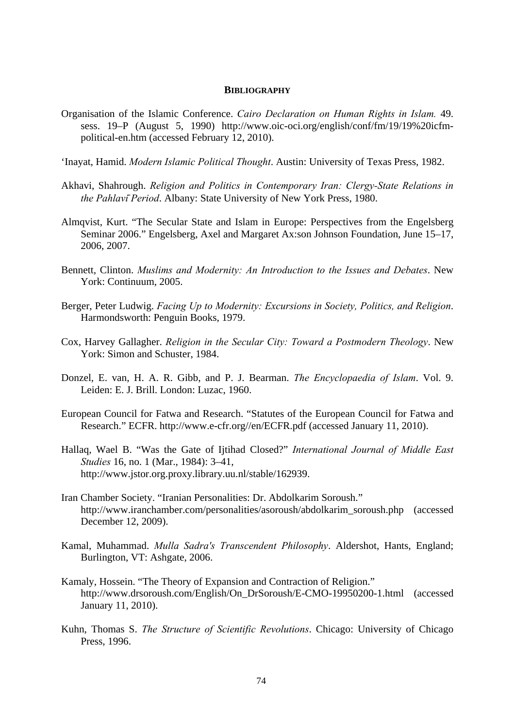## BIBLIOGRAPHY

Organisation of the Islamic Conference. *Cairo Declaration on Human Rights in Islam.* 49. sess. 19–P (August 5, 1990) http://www.oic-oci.org/english/conf/fm/19/19%20icfm-political-en.htm (accessed February 12, 2010).

'Inayat, Hamid. *Modern Islamic Political Thought*. Austin: University of Texas Press, 1982.

Akhavi, Shahrough. *Religion and Politics in Contemporary Iran: Clergy-State Relations in the Pahlavī Period*. Albany: State University of New York Press, 1980.

Almqvist, Kurt. "The Secular State and Islam in Europe: Perspectives from the Engelsberg Seminar 2006." Engelsberg, Axel and Margaret Ax:son Johnson Foundation, June 15–17, 2006, 2007.

Bennett, Clinton. *Muslims and Modernity: An Introduction to the Issues and Debates*. New York: Continuum, 2005.

Berger, Peter Ludwig. *Facing Up to Modernity: Excursions in Society, Politics, and Religion*. Harmondsworth: Penguin Books, 1979.

Cox, Harvey Gallagher. *Religion in the Secular City: Toward a Postmodern Theology*. New York: Simon and Schuster, 1984.

Donzel, E. van, H. A. R. Gibb, and P. J. Bearman. *The Encyclopaedia of Islam*. Vol. 9. Leiden: E. J. Brill. London: Luzac, 1960.

European Council for Fatwa and Research. "Statutes of the European Council for Fatwa and Research." ECFR. http://www.e-cfr.org//en/ECFR.pdf (accessed January 11, 2010).

Hallaq, Wael B. "Was the Gate of Ijtihad Closed?" *International Journal of Middle East Studies* 16, no. 1 (Mar., 1984): 3–41, http://www.jstor.org.proxy.library.uu.nl/stable/162939.

Iran Chamber Society. "Iranian Personalities: Dr. Abdolkarim Soroush." http://www.iranchamber.com/personalities/asoroush/abdolkarim_soroush.php (accessed December 12, 2009).

Kamal, Muhammad. *Mulla Sadra's Transcendent Philosophy*. Aldershot, Hants, England; Burlington, VT: Ashgate, 2006.

Kamaly, Hossein. "The Theory of Expansion and Contraction of Religion." http://www.drsoroush.com/English/On_DrSoroush/E-CMO-19950200-1.html (accessed January 11, 2010).

Kuhn, Thomas S. *The Structure of Scientific Revolutions*. Chicago: University of Chicago Press, 1996.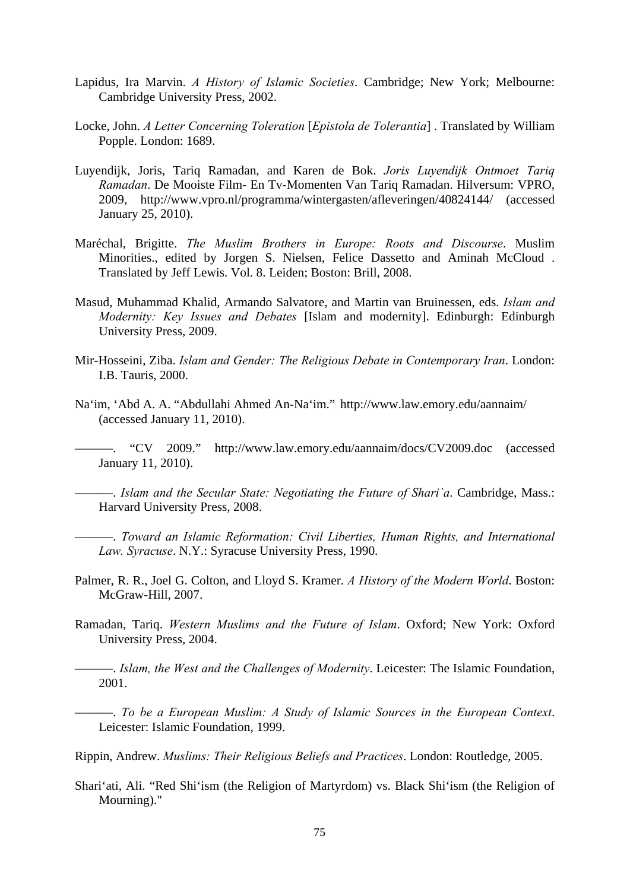Lapidus, Ira Marvin. *A History of Islamic Societies*. Cambridge; New York; Melbourne: Cambridge University Press, 2002.

Locke, John. *A Letter Concerning Toleration* [*Epistola de Tolerantia*] . Translated by William Popple. London: 1689.

Luyendijk, Joris, Tariq Ramadan, and Karen de Bok. *Joris Luyendijk Ontmoet Tariq Ramadan*. De Mooiste Film- En Tv-Momenten Van Tariq Ramadan. Hilversum: VPRO, 2009, http://www.vpro.nl/programma/wintergasten/afleveringen/40824144/ (accessed January 25, 2010).

Maréchal, Brigitte. *The Muslim Brothers in Europe: Roots and Discourse*. Muslim Minorities., edited by Jorgen S. Nielsen, Felice Dassetto and Aminah McCloud . Translated by Jeff Lewis. Vol. 8. Leiden; Boston: Brill, 2008.

Masud, Muhammad Khalid, Armando Salvatore, and Martin van Bruinessen, eds. *Islam and Modernity: Key Issues and Debates* [Islam and modernity]. Edinburgh: Edinburgh University Press, 2009.

Mir-Hosseini, Ziba. *Islam and Gender: The Religious Debate in Contemporary Iran*. London: I.B. Tauris, 2000.

Na'im, 'Abd A. A. "Abdullahi Ahmed An-Na'im." http://www.law.emory.edu/aannaim/ (accessed January 11, 2010).

———. "CV 2009." http://www.law.emory.edu/aannaim/docs/CV2009.doc (accessed January 11, 2010).

———. *Islam and the Secular State: Negotiating the Future of Shari`a*. Cambridge, Mass.: Harvard University Press, 2008.

———. *Toward an Islamic Reformation: Civil Liberties, Human Rights, and International Law. Syracuse*. N.Y.: Syracuse University Press, 1990.

Palmer, R. R., Joel G. Colton, and Lloyd S. Kramer. *A History of the Modern World*. Boston: McGraw-Hill, 2007.

Ramadan, Tariq. *Western Muslims and the Future of Islam*. Oxford; New York: Oxford University Press, 2004.

———. *Islam, the West and the Challenges of Modernity*. Leicester: The Islamic Foundation, 2001.

———. *To be a European Muslim: A Study of Islamic Sources in the European Context*. Leicester: Islamic Foundation, 1999.

Rippin, Andrew. *Muslims: Their Religious Beliefs and Practices*. London: Routledge, 2005.

Shari'ati, Ali. "Red Shi'ism (the Religion of Martyrdom) vs. Black Shi'ism (the Religion of Mourning)."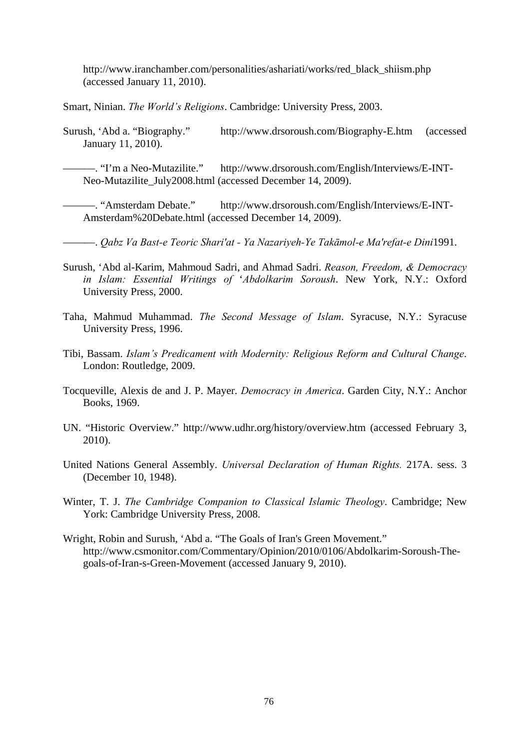http://www.iranchamber.com/personalities/ashariati/works/red_black_shiism.php (accessed January 11, 2010).

Smart, Ninian. *The World's Religions*. Cambridge: University Press, 2003.

Surush, 'Abd a. "Biography." http://www.drsoroush.com/Biography-E.htm (accessed January 11, 2010).

———. "I'm a Neo-Mutazilite." http://www.drsoroush.com/English/Interviews/E-INT-Neo-Mutazilite_July2008.html (accessed December 14, 2009).

———. "Amsterdam Debate." http://www.drsoroush.com/English/Interviews/E-INT-Amsterdam%20Debate.html (accessed December 14, 2009).

———. *Qabz Va Bast-e Teoric Shari'at - Ya Nazariyeh-Ye Takāmol-e Ma'refat-e Dini*1991.

Surush, 'Abd al-Karim, Mahmoud Sadri, and Ahmad Sadri. *Reason, Freedom, & Democracy in Islam: Essential Writings of 'Abdolkarim Soroush*. New York, N.Y.: Oxford University Press, 2000.

Taha, Mahmud Muhammad. *The Second Message of Islam*. Syracuse, N.Y.: Syracuse University Press, 1996.

Tibi, Bassam. *Islam's Predicament with Modernity: Religious Reform and Cultural Change*. London: Routledge, 2009.

Tocqueville, Alexis de and J. P. Mayer. *Democracy in America*. Garden City, N.Y.: Anchor Books, 1969.

UN. "Historic Overview." http://www.udhr.org/history/overview.htm (accessed February 3, 2010).

United Nations General Assembly. *Universal Declaration of Human Rights.* 217A. sess. 3 (December 10, 1948).

Winter, T. J. *The Cambridge Companion to Classical Islamic Theology*. Cambridge; New York: Cambridge University Press, 2008.

Wright, Robin and Surush, 'Abd a. "The Goals of Iran's Green Movement." http://www.csmonitor.com/Commentary/Opinion/2010/0106/Abdolkarim-Soroush-The-goals-of-Iran-s-Green-Movement (accessed January 9, 2010).